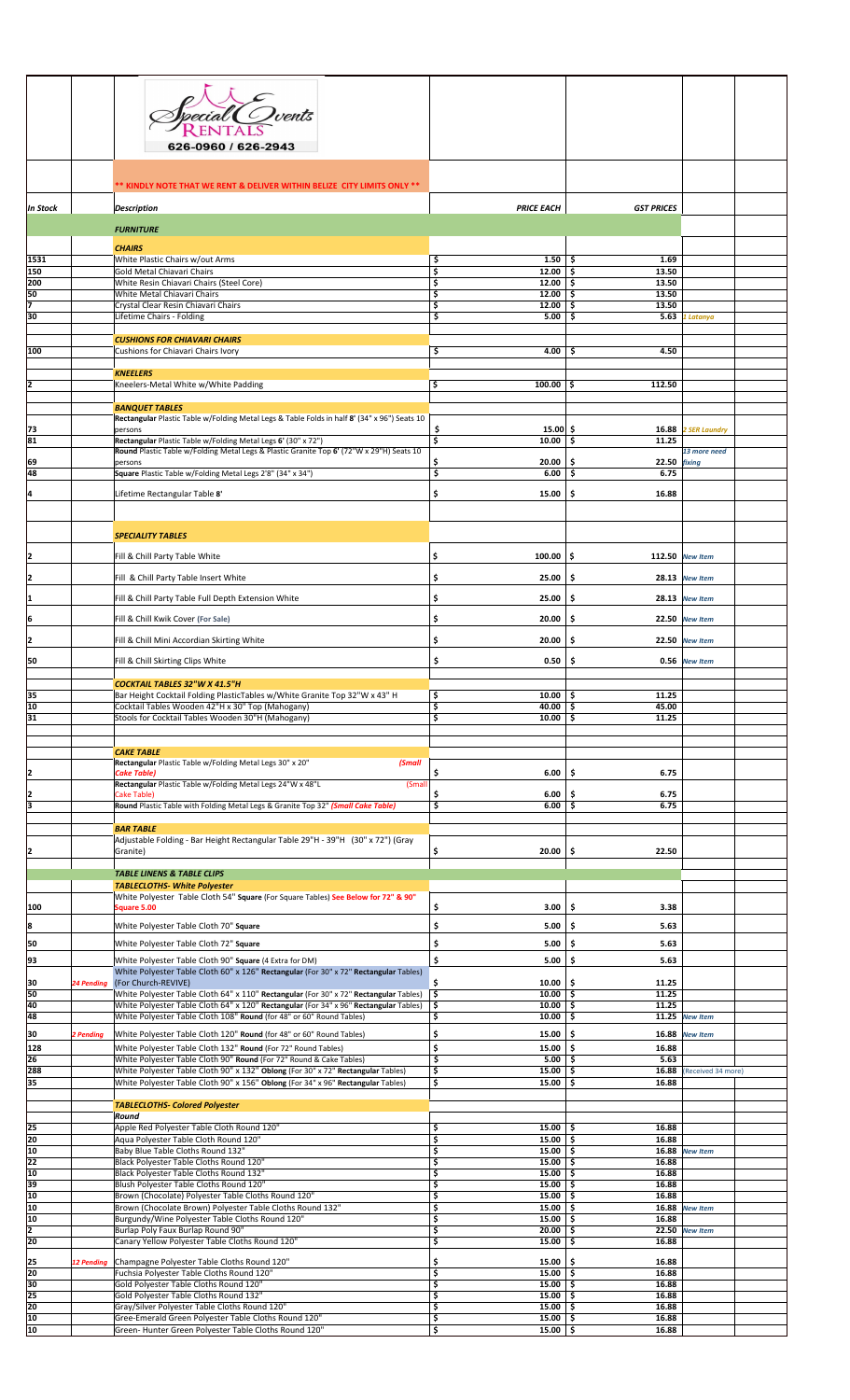Special Events RENTALS

626-0960 / 626-2943

**\*\* KINDLY NOTE THAT WE RENT & DELIVER WITHIN BELIZE CITY LIMITS ONLY \*\***

| *In Stock* | | *Description* | *PRICE EACH* | *GST PRICES* | |
|---|---|---|---|---|---|
| | | ***FURNITURE*** | | | |
| | | ***CHAIRS*** | | | |
| 1531 | | White Plastic Chairs w/out Arms | $ 1.50 | $ 1.69 | |
| 150 | | Gold Metal Chiavari Chairs | $ 12.00 | $ 13.50 | |
| 200 | | White Resin Chiavari Chairs (Steel Core) | $ 12.00 | $ 13.50 | |
| 50 | | White Metal Chiavari Chairs | $ 12.00 | $ 13.50 | |
| 7 | | Crystal Clear Resin Chiavari Chairs | $ 12.00 | $ 13.50 | |
| 30 | | Lifetime Chairs - Folding | $ 5.00 | $ 5.63 | 1 Latanya |
| | | ***CUSHIONS FOR CHIAVARI CHAIRS*** | | | |
| 100 | | Cushions for Chiavari Chairs Ivory | $ 4.00 | $ 4.50 | |
| | | ***KNEELERS*** | | | |
| 2 | | Kneelers-Metal White w/White Padding | $ 100.00 | $ 112.50 | |
| | | ***BANQUET TABLES*** | | | |
| 73 | | **Rectangular** Plastic Table w/Folding Metal Legs & Table Folds in half **8'** (34" x 96") Seats 10 persons | $ 15.00 | $ 16.88 | 2 SER Laundry |
| 81 | | **Rectangular** Plastic Table w/Folding Metal Legs **6'** (30" x 72") | $ 10.00 | $ 11.25 | |
| 69 | | **Round** Plastic Table w/Folding Metal Legs & Plastic Granite Top **6'** (72"W x 29"H) Seats 10 persons | $ 20.00 | $ 22.50 | 13 more need fixing |
| 48 | | **Square** Plastic Table w/Folding Metal Legs 2'8" (34" x 34") | $ 6.00 | $ 6.75 | |
| 4 | | Lifetime Rectangular Table **8'** | $ 15.00 | $ 16.88 | |
| | | ***SPECIALITY TABLES*** | | | |
| 2 | | Fill & Chill Party Table White | $ 100.00 | $ 112.50 | New Item |
| 2 | | Fill & Chill Party Table Insert White | $ 25.00 | $ 28.13 | New Item |
| 1 | | Fill & Chill Party Table Full Depth Extension White | $ 25.00 | $ 28.13 | New Item |
| 6 | | Fill & Chill Kwik Cover (For Sale) | $ 20.00 | $ 22.50 | New Item |
| 2 | | Fill & Chill Mini Accordian Skirting White | $ 20.00 | $ 22.50 | New Item |
| 50 | | Fill & Chill Skirting Clips White | $ 0.50 | $ 0.56 | New Item |
| | | ***COCKTAIL TABLES 32"W X 41.5"H*** | | | |
| 35 | | Bar Height Cocktail Folding PlasticTables w/White Granite Top 32"W x 43" H | $ 10.00 | $ 11.25 | |
| 10 | | Cocktail Tables Wooden 42"H x 30" Top (Mahogany) | $ 40.00 | $ 45.00 | |
| 31 | | Stools for Cocktail Tables Wooden 30"H (Mahogany) | $ 10.00 | $ 11.25 | |
| | | ***CAKE TABLE*** | | | |
| 2 | | **Rectangular** Plastic Table w/Folding Metal Legs 30" x 20" *(Small Cake Table)* | $ 6.00 | $ 6.75 | |
| 2 | | **Rectangular** Plastic Table w/Folding Metal Legs 24"W x 48"L (Small Cake Table) | $ 6.00 | $ 6.75 | |
| 3 | | **Round** Plastic Table with Folding Metal Legs & Granite Top 32" *(Small Cake Table)* | $ 6.00 | $ 6.75 | |
| | | ***BAR TABLE*** | | | |
| 2 | | Adjustable Folding - Bar Height Rectangular Table 29"H - 39"H (30" x 72") (Gray Granite) | $ 20.00 | $ 22.50 | |
| | | ***TABLE LINENS & TABLE CLIPS*** | | | |
| | | ***TABLECLOTHS- White Polyester*** | | | |
| 100 | | White Polyester Table Cloth 54" **Square** (For Square Tables) **See Below for 72" & 90" Square 5.00** | $ 3.00 | $ 3.38 | |
| 8 | | White Polyester Table Cloth 70" **Square** | $ 5.00 | $ 5.63 | |
| 50 | | White Polyester Table Cloth 72" **Square** | $ 5.00 | $ 5.63 | |
| 93 | | White Polyester Table Cloth 90" **Square** (4 Extra for DM) | $ 5.00 | $ 5.63 | |
| 30 | 24 Pending | White Polyester Table Cloth 60" x 126" **Rectangular** (For 30" x 72" **Rectangular** Tables) (For Church-REVIVE) | $ 10.00 | $ 11.25 | |
| 50 | | White Polyester Table Cloth 64" x 110" **Rectangular** (For 30" x 72" **Rectangular** Tables) | $ 10.00 | $ 11.25 | |
| 40 | | White Polyester Table Cloth 64" x 120" **Rectangular** (For 34" x 96" **Rectangular** Tables) | $ 10.00 | $ 11.25 | |
| 48 | | White Polyester Table Cloth 108" **Round** (for 48" or 60" Round Tables) | $ 10.00 | $ 11.25 | New Item |
| 30 | 2 Pending | White Polyester Table Cloth 120" **Round** (for 48" or 60" Round Tables) | $ 15.00 | $ 16.88 | New Item |
| 128 | | White Polyester Table Cloth 132" **Round** (For 72" Round Tables) | $ 15.00 | $ 16.88 | |
| 26 | | White Polyester Table Cloth 90" **Round** (For 72" Round & Cake Tables) | $ 5.00 | $ 5.63 | |
| 288 | | White Polyester Table Cloth 90" x 132" **Oblong** (For 30" x 72" **Rectangular** Tables) | $ 15.00 | $ 16.88 | (Received 34 more) |
| 35 | | White Polyester Table Cloth 90" x 156" **Oblong** (For 34" x 96" **Rectangular** Tables) | $ 15.00 | $ 16.88 | |
| | | ***TABLECLOTHS- Colored Polyester*** | | | |
| | | ***Round*** | | | |
| 25 | | Apple Red Polyester Table Cloth Round 120" | $ 15.00 | $ 16.88 | |
| 20 | | Aqua Polyester Table Cloth Round 120" | $ 15.00 | $ 16.88 | |
| 10 | | Baby Blue Table Cloths Round 132" | $ 15.00 | $ 16.88 | New Item |
| 22 | | Black Polyester Table Cloths Round 120" | $ 15.00 | $ 16.88 | |
| 10 | | Black Polyester Table Cloths Round 132" | $ 15.00 | $ 16.88 | |
| 39 | | Blush Polyester Table Cloths Round 120" | $ 15.00 | $ 16.88 | |
| 10 | | Brown (Chocolate) Polyester Table Cloths Round 120" | $ 15.00 | $ 16.88 | |
| 10 | | Brown (Chocolate Brown) Polyester Table Cloths Round 132" | $ 15.00 | $ 16.88 | New Item |
| 10 | | Burgundy/Wine Polyester Table Cloths Round 120" | $ 15.00 | $ 16.88 | |
| 2 | | Burlap Poly Faux Burlap Round 90" | $ 20.00 | $ 22.50 | New Item |
| 20 | | Canary Yellow Polyester Table Cloths Round 120" | $ 15.00 | $ 16.88 | |
| 25 | 12 Pending | Champagne Polyester Table Cloths Round 120" | $ 15.00 | $ 16.88 | |
| 20 | | Fuchsia Polyester Table Cloths Round 120" | $ 15.00 | $ 16.88 | |
| 30 | | Gold Polyester Table Cloths Round 120" | $ 15.00 | $ 16.88 | |
| 25 | | Gold Polyester Table Cloths Round 132" | $ 15.00 | $ 16.88 | |
| 20 | | Gray/Silver Polyester Table Cloths Round 120" | $ 15.00 | $ 16.88 | |
| 10 | | Gree-Emerald Green Polyester Table Cloths Round 120" | $ 15.00 | $ 16.88 | |
| 10 | | Green- Hunter Green Polyester Table Cloths Round 120" | $ 15.00 | $ 16.88 | |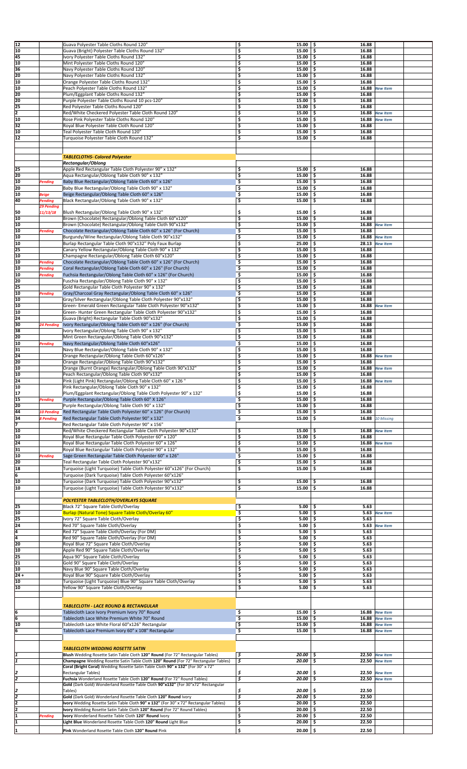| Qty | Status | Description | Price | Price 2 | Notes | |
|---|---|---|---|---|---|---|
| 12 | | Guava Polyester Table Cloths Round 120" | $ 15.00 | $ 16.88 | | |
| 10 | | Guava (Bright) Polyester Table Cloths Round 132" | $ 15.00 | $ 16.88 | | |
| 45 | | Ivory Polyester Table Cloths Round 132" | $ 15.00 | $ 16.88 | | |
| 10 | | Mint Polyester Table Cloths Round 120" | $ 15.00 | $ 16.88 | | |
| 36 | | Navy Polyester Table Cloths Round 120" | $ 15.00 | $ 16.88 | | |
| 20 | | Navy Polyester Table Cloths Round 132" | $ 15.00 | $ 16.88 | | |
| 10 | | Orange Polyester Table Cloths Round 132" | $ 15.00 | $ 16.88 | | |
| 10 | | Peach Polyester Table Cloths Round 132" | $ 15.00 | $ 16.88 | *New Item* | |
| 20 | | Plum/Eggplant Table Cloths Round 132" | $ 15.00 | $ 16.88 | | |
| 20 | | Purple Polyester Table Cloths Round 10 pcs-120" | $ 15.00 | $ 16.88 | | |
| 25 | | Red Polyester Table Cloths Round 120" | $ 15.00 | $ 16.88 | | |
| 2 | | Red/White Checkered Polyester Table Cloth Round 120" | $ 15.00 | $ 16.88 | *New Item* | |
| 10 | | Rose Pink Polyester Table Cloths Round 120" | $ 15.00 | $ 16.88 | *New Item* | |
| 32 | | Royal Blue Polyester Table Cloth Round 120" | $ 15.00 | $ 16.88 | | |
| 10 | | Teal Polyester Table Cloth Round 120" | $ 15.00 | $ 16.88 | | |
| 12 | | Turquoise Polyester Table Cloth Round 132" | $ 15.00 | $ 16.88 | | |
| | | | | | | |
| | | ***TABLECLOTHS- Colored Polyester*** | | | | |
| | | ***Rectangular/Oblong*** | | | | |
| 25 | | Apple Red Rectangular Table Cloth Polyester 90" x 132" | $ 15.00 | $ 16.88 | | |
| 20 | | Aqua Rectangular/Oblong Table Cloth 90" x 132" | $ 15.00 | $ 16.88 | | |
| 10 | *Pending* | Baby Blue Rectangular/Oblong Table Cloth 60" x 126" | $ 15.00 | $ 16.88 | | |
| 20 | | Baby Blue Rectangular/Oblong Table Cloth 90" x 132" | $ 15.00 | $ 16.88 | | |
| 10 | *Beige* | Beige Rectangular/Oblong Table Cloth 60" x 126" | $ 15.00 | $ 16.88 | | |
| 40 | *Pending* | Black Rectangular/Oblong Table Cloth 90" x 132" | $ 15.00 | $ 16.88 | | |
| 50 | *29 Pending 11/13/18* | Blush Rectangular/Oblong Table Cloth 90" x 132" | $ 15.00 | $ 16.88 | | |
| 10 | | Brown (Chocolate) Rectangular/Oblong Table Cloth 60"x120" | $ 15.00 | $ 16.88 | | |
| 10 | | Brown (Chocolate) Rectangular/Oblong Table Cloth 90"x132" | $ 15.00 | $ 16.88 | *New Item* | |
| 10 | *Pending* | Chocolate Rectangular/Oblong Table Cloth 60" x 126" (For Church) | $ 15.00 | $ 16.88 | | |
| 10 | | Burgundy/Wine Rectangular/Oblong Table Cloth 90"x132" | $ 15.00 | $ 16.88 | *New Item* | |
| 10 | | Burlap Rectangular Table Cloth 90"x132" Poly Faux Burlap | $ 25.00 | $ 28.13 | *New Item* | |
| 25 | | Canary Yellow Rectangular/Oblong Table Cloth 90" x 132" | $ 15.00 | $ 16.88 | | |
| 10 | | Champagne Rectangular/Oblong Table Cloth 60"x120" | $ 15.00 | $ 16.88 | | |
| 10 | *Pending* | Chocolate Rectangular/Oblong Table Cloth 60" x 126" (For Church) | $ 15.00 | $ 16.88 | | |
| 10 | *Pending* | Coral Rectangular/Oblong Table Cloth 60" x 126" (For Church) | $ 15.00 | $ 16.88 | | |
| 10 | *Pending* | Fuchsia Rectangular/Oblong Table Cloth 60" x 126" (For Church) | $ 15.00 | $ 16.88 | | |
| 20 | | Fuschia Rectangular/Oblong Table Cloth 90" x 132" | $ 15.00 | $ 16.88 | | |
| 25 | | Gold Rectangular Table Cloth Polyester 90" x 132" | $ 15.00 | $ 16.88 | | |
| 10 | *Pending* | Gray/Charcoal Gray Rectangular/Oblong Table Cloth 60" x 126" | $ 15.00 | $ 16.88 | | |
| 10 | | Gray/Silver Rectangular/Oblong Table Cloth Polyester 90"x132" | $ 15.00 | $ 16.88 | | |
| 10 | | Green- Emerald Green Rectangular Table Cloth Polyester 90"x132" | $ 15.00 | $ 16.88 | *New Item* | |
| 10 | | Green- Hunter Green Rectangular Table Cloth Polyester 90"x132" | $ 15.00 | $ 16.88 | | |
| 24 | | Guava (Bright) Rectangular Table Cloth 90"x132" | $ 15.00 | $ 16.88 | | |
| 30 | *24 Pending* | Ivory Rectangular/Oblong Table Cloth 60" x 126" (For Church) | $ 15.00 | $ 16.88 | | |
| 38 | | Ivory Rectangular/Oblong Table Cloth 90" x 132" | $ 15.00 | $ 16.88 | | |
| 20 | | Mint Green Rectangular/Oblong Table Cloth 90"x132" | $ 15.00 | $ 16.88 | | |
| 10 | *Pending* | Navy Rectangular/Oblong Table Cloth 60"x126" | $ 15.00 | $ 16.88 | | |
| 31 | | Navy Blue Rectangular/Oblong Table Cloth 90" x 132" | $ 15.00 | $ 16.88 | | |
| 24 | | Orange Rectangular/Oblong Table Cloth 60"x126" | $ 15.00 | $ 16.88 | *New Item* | |
| 20 | | Orange Rectangular/Oblong Table Cloth 90"x132" | $ 15.00 | $ 16.88 | | |
| 10 | | Orange (Burnt Orange) Rectangular/Oblong Table Cloth 90"x132" | $ 15.00 | $ 16.88 | *New Item* | |
| 10 | | Peach Rectangular/Oblong Table Cloth 90"x132" | $ 15.00 | $ 16.88 | | |
| 24 | | Pink (Light Pink) Rectangular/Oblong Table Cloth 60" x 126 " | $ 15.00 | $ 16.88 | *New Item* | |
| 10 | | Pink Rectangular/Oblong Table Cloth 90" x 132" | $ 15.00 | $ 16.88 | | |
| 17 | | Plum/Eggplant Rectangular/Oblong Table Cloth Polyester 90" x 132" | $ 15.00 | $ 16.88 | | |
| 15 | *Pending* | Purple Rectangular/Oblong Table Cloth 60" X 126" | $ 15.00 | $ 16.88 | | |
| 20 | | Purple Rectangular/Oblong Table Cloth 90" x 132" | $ 15.00 | $ 16.88 | | |
| 44 | *10 Pending* | Red Rectangular Table Cloth Polyester 60" x 126" (For Church) | $ 15.00 | $ 16.88 | | |
| 34 | *8 Pending* | Red Rectangular Table Cloth Polyester 90" x 132" | $ 15.00 | $ 16.88 | *10 Missing* | |
| 7 | | Red Rectangular Table Cloth Polyester 90" x 156" | | | | |
| 10 | | Red/White Checkered Rectangular Table Cloth Polyester 90"x132" | $ 15.00 | $ 16.88 | *New Item* | |
| 10 | | Royal Blue Rectangular Table Cloth Polyester 60" x 120" | $ 15.00 | $ 16.88 | | |
| 24 | | Royal Blue Rectangular Table Cloth Polyester 60" x 126" | $ 15.00 | $ 16.88 | *New Item* | |
| 31 | | Royal Blue Rectangular Table Cloth Polyester 90" x 132" | $ 15.00 | $ 16.88 | | |
| 10 | *Pending* | Sage Green Rectangular Table Cloth Polyester 60" x 126" | $ 15.00 | $ 16.88 | | |
| 20 | | Teal Rectangular Table Cloth Polyester 90"x132" | $ 15.00 | $ 16.88 | | |
| 18 | | Turquoise (Light Turquoise) Table Cloth Polyester 60"x126" (For Church) | $ 15.00 | $ 16.88 | | |
| 6 | | Turquoise (Dark Turquoise) Table Cloth Polyester 60"x126" | | | | |
| 10 | | Turquoise (Dark Turquoise) Table Cloth Polyester 90"x132" | $ 15.00 | $ 16.88 | | |
| 10 | | Turquoise (Light Turquoise) Table Cloth Polyester 90"x132" | $ 15.00 | $ 16.88 | | |
| | | | | | | |
| | | ***POLYESTER TABLECLOTH/OVERLAYS SQUARE*** | | | | |
| 25 | | Black 72" Square Table Cloth/Overlay | $ 5.00 | $ 5.63 | | |
| 10 | | Burlap (Natural Tone) Square Table Cloth/Overlay 60" | $ 5.00 | $ 5.63 | *New Item* | |
| 25 | | Ivory 72" Square Table Cloth/Overlay | $ 5.00 | $ 5.63 | | |
| 24 | | Red 70" Square Table Cloth/Overlay | $ 5.00 | $ 5.63 | *New Item* | |
| 4 | | Red 72" Square Table Cloth/Overlay (For DM) | $ 5.00 | $ 5.63 | | |
| 4 | | Red 90" Square Table Cloth/Overlay (For DM) | $ 5.00 | $ 5.63 | | |
| 20 | | Royal Blue 72" Square Table Cloth/Overlay | $ 5.00 | $ 5.63 | | |
| 10 | | Apple Red 90" Square Table Cloth/Overlay | $ 5.00 | $ 5.63 | | |
| 25 | | Aqua 90" Square Table Cloth/Overlay | $ 5.00 | $ 5.63 | | |
| 21 | | Gold 90" Square Table Cloth/Overlay | $ 5.00 | $ 5.63 | | |
| 10 | | Navy Blue 90" Square Table Cloth/Overlay | $ 5.00 | $ 5.63 | | |
| 24 + | | Royal Blue 90" Square Table Cloth/Overlay | $ 5.00 | $ 5.63 | | |
| 10 | | Turquoise (Light Turquoise) Blue 90" Square Table Cloth/Overlay | $ 5.00 | $ 5.63 | | |
| 10 | | Yellow 90" Square Table Cloth/Overlay | $ 5.00 | $ 5.63 | | |
| | | | | | | |
| | | ***TABLECLOTH - LACE ROUND & RECTANGULAR*** | | | | |
| 6 | | Tablecloth Lace Ivory Premium Ivory 70" Round | $ 15.00 | $ 16.88 | *New Item* | |
| 6 | | Tablecloth Lace White Premium White 70" Round | $ 15.00 | $ 16.88 | *New Item* | |
| 10 | | Tablecloth Lace White Floral 60"x126" Rectangular | $ 15.00 | $ 16.88 | *New Item* | |
| 6 | | Tablecloth Lace Premium Ivory 60" x 108" Rectangular | $ 15.00 | $ 16.88 | *New Item* | |
| | | | | | | |
| | | ***TABLECLOTH WEDDING ROSETTE SATIN*** | | | | |
| 1 | | **Blush** Wedding Rosette Satin Table Cloth **120" Round** (For 72" Rectangular Tables) | $ 20.00 | $ 22.50 | *New Item* | |
| 1 | | **Champagne** Wedding Rosette Satin Table Cloth **120" Round** (For 72" Rectangular Tables) | $ 20.00 | $ 22.50 | *New Item* | |
| 2 | | **Coral (Bright Coral)** Wedding Rosette Satin Table Cloth **90" x 132"** (For 30" x 72" Rectangular Tables) | $ 20.00 | $ 22.50 | *New Item* | |
| 2 | | **Fuchsia** Wonderland Rosette Table Cloth **120" Round** (For 72" Round Tables) | $ 20.00 | $ 22.50 | *New Item* | |
| 2 | | **Gold** (Dark Gold) Wonderland Rosette Table Cloth **90"x132"** (For 30"x72" Rectangular Tables) | $ 20.00 | $ 22.50 | | |
| 2 | | **Gold** (Dark Gold) Wonderland Rosette Table Cloth **120" Round** Ivory | $ 20.00 | $ 22.50 | | |
| 2 | | **Ivory** Wedding Rosette Satin Table Cloth **90" x 132"** (For 30" x 72" Rectangular Tables) | $ 20.00 | $ 22.50 | | |
| 2 | | **Ivory** Wedding Rosette Satin Table Cloth **120" Round** (For 72" Round Tables) | $ 20.00 | $ 22.50 | | |
| 1 | *Pending* | **Ivory** Wonderland Rosette Table Cloth **120" Round** Ivory | $ 20.00 | $ 22.50 | | |
| 1 | | **Light Blue** Wonderland Rosette Table Cloth **120" Round** Light Blue | $ 20.00 | $ 22.50 | | |
| 1 | | **Pink** Wonderland Rosette Table Cloth **120" Round** Pink | $ 20.00 | $ 22.50 | | |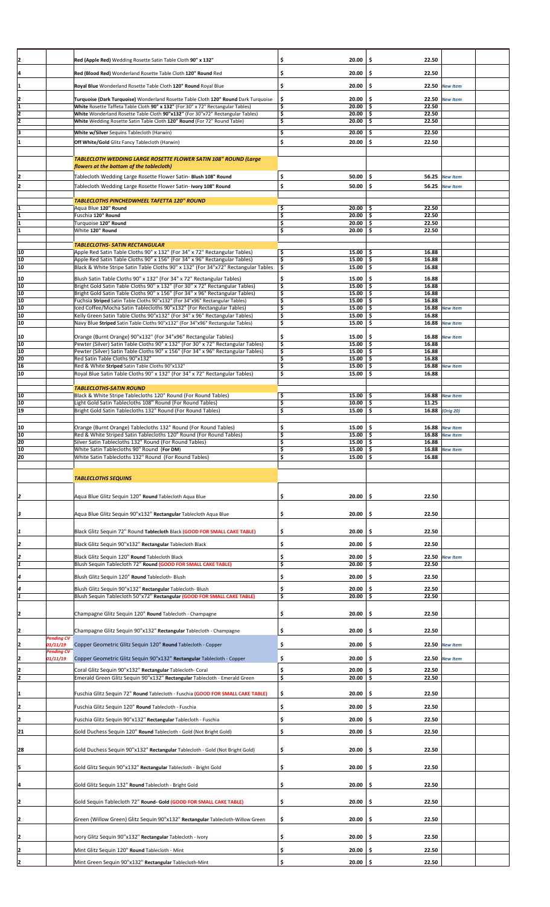| Qty | Note | Description | Price | Price 2 | Status |
|---|---|---|---|---|---|
| 2 | | Red (Apple Red) Wedding Rosette Satin Table Cloth **90" x 132"** | $ 20.00 | $ 22.50 | |
| 4 | | Red (Blood Red) Wonderland Rosette Table Cloth **120" Round** Red | $ 20.00 | $ 22.50 | |
| 1 | | **Royal Blue** Wonderland Rosette Table Cloth **120" Round** Royal Blue | $ 20.00 | $ 22.50 | *New Item* |
| 2 | | **Turquoise (Dark Turquoise)** Wonderland Rosette Table Cloth **120" Round** Dark Turquoise | $ 20.00 | $ 22.50 | *New Item* |
| 1 | | **White** Rosette Taffeta Table Cloth **90" x 132"** (For 30" x 72" Rectangular Tables) | $ 20.00 | $ 22.50 | |
| 2 | | **White** Wonderland Rosette Table Cloth **90"x132"** (For 30"x72" Rectangular Tables) | $ 20.00 | $ 22.50 | |
| 2 | | **White** Wedding Rosette Satin Table Cloth **120" Round** (For 72" Round Table) | $ 20.00 | $ 22.50 | |
| 3 | | **White w/Silver** Sequins Tablecloth (Harwin) | $ 20.00 | $ 22.50 | |
| 1 | | **Off White/Gold** Glitz Fancy Tablecloth (Harwin) | $ 20.00 | $ 22.50 | |
| | | ***TABLECLOTH WEDDING LARGE ROSETTE FLOWER SATIN 108" ROUND (Large flowers at the bottom of the tablecloth)*** | | | |
| 2 | | Tablecloth Wedding Large Rosette Flower Satin- **Blush 108" Round** | $ 50.00 | $ 56.25 | *New Item* |
| 2 | | Tablecloth Wedding Large Rosette Flower Satin- **Ivory 108" Round** | $ 50.00 | $ 56.25 | *New Item* |
| | | ***TABLECLOTHS PINCHEDWHEEL TAFFETA 120" ROUND*** | | | |
| 1 | | Aqua Blue **120" Round** | $ 20.00 | $ 22.50 | |
| 1 | | Fuschia **120" Round** | $ 20.00 | $ 22.50 | |
| 1 | | Turquoise **120" Round** | $ 20.00 | $ 22.50 | |
| 1 | | White **120" Round** | $ 20.00 | $ 22.50 | |
| | | ***TABLECLOTHS- SATIN RECTANGULAR*** | | | |
| 10 | | Apple Red Satin Table Cloths 90" x 132" (For 34" x 72" Rectangular Tables) | $ 15.00 | $ 16.88 | |
| 10 | | Apple Red Satin Table Cloths 90" x 156" (For 34" x 96" Rectangular Tables) | $ 15.00 | $ 16.88 | |
| 10 | | Black & White Stripe Satin Table Cloths 90" x 132" (For 34"x72" Rectangular Tables | $ 15.00 | $ 16.88 | |
| 10 | | Blush Satin Table Cloths 90" x 132" (For 34" x 72" Rectangular Tables) | $ 15.00 | $ 16.88 | |
| 10 | | Bright Gold Satin Table Cloths 90" x 132" (For 30" x 72" Rectangular Tables) | $ 15.00 | $ 16.88 | |
| 10 | | Bright Gold Satin Table Cloths 90" x 156" (For 34" x 96" Rectangular Tables) | $ 15.00 | $ 16.88 | |
| 10 | | Fuchsia **Striped** Satin Table Cloths 90"x132" (For 34"x96" Rectangular Tables) | $ 15.00 | $ 16.88 | |
| 10 | | Iced Coffee/Mocha Satin Tablecloths 90"x132" (For Rectangular Tables) | $ 15.00 | $ 16.88 | *New Item* |
| 10 | | Kelly Green Satin Table Cloths 90"x132" (For 34" x 96" Rectangular Tables) | $ 15.00 | $ 16.88 | |
| 10 | | Navy Blue **Striped** Satin Table Cloths 90"x132" (For 34"x96" Rectangular Tables) | $ 15.00 | $ 16.88 | *New Item* |
| 10 | | Orange (Burnt Orange) 90"x132" (For 34"x96" Rectangular Tables) | $ 15.00 | $ 16.88 | *New Item* |
| 10 | | Pewter (Silver) Satin Table Cloths 90" x 132" (For 30" x 72" Rectangular Tables) | $ 15.00 | $ 16.88 | |
| 10 | | Pewter (Silver) Satin Table Cloths 90" x 156" (For 34" x 96" Rectangular Tables) | $ 15.00 | $ 16.88 | |
| 20 | | Red Satin Table Cloths 90"x132" | $ 15.00 | $ 16.88 | |
| 16 | | Red & White **Striped** Satin Table Cloths 90"x132" | $ 15.00 | $ 16.88 | *New Item* |
| 10 | | Royal Blue Satin Table Cloths 90" x 132" (For 34" x 72" Rectangular Tables) | $ 15.00 | $ 16.88 | |
| | | ***TABLECLOTHS-SATIN ROUND*** | | | |
| 10 | | Black & White Stripe Tablecloths 120" Round (For Round Tables) | $ 15.00 | $ 16.88 | *New Item* |
| 10 | | Light Gold Satin Tablecloths 108" Round (For Round Tables) | $ 10.00 | $ 11.25 | |
| 19 | | Bright Gold Satin Tablecloths 132" Round (For Round Tables) | $ 15.00 | $ 16.88 | *(Orig 20)* |
| 10 | | Orange (Burnt Orange) Tablecloths 132" Round (For Round Tables) | $ 15.00 | $ 16.88 | *New Item* |
| 10 | | Red & White Striped Satin Tablecloths 120" Round (For Round Tables) | $ 15.00 | $ 16.88 | *New Item* |
| 20 | | Silver Satin Tablecloths 132" Round (For Round Tables) | $ 15.00 | $ 16.88 | |
| 10 | | White Satin Tablecloths 90" Round **(For DM)** | $ 15.00 | $ 16.88 | *New Item* |
| 20 | | White Satin Tablecloths 132" Round (For Round Tables) | $ 15.00 | $ 16.88 | |
| | | ***TABLECLOTHS SEQUINS*** | | | |
| 2 | | Aqua Blue Glitz Sequin 120" **Round** Tablecloth Aqua Blue | $ 20.00 | $ 22.50 | |
| 3 | | Aqua Blue Glitz Sequin 90"x132" **Rectangular** Tablecloth Aqua Blue | $ 20.00 | $ 22.50 | |
| 1 | | Black Glitz Sequin 72" Round **Tablecloth** Black **(GOOD FOR SMALL CAKE TABLE)** | $ 20.00 | $ 22.50 | |
| 2 | | Black Glitz Sequin 90"x132" **Rectangular** Tablecloth Black | $ 20.00 | $ 22.50 | |
| 2 | | Black Glitz Sequin 120" **Round** Tablecloth Black | $ 20.00 | $ 22.50 | *New Item* |
| 1 | | Blush Sequin Tablecloth 72" **Round (GOOD FOR SMALL CAKE TABLE)** | $ 20.00 | $ 22.50 | |
| 4 | | Blush Glitz Sequin 120" **Round** Tablecloth- Blush | $ 20.00 | $ 22.50 | |
| 4 | | Blush Glitz Sequin 90"x132" **Rectangular** Tablecloth- Blush | $ 20.00 | $ 22.50 | |
| 1 | | Blush Sequin Tablecloth 50"x72" **Rectangular (GOOD FOR SMALL CAKE TABLE)** | $ 20.00 | $ 22.50 | |
| 2 | | Champagne Glitz Sequin 120" **Round** Tablecloth - Champagne | $ 20.00 | $ 22.50 | |
| 2 | | Champagne Glitz Sequin 90"x132" **Rectangular** Tablecloth - Champagne | $ 20.00 | $ 22.50 | |
| 2 | *Pending CV 01/11/19* | Copper Geometric Glitz Sequin 120" **Round** Tablecloth - Copper | $ 20.00 | $ 22.50 | *New Item* |
| 2 | *Pending CV 01/11/19* | Copper Geometric Glitz Sequin 90"x132" **Rectangular** Tablecloth - Copper | $ 20.00 | $ 22.50 | *New Item* |
| 2 | | Coral Glitz Sequin 90"x132" **Rectangular** Tablecloth- Coral | $ 20.00 | $ 22.50 | |
| 2 | | Emerald Green Glitz Sequin 90"x132" **Rectangular** Tablecloth - Emerald Green | $ 20.00 | $ 22.50 | |
| 1 | | Fuschia Glitz Sequin 72" **Round** Tablecloth - Fuschia **(GOOD FOR SMALL CAKE TABLE)** | $ 20.00 | $ 22.50 | |
| 2 | | Fuschia Glitz Sequin 120" **Round** Tablecloth - Fuschia | $ 20.00 | $ 22.50 | |
| 2 | | Fuschia Glitz Sequin 90"x132" **Rectangular** Tablecloth - Fuschia | $ 20.00 | $ 22.50 | |
| 21 | | Gold Duchess Sequin 120" **Round** Tablecloth - Gold (Not Bright Gold) | $ 20.00 | $ 22.50 | |
| 28 | | Gold Duchess Sequin 90"x132" **Rectangular** Tablecloth - Gold (Not Bright Gold) | $ 20.00 | $ 22.50 | |
| 5 | | Gold Glitz Sequin 90"x132" **Rectangular** Tablecloth - Bright Gold | $ 20.00 | $ 22.50 | |
| 4 | | Gold Glitz Sequin 132" **Round** Tablecloth - Bright Gold | $ 20.00 | $ 22.50 | |
| 2 | | Gold Sequin Tablecloth 72" **Round- Gold (GOOD FOR SMALL CAKE TABLE)** | $ 20.00 | $ 22.50 | |
| 2 | | Green (Willow Green) Glitz Sequin 90"x132" **Rectangular** Tablecloth-Willow Green | $ 20.00 | $ 22.50 | |
| 2 | | Ivory Glitz Sequin 90"x132" **Rectangular** Tablecloth - Ivory | $ 20.00 | $ 22.50 | |
| 2 | | Mint Glitz Sequin 120" **Round** Tablecloth - Mint | $ 20.00 | $ 22.50 | |
| 2 | | Mint Green Sequin 90"x132" **Rectangular** Tablecloth-Mint | $ 20.00 | $ 22.50 | |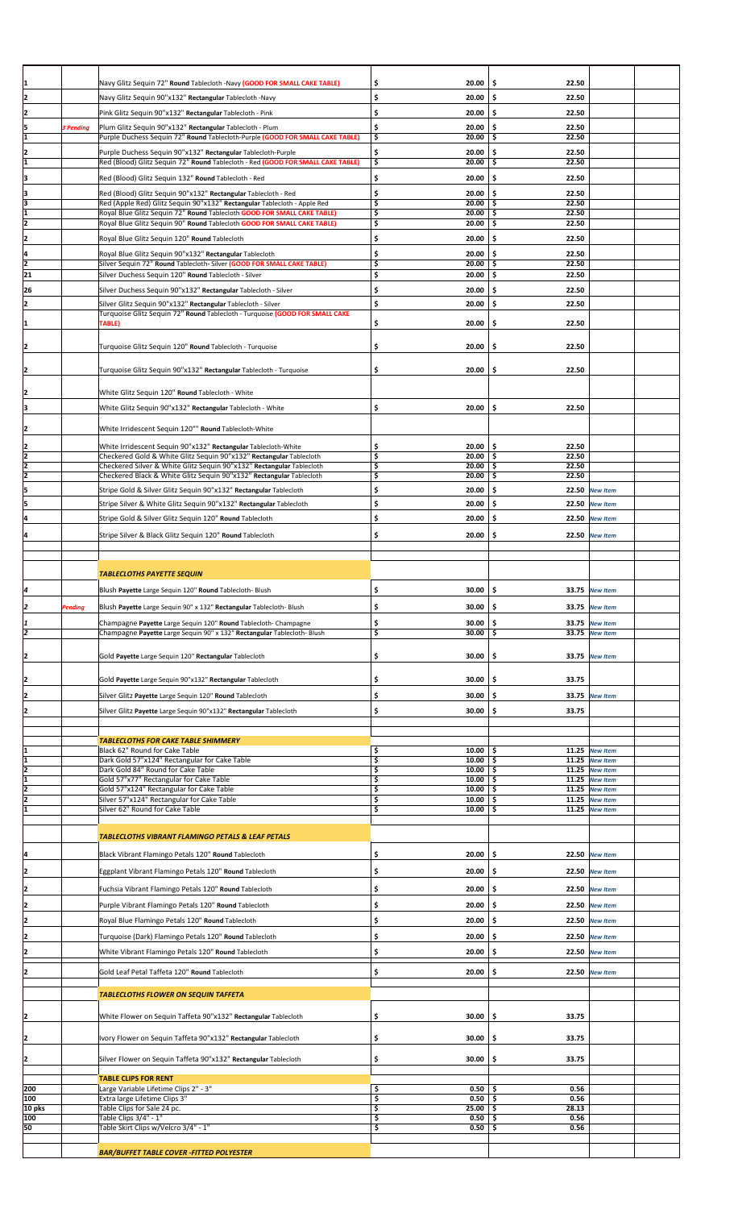| | | | | | | |
|---|---|---|---|---|---|---|
| 1 | | Navy Glitz Sequin 72" **Round** Tablecloth -Navy **(GOOD FOR SMALL CAKE TABLE)** | $ 20.00 | $ 22.50 | | |
| 2 | | Navy Glitz Sequin 90"x132" **Rectangular** Tablecloth -Navy | $ 20.00 | $ 22.50 | | |
| 2 | | Pink Glitz Sequin 90"x132" **Rectangular** Tablecloth - Pink | $ 20.00 | $ 22.50 | | |
| 5 | *3 Pending* | Plum Glitz Sequin 90"x132" **Rectangular** Tablecloth - Plum | $ 20.00 | $ 22.50 | | |
| 1 | | Purple Duchess Sequin 72" **Round** Tablecloth-Purple **(GOOD FOR SMALL CAKE TABLE)** | $ 20.00 | $ 22.50 | | |
| 2 | | Purple Duchess Sequin 90"x132" **Rectangular** Tablecloth-Purple | $ 20.00 | $ 22.50 | | |
| 1 | | Red (Blood) Glitz Sequin 72" **Round** Tablecloth - Red **(GOOD FOR SMALL CAKE TABLE)** | $ 20.00 | $ 22.50 | | |
| 3 | | Red (Blood) Glitz Sequin 132" **Round** Tablecloth - Red | $ 20.00 | $ 22.50 | | |
| 3 | | Red (Blood) Glitz Sequin 90"x132" **Rectangular** Tablecloth - Red | $ 20.00 | $ 22.50 | | |
| 3 | | Red (Apple Red) Glitz Sequin 90"x132" **Rectangular** Tablecloth - Apple Red | $ 20.00 | $ 22.50 | | |
| 1 | | Royal Blue Glitz Sequin 72" **Round** Tablecloth **GOOD FOR SMALL CAKE TABLE)** | $ 20.00 | $ 22.50 | | |
| 2 | | Royal Blue Glitz Sequin 90" **Round** Tablecloth **GOOD FOR SMALL CAKE TABLE)** | $ 20.00 | $ 22.50 | | |
| 2 | | Royal Blue Glitz Sequin 120" **Round** Tablecloth | $ 20.00 | $ 22.50 | | |
| 4 | | Royal Blue Glitz Sequin 90"x132" **Rectangular** Tablecloth | $ 20.00 | $ 22.50 | | |
| 2 | | Silver Sequin 72" **Round** Tablecloth- Silver **(GOOD FOR SMALL CAKE TABLE)** | $ 20.00 | $ 22.50 | | |
| 21 | | Silver Duchess Sequin 120" **Round** Tablecloth - Silver | $ 20.00 | $ 22.50 | | |
| 26 | | Silver Duchess Sequin 90"x132" **Rectangular** Tablecloth - Silver | $ 20.00 | $ 22.50 | | |
| 2 | | Silver Glitz Sequin 90"x132" **Rectangular** Tablecloth - Silver | $ 20.00 | $ 22.50 | | |
| 1 | | Turquoise Glitz Sequin 72" **Round** Tablecloth - Turquoise **(GOOD FOR SMALL CAKE TABLE)** | $ 20.00 | $ 22.50 | | |
| 2 | | Turquoise Glitz Sequin 120" **Round** Tablecloth - Turquoise | $ 20.00 | $ 22.50 | | |
| 2 | | Turquoise Glitz Sequin 90"x132" **Rectangular** Tablecloth - Turquoise | $ 20.00 | $ 22.50 | | |
| 2 | | White Glitz Sequin 120" **Round** Tablecloth - White | | | | |
| 3 | | White Glitz Sequin 90"x132" **Rectangular** Tablecloth - White | $ 20.00 | $ 22.50 | | |
| 2 | | White Irridescent Sequin 120"" **Round** Tablecloth-White | | | | |
| 2 | | White Irridescent Sequin 90"x132" **Rectangular** Tablecloth-White | $ 20.00 | $ 22.50 | | |
| 2 | | Checkered Gold & White Glitz Sequin 90"x132" **Rectangular** Tablecloth | $ 20.00 | $ 22.50 | | |
| 2 | | Checkered Silver & White Glitz Sequin 90"x132" **Rectangular** Tablecloth | $ 20.00 | $ 22.50 | | |
| 2 | | Checkered Black & White Glitz Sequin 90"x132" **Rectangular** Tablecloth | $ 20.00 | $ 22.50 | | |
| 5 | | Stripe Gold & Silver Glitz Sequin 90"x132" **Rectangular** Tablecloth | $ 20.00 | $ 22.50 | *New Item* | |
| 5 | | Stripe Silver & White Glitz Sequin 90"x132" **Rectangular** Tablecloth | $ 20.00 | $ 22.50 | *New Item* | |
| 4 | | Stripe Gold & Silver Glitz Sequin 120" **Round** Tablecloth | $ 20.00 | $ 22.50 | *New Item* | |
| 4 | | Stripe Silver & Black Glitz Sequin 120" **Round** Tablecloth | $ 20.00 | $ 22.50 | *New Item* | |
| | | | | | | |
| | | ***TABLECLOTHS PAYETTE SEQUIN*** | | | | |
| 4 | | Blush **Payette** Large Sequin 120" **Round** Tablecloth- Blush | $ 30.00 | $ 33.75 | *New Item* | |
| 2 | *Pending* | Blush **Payette** Large Sequin 90" x 132" **Rectangular** Tablecloth- Blush | $ 30.00 | $ 33.75 | *New Item* | |
| 1 | | Champagne **Payette** Large Sequin 120" **Round** Tablecloth- Champagne | $ 30.00 | $ 33.75 | *New Item* | |
| 2 | | Champagne **Payette** Large Sequin 90" x 132" **Rectangular** Tablecloth- Blush | $ 30.00 | $ 33.75 | *New Item* | |
| 2 | | Gold **Payette** Large Sequin 120" **Rectangular** Tablecloth | $ 30.00 | $ 33.75 | *New Item* | |
| 2 | | Gold **Payette** Large Sequin 90"x132" **Rectangular** Tablecloth | $ 30.00 | $ 33.75 | | |
| 2 | | Silver Glitz **Payette** Large Sequin 120" **Round** Tablecloth | $ 30.00 | $ 33.75 | *New Item* | |
| 2 | | Silver Glitz **Payette** Large Sequin 90"x132" **Rectangular** Tablecloth | $ 30.00 | $ 33.75 | | |
| | | | | | | |
| | | ***TABLECLOTHS FOR CAKE TABLE SHIMMERY*** | | | | |
| 1 | | Black 62" Round for Cake Table | $ 10.00 | $ 11.25 | *New Item* | |
| 1 | | Dark Gold 57"x124" Rectangular for Cake Table | $ 10.00 | $ 11.25 | *New Item* | |
| 2 | | Dark Gold 84" Round for Cake Table | $ 10.00 | $ 11.25 | *New Item* | |
| 1 | | Gold 57"x77" Rectangular for Cake Table | $ 10.00 | $ 11.25 | *New Item* | |
| 2 | | Gold 57"x124" Rectangular for Cake Table | $ 10.00 | $ 11.25 | *New Item* | |
| 2 | | Silver 57"x124" Rectangular for Cake Table | $ 10.00 | $ 11.25 | *New Item* | |
| 1 | | Silver 62" Round for Cake Table | $ 10.00 | $ 11.25 | *New Item* | |
| | | | | | | |
| | | ***TABLECLOTHS VIBRANT FLAMINGO PETALS & LEAF PETALS*** | | | | |
| 4 | | Black Vibrant Flamingo Petals 120" **Round** Tablecloth | $ 20.00 | $ 22.50 | *New Item* | |
| 2 | | Eggplant Vibrant Flamingo Petals 120" **Round** Tablecloth | $ 20.00 | $ 22.50 | *New Item* | |
| 2 | | Fuchsia Vibrant Flamingo Petals 120" **Round** Tablecloth | $ 20.00 | $ 22.50 | *New Item* | |
| 2 | | Purple Vibrant Flamingo Petals 120" **Round** Tablecloth | $ 20.00 | $ 22.50 | *New Item* | |
| 2 | | Royal Blue Flamingo Petals 120" **Round** Tablecloth | $ 20.00 | $ 22.50 | *New Item* | |
| 2 | | Turquoise (Dark) Flamingo Petals 120" **Round** Tablecloth | $ 20.00 | $ 22.50 | *New Item* | |
| 2 | | White Vibrant Flamingo Petals 120" **Round** Tablecloth | $ 20.00 | $ 22.50 | *New Item* | |
| 2 | | Gold Leaf Petal Taffeta 120" **Round** Tablecloth | $ 20.00 | $ 22.50 | *New Item* | |
| | | | | | | |
| | | ***TABLECLOTHS FLOWER ON SEQUIN TAFFETA*** | | | | |
| 2 | | White Flower on Sequin Taffeta 90"x132" **Rectangular** Tablecloth | $ 30.00 | $ 33.75 | | |
| 2 | | Ivory Flower on Sequin Taffeta 90"x132" **Rectangular** Tablecloth | $ 30.00 | $ 33.75 | | |
| 2 | | Silver Flower on Sequin Taffeta 90"x132" **Rectangular** Tablecloth | $ 30.00 | $ 33.75 | | |
| | | | | | | |
| | | ***TABLE CLIPS FOR RENT*** | | | | |
| 200 | | Large Variable Lifetime Clips 2" - 3" | $ 0.50 | $ 0.56 | | |
| 100 | | Extra large Lifetime Clips 3" | $ 0.50 | $ 0.56 | | |
| 10 pks | | Table Clips for Sale 24 pc. | $ 25.00 | $ 28.13 | | |
| 100 | | Table Clips 3/4" - 1" | $ 0.50 | $ 0.56 | | |
| 50 | | Table Skirt Clips w/Velcro 3/4" - 1" | $ 0.50 | $ 0.56 | | |
| | | | | | | |
| | | ***BAR/BUFFET TABLE COVER -FITTED POLYESTER*** | | | | |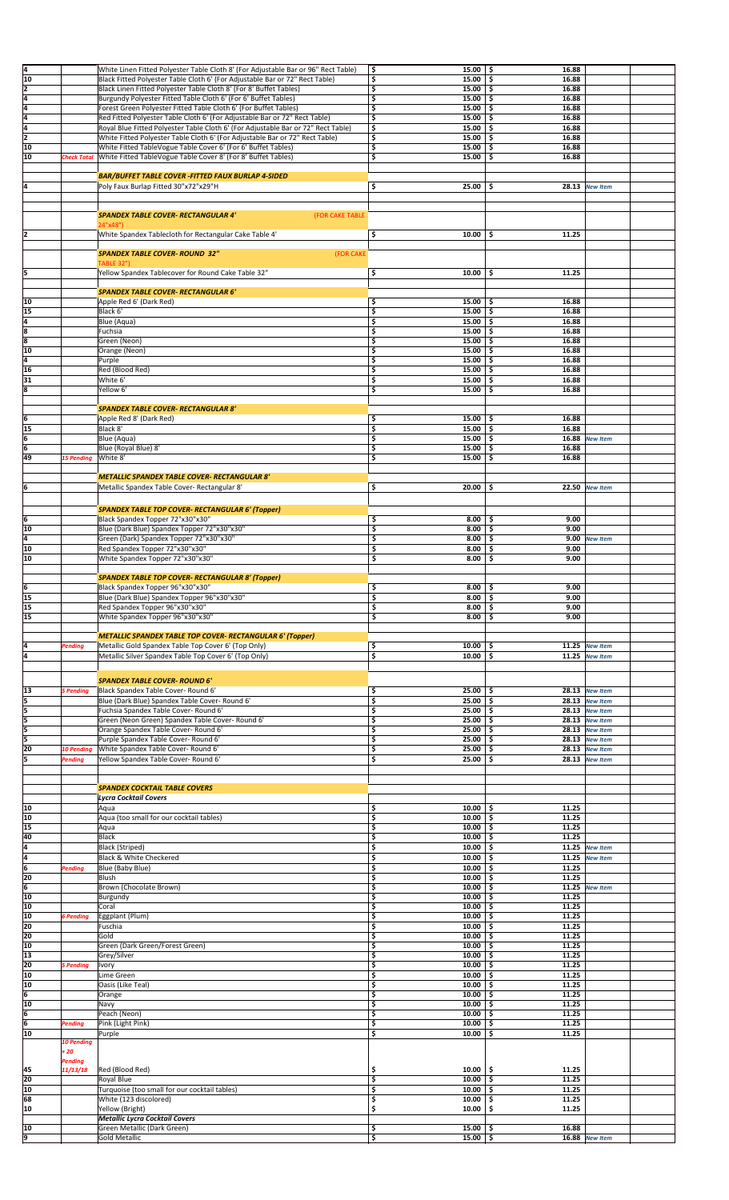| Qty | Note | Item | Price | Price 2 | Status | |
|---|---|---|---|---|---|---|
| 4 | | White Linen Fitted Polyester Table Cloth 8' (For Adjustable Bar or 96" Rect Table) | $ 15.00 | $ 16.88 | | |
| 10 | | Black Fitted Polyester Table Cloth 6' (For Adjustable Bar or 72" Rect Table) | $ 15.00 | $ 16.88 | | |
| 2 | | Black Linen Fitted Polyester Table Cloth 8' (For 8' Buffet Tables) | $ 15.00 | $ 16.88 | | |
| 4 | | Burgundy Polyester Fitted Table Cloth 6' (For 6' Buffet Tables) | $ 15.00 | $ 16.88 | | |
| 4 | | Forest Green Polyester Fitted Table Cloth 6' (For Buffet Tables) | $ 15.00 | $ 16.88 | | |
| 4 | | Red Fitted Polyester Table Cloth 6' (For Adjustable Bar or 72" Rect Table) | $ 15.00 | $ 16.88 | | |
| 4 | | Royal Blue Fitted Polyester Table Cloth 6' (For Adjustable Bar or 72" Rect Table) | $ 15.00 | $ 16.88 | | |
| 2 | | White Fitted Polyester Table Cloth 6' (For Adjustable Bar or 72" Rect Table) | $ 15.00 | $ 16.88 | | |
| 10 | | White Fitted TableVogue Table Cover 6' (For 6' Buffet Tables) | $ 15.00 | $ 16.88 | | |
| 10 | Check Total | White Fitted TableVogue Table Cover 8' (For 8' Buffet Tables) | $ 15.00 | $ 16.88 | | |
| | | | | | | |
| | | ***BAR/BUFFET TABLE COVER -FITTED FAUX BURLAP 4-SIDED*** | | | | |
| 4 | | Poly Faux Burlap Fitted 30"x72"x29"H | $ 25.00 | $ 28.13 | New Item | |
| | | | | | | |
| | | ***SPANDEX TABLE COVER- RECTANGULAR 4'*** (FOR CAKE TABLE 24"x48") | | | | |
| 2 | | White Spandex Tablecloth for Rectangular Cake Table 4' | $ 10.00 | $ 11.25 | | |
| | | | | | | |
| | | ***SPANDEX TABLE COVER- ROUND 32"*** (FOR CAKE TABLE 32") | | | | |
| 5 | | Yellow Spandex Tablecover for Round Cake Table 32" | $ 10.00 | $ 11.25 | | |
| | | | | | | |
| | | ***SPANDEX TABLE COVER- RECTANGULAR 6'*** | | | | |
| 10 | | Apple Red 6' (Dark Red) | $ 15.00 | $ 16.88 | | |
| 15 | | Black 6' | $ 15.00 | $ 16.88 | | |
| 4 | | Blue (Aqua) | $ 15.00 | $ 16.88 | | |
| 8 | | Fuchsia | $ 15.00 | $ 16.88 | | |
| 8 | | Green (Neon) | $ 15.00 | $ 16.88 | | |
| 10 | | Orange (Neon) | $ 15.00 | $ 16.88 | | |
| 4 | | Purple | $ 15.00 | $ 16.88 | | |
| 16 | | Red (Blood Red) | $ 15.00 | $ 16.88 | | |
| 31 | | White 6' | $ 15.00 | $ 16.88 | | |
| 8 | | Yellow 6' | $ 15.00 | $ 16.88 | | |
| | | | | | | |
| | | ***SPANDEX TABLE COVER- RECTANGULAR 8'*** | | | | |
| 6 | | Apple Red 8' (Dark Red) | $ 15.00 | $ 16.88 | | |
| 15 | | Black 8' | $ 15.00 | $ 16.88 | | |
| 6 | | Blue (Aqua) | $ 15.00 | $ 16.88 | New Item | |
| 6 | | Blue (Royal Blue) 8' | $ 15.00 | $ 16.88 | | |
| 49 | 15 Pending | White 8' | $ 15.00 | $ 16.88 | | |
| | | | | | | |
| | | ***METALLIC SPANDEX TABLE COVER- RECTANGULAR 8'*** | | | | |
| 6 | | Metallic Spandex Table Cover- Rectangular 8' | $ 20.00 | $ 22.50 | New Item | |
| | | | | | | |
| | | ***SPANDEX TABLE TOP COVER- RECTANGULAR 6' (Topper)*** | | | | |
| 6 | | Black Spandex Topper 72"x30"x30" | $ 8.00 | $ 9.00 | | |
| 10 | | Blue (Dark Blue) Spandex Topper 72"x30"x30" | $ 8.00 | $ 9.00 | | |
| 4 | | Green (Dark) Spandex Topper 72"x30"x30" | $ 8.00 | $ 9.00 | New Item | |
| 10 | | Red Spandex Topper 72"x30"x30" | $ 8.00 | $ 9.00 | | |
| 10 | | White Spandex Topper 72"x30"x30" | $ 8.00 | $ 9.00 | | |
| | | | | | | |
| | | ***SPANDEX TABLE TOP COVER- RECTANGULAR 8' (Topper)*** | | | | |
| 6 | | Black Spandex Topper 96"x30"x30" | $ 8.00 | $ 9.00 | | |
| 15 | | Blue (Dark Blue) Spandex Topper 96"x30"x30" | $ 8.00 | $ 9.00 | | |
| 15 | | Red Spandex Topper 96"x30"x30" | $ 8.00 | $ 9.00 | | |
| 15 | | White Spandex Topper 96"x30"x30" | $ 8.00 | $ 9.00 | | |
| | | | | | | |
| | | ***METALLIC SPANDEX TABLE TOP COVER- RECTANGULAR 6' (Topper)*** | | | | |
| 4 | Pending | Metallic Gold Spandex Table Top Cover 6' (Top Only) | $ 10.00 | $ 11.25 | New Item | |
| 4 | | Metallic Silver Spandex Table Top Cover 6' (Top Only) | $ 10.00 | $ 11.25 | New Item | |
| | | | | | | |
| | | ***SPANDEX TABLE COVER- ROUND 6'*** | | | | |
| 13 | 5 Pending | Black Spandex Table Cover- Round 6' | $ 25.00 | $ 28.13 | New Item | |
| 5 | | Blue (Dark Blue) Spandex Table Cover- Round 6' | $ 25.00 | $ 28.13 | New Item | |
| 5 | | Fuchsia Spandex Table Cover- Round 6' | $ 25.00 | $ 28.13 | New Item | |
| 5 | | Green (Neon Green) Spandex Table Cover- Round 6' | $ 25.00 | $ 28.13 | New Item | |
| 5 | | Orange Spandex Table Cover- Round 6' | $ 25.00 | $ 28.13 | New Item | |
| 5 | | Purple Spandex Table Cover- Round 6' | $ 25.00 | $ 28.13 | New Item | |
| 20 | 10 Pending | White Spandex Table Cover- Round 6' | $ 25.00 | $ 28.13 | New Item | |
| 5 | Pending | Yellow Spandex Table Cover- Round 6' | $ 25.00 | $ 28.13 | New Item | |
| | | | | | | |
| | | ***SPANDEX COCKTAIL TABLE COVERS*** | | | | |
| | | ***Lycra Cocktail Covers*** | | | | |
| 10 | | Aqua | $ 10.00 | $ 11.25 | | |
| 10 | | Aqua (too small for our cocktail tables) | $ 10.00 | $ 11.25 | | |
| 15 | | Aqua | $ 10.00 | $ 11.25 | | |
| 40 | | Black | $ 10.00 | $ 11.25 | | |
| 4 | | Black (Striped) | $ 10.00 | $ 11.25 | New Item | |
| 4 | | Black & White Checkered | $ 10.00 | $ 11.25 | New Item | |
| 6 | Pending | Blue (Baby Blue) | $ 10.00 | $ 11.25 | | |
| 20 | | Blush | $ 10.00 | $ 11.25 | | |
| 6 | | Brown (Chocolate Brown) | $ 10.00 | $ 11.25 | New Item | |
| 10 | | Burgundy | $ 10.00 | $ 11.25 | | |
| 10 | | Coral | $ 10.00 | $ 11.25 | | |
| 10 | 6 Pending | Eggplant (Plum) | $ 10.00 | $ 11.25 | | |
| 20 | | Fuschia | $ 10.00 | $ 11.25 | | |
| 20 | | Gold | $ 10.00 | $ 11.25 | | |
| 10 | | Green (Dark Green/Forest Green) | $ 10.00 | $ 11.25 | | |
| 13 | | Grey/Silver | $ 10.00 | $ 11.25 | | |
| 20 | 5 Pending | Ivory | $ 10.00 | $ 11.25 | | |
| 10 | | Lime Green | $ 10.00 | $ 11.25 | | |
| 10 | | Oasis (Like Teal) | $ 10.00 | $ 11.25 | | |
| 6 | | Orange | $ 10.00 | $ 11.25 | | |
| 10 | | Navy | $ 10.00 | $ 11.25 | | |
| 6 | | Peach (Neon) | $ 10.00 | $ 11.25 | | |
| 6 | Pending | Pink (Light Pink) | $ 10.00 | $ 11.25 | | |
| 10 | | Purple | $ 10.00 | $ 11.25 | | |
| 45 | 10 Pending + 20 Pending 11/13/18 | Red (Blood Red) | $ 10.00 | $ 11.25 | | |
| 20 | | Royal Blue | $ 10.00 | $ 11.25 | | |
| 10 | | Turquoise (too small for our cocktail tables) | $ 10.00 | $ 11.25 | | |
| 68 | | White (123 discolored) | $ 10.00 | $ 11.25 | | |
| 10 | | Yellow (Bright) | $ 10.00 | $ 11.25 | | |
| | | ***Metallic Lycra Cocktail Covers*** | | | | |
| 10 | | Green Metallic (Dark Green) | $ 15.00 | $ 16.88 | | |
| 9 | | Gold Metallic | $ 15.00 | $ 16.88 | New Item | |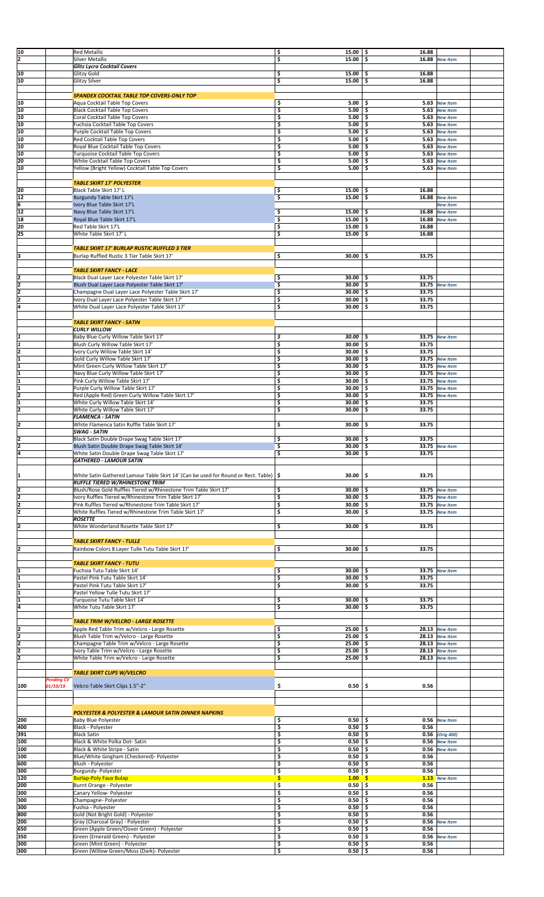| Qty | | Description | Price | Price | Note | |
|---|---|---|---|---|---|---|
| 10 | | Red Metallic | $ 15.00 | $ 16.88 | | |
| 2 | | Silver Metallic | $ 15.00 | $ 16.88 | *New Item* | |
| | | ***Glitz Lycra Cocktail Covers*** | | | | |
| 10 | | Glitzy Gold | $ 15.00 | $ 16.88 | | |
| 10 | | Glitzy Silver | $ 15.00 | $ 16.88 | | |
| | | | | | | |
| | | ***SPANDEX COCKTAIL TABLE TOP COVERS-ONLY TOP*** | | | | |
| 10 | | Aqua Cocktail Table Top Covers | $ 5.00 | $ 5.63 | *New Item* | |
| 10 | | Black Cocktail Table Top Covers | $ 5.00 | $ 5.63 | *New Item* | |
| 10 | | Coral Cocktail Table Top Covers | $ 5.00 | $ 5.63 | *New Item* | |
| 10 | | Fuchsia Cocktail Table Top Covers | $ 5.00 | $ 5.63 | *New Item* | |
| 10 | | Purple Cocktail Table Top Covers | $ 5.00 | $ 5.63 | *New Item* | |
| 10 | | Red Cocktail Table Top Covers | $ 5.00 | $ 5.63 | *New Item* | |
| 10 | | Royal Blue Cocktail Table Top Covers | $ 5.00 | $ 5.63 | *New Item* | |
| 10 | | Turquoise Cocktail Table Top Covers | $ 5.00 | $ 5.63 | *New Item* | |
| 20 | | White Cocktail Table Top Covers | $ 5.00 | $ 5.63 | *New Item* | |
| 10 | | Yellow (Bright Yellow) Cocktail Table Top Covers | $ 5.00 | $ 5.63 | *New Item* | |
| | | | | | | |
| | | ***TABLE SKIRT 17' POLYESTER*** | | | | |
| 20 | | Black Table Skirt 17' L | $ 15.00 | $ 16.88 | | |
| 12 | | Burgundy Table Skirt 17'L | $ 15.00 | $ 16.88 | *New Item* | |
| 6 | | Ivory Blue Table Skirt 17'L | | | *New Item* | |
| 12 | | Navy Blue Table Skirt 17'L | $ 15.00 | $ 16.88 | *New Item* | |
| 18 | | Royal Blue Table Skirt 17'L | $ 15.00 | $ 16.88 | *New Item* | |
| 20 | | Red Table Skirt 17'L | $ 15.00 | $ 16.88 | | |
| 25 | | White Table Skirt 17' L | $ 15.00 | $ 16.88 | | |
| | | | | | | |
| | | ***TABLE SKIRT 17' BURLAP RUSTIC RUFFLED 3 TIER*** | | | | |
| 3 | | Burlap Ruffled Rustic 3 Tier Table Skirt 17' | $ 30.00 | $ 33.75 | | |
| | | | | | | |
| | | ***TABLE SKIRT FANCY - LACE*** | | | | |
| 2 | | Black Dual Layer Lace Polyester Table Skirt 17' | $ 30.00 | $ 33.75 | | |
| 2 | | Blush Dual Layer Lace Polyester Table Skirt 17' | $ 30.00 | $ 33.75 | *New Item* | |
| 2 | | Champagne Dual Layer Lace Polyester Table Skirt 17' | $ 30.00 | $ 33.75 | | |
| 2 | | Ivory Dual Layer Lace Polyester Table Skirt 17' | $ 30.00 | $ 33.75 | | |
| 4 | | White Dual Layer Lace Polyester Table Skirt 17' | $ 30.00 | $ 33.75 | | |
| | | | | | | |
| | | ***TABLE SKIRT FANCY - SATIN*** | | | | |
| | | ***CURLY WILLOW*** | | | | |
| *1* | | Baby Blue Curly Willow Table Skirt 17' | $ *30.00* | $ 33.75 | *New Item* | |
| *1* | | Blush Curly Willow Table Skirt 17' | $ 30.00 | $ 33.75 | | |
| 2 | | Ivory Curly Willow Table Skirt 14' | $ 30.00 | $ 33.75 | | |
| 1 | | Gold Curly Willow Table Skirt 17' | $ 30.00 | $ 33.75 | *New Item* | |
| 1 | | Mint Green Curly Willow Table Skirt 17' | $ 30.00 | $ 33.75 | *New Item* | |
| 1 | | Navy Blue Curly Willow Table Skirt 17' | $ 30.00 | $ 33.75 | *New Item* | |
| 1 | | Pink Curly Willow Table Skirt 17' | $ 30.00 | $ 33.75 | *New Item* | |
| 1 | | Purple Curly Willow Table Skirt 17' | $ 30.00 | $ 33.75 | *New Item* | |
| 2 | | Red (Apple Red) Green Curly Willow Table Skirt 17' | $ 30.00 | $ 33.75 | *New Item* | |
| 1 | | White Curly Willow Table Skirt 14' | $ 30.00 | $ 33.75 | | |
| 2 | | White Curly Willow Table Skirt 17' | $ 30.00 | $ 33.75 | | |
| | | ***FLAMENCA - SATIN*** | | | | |
| 2 | | White Flamenca Satin Ruffle Table Skirt 17' | $ 30.00 | $ 33.75 | | |
| | | ***SWAG - SATIN*** | | | | |
| 2 | | Black Satin Double Drape Swag Table Skirt 17' | $ 30.00 | $ 33.75 | | |
| 2 | | Blush Satin Double Drape Swag Table Skirt 14' | $ 30.00 | $ 33.75 | *New Item* | |
| 4 | | White Satin Double Drape Swag Table Skirt 17' | $ 30.00 | $ 33.75 | | |
| | | ***GATHERED - LAMOUR SATIN*** | | | | |
| 1 | | White Satin Gathered Lamour Table Skirt 14' (Can be used for Round or Rect. Table) | $ 30.00 | $ 33.75 | | |
| | | ***RUFFLE TIERED W/RHINESTONE TRIM*** | | | | |
| 2 | | Blush/Rose Gold Ruffles Tiered w/Rhinestone Trim Table Skirt 17' | $ 30.00 | $ 33.75 | *New Item* | |
| 2 | | Ivory Ruffles Tiered w/Rhinestone Trim Table Skirt 17' | $ 30.00 | $ 33.75 | *New Item* | |
| 2 | | Pink Ruffles Tiered w/Rhinestone Trim Table Skirt 17' | $ 30.00 | $ 33.75 | *New Item* | |
| 2 | | White Ruffles Tiered w/Rhinestone Trim Table Skirt 17' | $ 30.00 | $ 33.75 | *New Item* | |
| | | ***ROSETTE*** | | | | |
| 2 | | White Wonderland Rosette Table Skirt 17' | $ 30.00 | $ 33.75 | | |
| | | | | | | |
| | | ***TABLE SKIRT FANCY - TULLE*** | | | | |
| 2 | | Rainbow Colors 8 Layer Tulle Tutu Table Skirt 17' | $ 30.00 | $ 33.75 | | |
| | | | | | | |
| | | ***TABLE SKIRT FANCY - TUTU*** | | | | |
| 1 | | Fuchsia Tutu Table Skirt 14' | $ 30.00 | $ 33.75 | *New Item* | |
| 1 | | Pastel Pink Tutu Table Skirt 14' | $ 30.00 | $ 33.75 | | |
| 1 | | Pastel Pink Tutu Table Skirt 17' | $ 30.00 | $ 33.75 | | |
| 1 | | Pastel Yellow Tulle Tutu Skirt 17' | | | | |
| 1 | | Turquoise Tutu Table Skirt 14' | $ 30.00 | $ 33.75 | | |
| 4 | | White Tutu Table Skirt 17' | $ 30.00 | $ 33.75 | | |
| | | | | | | |
| | | ***TABLE TRIM W/VELCRO - LARGE ROSETTE*** | | | | |
| 2 | | Apple Red Table Trim w/Velcro - Large Rosette | $ 25.00 | $ 28.13 | *New Item* | |
| 2 | | Blush Table Trim w/Velcro - Large Rosette | $ 25.00 | $ 28.13 | *New Item* | |
| 2 | | Champagne Table Trim w/Velcro - Large Rosette | $ 25.00 | $ 28.13 | *New Item* | |
| 2 | | Ivory Table Trim w/Velcro - Large Rosette | $ 25.00 | $ 28.13 | *New Item* | |
| 2 | | White Table Trim w/Velcro - Large Rosette | $ 25.00 | $ 28.13 | *New Item* | |
| | | | | | | |
| | | ***TABLE SKIRT CLIPS W/VELCRO*** | | | | |
| 100 | *Pending CV 01/10/19* | Velcro Table Skirt Clips 1.5"-2" | $ 0.50 | $ 0.56 | | |
| | | | | | | |
| | | ***POLYESTER & POLYESTER & LAMOUR SATIN DINNER NAPKINS*** | | | | |
| 200 | | Baby Blue Polyester | $ 0.50 | $ 0.56 | *New Item* | |
| 400 | | Black - Polyester | $ 0.50 | $ 0.56 | | |
| 391 | | Black Satin | $ 0.50 | $ 0.56 | *(Orig 400)* | |
| 100 | | Black & White Polka Dot- Satin | $ 0.50 | $ 0.56 | *New Item* | |
| 100 | | Black & White Stripe - Satin | $ 0.50 | $ 0.56 | *New Item* | |
| 100 | | Blue/White Gingham (Checkered)- Polyester | $ 0.50 | $ 0.56 | | |
| 600 | | Blush - Polyester | $ 0.50 | $ 0.56 | | |
| 300 | | Burgundy- Polyester | $ 0.50 | $ 0.56 | | |
| 120 | | Burlap-Poly Faux Bulap | $ 1.00 | $ 1.13 | *New Item* | |
| 200 | | Burnt Orange - Polyester | $ 0.50 | $ 0.56 | | |
| 300 | | Canary Yellow- Polyester | $ 0.50 | $ 0.56 | | |
| 300 | | Champagne- Polyester | $ 0.50 | $ 0.56 | | |
| 300 | | Fushia - Polyester | $ 0.50 | $ 0.56 | | |
| 800 | | Gold (Not Bright Gold) - Polyester | $ 0.50 | $ 0.56 | | |
| 200 | | Gray (Charcoal Gray) - Polyester | $ 0.50 | $ 0.56 | *New Item* | |
| 650 | | Green (Apple Green/Clover Green) - Polyester | $ 0.50 | $ 0.56 | | |
| 350 | | Green (Emerald Green) - Polyester | $ 0.50 | $ 0.56 | *New Item* | |
| 300 | | Green (Mint Green) - Polyester | $ 0.50 | $ 0.56 | | |
| 300 | | Green (Willow Green/Moss (Dark)- Polyester | $ 0.50 | $ 0.56 | | |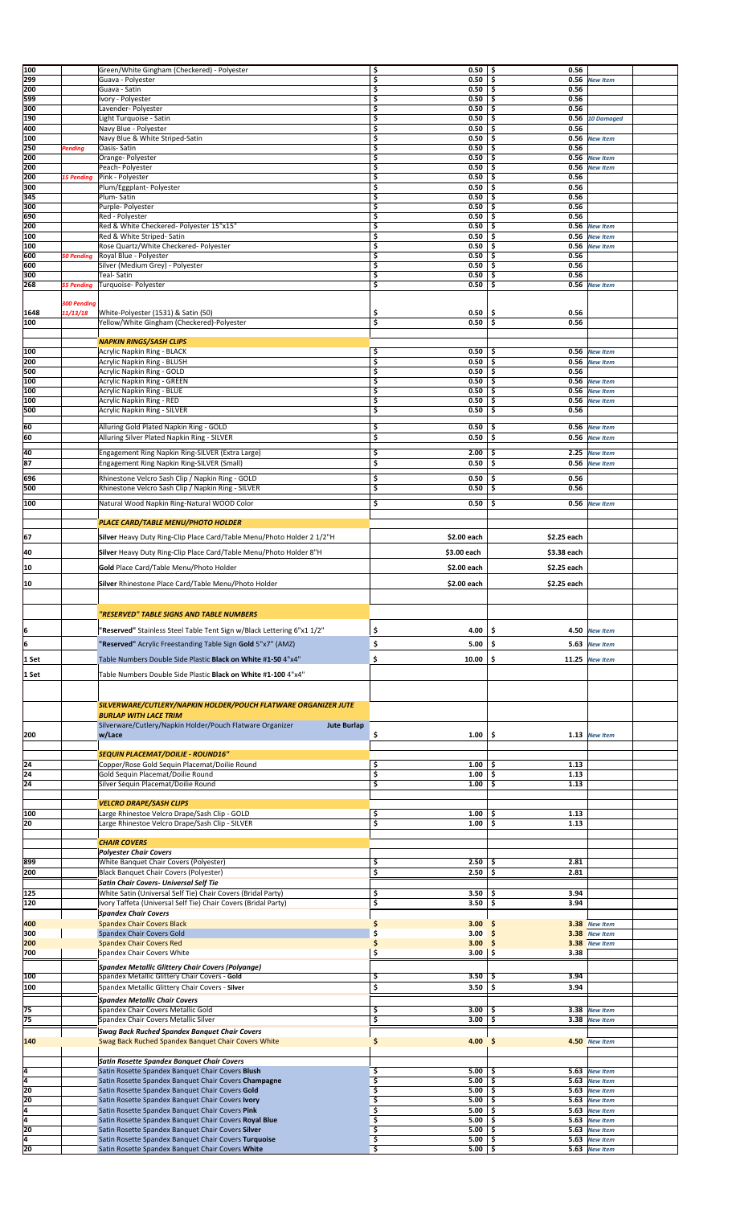| | | | | | |
|---|---|---|---|---|---|
| 100 | | Green/White Gingham (Checkered) - Polyester | $ 0.50 | $ 0.56 | |
| 299 | | Guava - Polyester | $ 0.50 | $ 0.56 | *New Item* |
| 200 | | Guava - Satin | $ 0.50 | $ 0.56 | |
| 599 | | Ivory - Polyester | $ 0.50 | $ 0.56 | |
| 300 | | Lavender- Polyester | $ 0.50 | $ 0.56 | |
| 190 | | Light Turquoise - Satin | $ 0.50 | $ 0.56 | *10 Damaged* |
| 400 | | Navy Blue - Polyester | $ 0.50 | $ 0.56 | |
| 100 | | Navy Blue & White Striped-Satin | $ 0.50 | $ 0.56 | *New Item* |
| 250 | *Pending* | Oasis- Satin | $ 0.50 | $ 0.56 | |
| 200 | | Orange- Polyester | $ 0.50 | $ 0.56 | *New Item* |
| 200 | | Peach- Polyester | $ 0.50 | $ 0.56 | *New Item* |
| 200 | *15 Pending* | Pink - Polyester | $ 0.50 | $ 0.56 | |
| 300 | | Plum/Eggplant- Polyester | $ 0.50 | $ 0.56 | |
| 345 | | Plum- Satin | $ 0.50 | $ 0.56 | |
| 300 | | Purple- Polyester | $ 0.50 | $ 0.56 | |
| 690 | | Red - Polyester | $ 0.50 | $ 0.56 | |
| 200 | | Red & White Checkered- Polyester 15"x15" | $ 0.50 | $ 0.56 | *New Item* |
| 100 | | Red & White Striped- Satin | $ 0.50 | $ 0.56 | *New Item* |
| 100 | | Rose Quartz/White Checkered- Polyester | $ 0.50 | $ 0.56 | *New Item* |
| 600 | *50 Pending* | Royal Blue - Polyester | $ 0.50 | $ 0.56 | |
| 600 | | Silver (Medium Grey) - Polyester | $ 0.50 | $ 0.56 | |
| 300 | | Teal- Satin | $ 0.50 | $ 0.56 | |
| 268 | *55 Pending* | Turquoise- Polyester | $ 0.50 | $ 0.56 | *New Item* |
| 1648 | *300 Pending 11/13/18* | White-Polyester (1531) & Satin (50) | $ 0.50 | $ 0.56 | |
| 100 | | Yellow/White Gingham (Checkered)-Polyester | $ 0.50 | $ 0.56 | |
| | | ***NAPKIN RINGS/SASH CLIPS*** | | | |
| 100 | | Acrylic Napkin Ring - BLACK | $ 0.50 | $ 0.56 | *New Item* |
| 200 | | Acrylic Napkin Ring - BLUSH | $ 0.50 | $ 0.56 | *New Item* |
| 500 | | Acrylic Napkin Ring - GOLD | $ 0.50 | $ 0.56 | |
| 100 | | Acrylic Napkin Ring - GREEN | $ 0.50 | $ 0.56 | *New Item* |
| 100 | | Acrylic Napkin Ring - BLUE | $ 0.50 | $ 0.56 | *New Item* |
| 100 | | Acrylic Napkin Ring - RED | $ 0.50 | $ 0.56 | *New Item* |
| 500 | | Acrylic Napkin Ring - SILVER | $ 0.50 | $ 0.56 | |
| 60 | | Alluring Gold Plated Napkin Ring - GOLD | $ 0.50 | $ 0.56 | *New Item* |
| 60 | | Alluring Silver Plated Napkin Ring - SILVER | $ 0.50 | $ 0.56 | *New Item* |
| 40 | | Engagement Ring Napkin Ring-SILVER (Extra Large) | $ 2.00 | $ 2.25 | *New Item* |
| 87 | | Engagement Ring Napkin Ring-SILVER (Small) | $ 0.50 | $ 0.56 | *New Item* |
| 696 | | Rhinestone Velcro Sash Clip / Napkin Ring - GOLD | $ 0.50 | $ 0.56 | |
| 500 | | Rhinestone Velcro Sash Clip / Napkin Ring - SILVER | $ 0.50 | $ 0.56 | |
| 100 | | Natural Wood Napkin Ring-Natural WOOD Color | $ 0.50 | $ 0.56 | *New Item* |
| | | ***PLACE CARD/TABLE MENU/PHOTO HOLDER*** | | | |
| 67 | | **Silver** Heavy Duty Ring-Clip Place Card/Table Menu/Photo Holder 2 1/2"H | $2.00 each | $2.25 each | |
| 40 | | **Silver** Heavy Duty Ring-Clip Place Card/Table Menu/Photo Holder 8"H | $3.00 each | $3.38 each | |
| 10 | | **Gold** Place Card/Table Menu/Photo Holder | $2.00 each | $2.25 each | |
| 10 | | **Silver** Rhinestone Place Card/Table Menu/Photo Holder | $2.00 each | $2.25 each | |
| | | ***"RESERVED" TABLE SIGNS AND TABLE NUMBERS*** | | | |
| 6 | | "**Reserved**" Stainless Steel Table Tent Sign w/Black Lettering 6"x1 1/2" | $ 4.00 | $ 4.50 | *New Item* |
| 6 | | "**Reserved**" Acrylic Freestanding Table Sign **Gold** 5"x7" (AMZ) | $ 5.00 | $ 5.63 | *New Item* |
| 1 Set | | Table Numbers Double Side Plastic **Black on White #1-50** 4"x4" | $ 10.00 | $ 11.25 | *New Item* |
| 1 Set | | Table Numbers Double Side Plastic **Black on White #1-100** 4"x4" | | | |
| | | ***SILVERWARE/CUTLERY/NAPKIN HOLDER/POUCH FLATWARE ORGANIZER JUTE BURLAP WITH LACE TRIM*** | | | |
| 200 | | Silverware/Cutlery/Napkin Holder/Pouch Flatware Organizer **Jute Burlap** w/Lace | $ 1.00 | $ 1.13 | *New Item* |
| | | ***SEQUIN PLACEMAT/DOILIE - ROUND16"*** | | | |
| 24 | | Copper/Rose Gold Sequin Placemat/Doilie Round | $ 1.00 | $ 1.13 | |
| 24 | | Gold Sequin Placemat/Doilie Round | $ 1.00 | $ 1.13 | |
| 24 | | Silver Sequin Placemat/Doilie Round | $ 1.00 | $ 1.13 | |
| | | ***VELCRO DRAPE/SASH CLIPS*** | | | |
| 100 | | Large Rhinestoe Velcro Drape/Sash Clip - GOLD | $ 1.00 | $ 1.13 | |
| 20 | | Large Rhinestoe Velcro Drape/Sash Clip - SILVER | $ 1.00 | $ 1.13 | |
| | | ***CHAIR COVERS*** | | | |
| | | ***Polyester Chair Covers*** | | | |
| 899 | | White Banquet Chair Covers (Polyester) | $ 2.50 | $ 2.81 | |
| 200 | | Black Banquet Chair Covers (Polyester) | $ 2.50 | $ 2.81 | |
| | | ***Satin Chair Covers- Universal Self Tie*** | | | |
| 125 | | White Satin (Universal Self Tie) Chair Covers (Bridal Party) | $ 3.50 | $ 3.94 | |
| 120 | | Ivory Taffeta (Universal Self Tie) Chair Covers (Bridal Party) | $ 3.50 | $ 3.94 | |
| | | ***Spandex Chair Covers*** | | | |
| 400 | | Spandex Chair Covers Black | $ 3.00 | $ 3.38 | *New Item* |
| 300 | | Spandex Chair Covers Gold | $ 3.00 | $ 3.38 | *New Item* |
| 200 | | Spandex Chair Covers Red | $ 3.00 | $ 3.38 | *New Item* |
| 700 | | Spandex Chair Covers White | $ 3.00 | $ 3.38 | |
| | | ***Spandex Metallic Glittery Chair Covers (Polyange)*** | | | |
| 100 | | Spandex Metallic Glittery Chair Covers - **Gold** | $ 3.50 | $ 3.94 | |
| 100 | | Spandex Metallic Glittery Chair Covers - **Silver** | $ 3.50 | $ 3.94 | |
| | | ***Spandex Metallic Chair Covers*** | | | |
| 75 | | Spandex Chair Covers Metallic Gold | $ 3.00 | $ 3.38 | *New Item* |
| 75 | | Spandex Chair Covers Metallic Silver | $ 3.00 | $ 3.38 | *New Item* |
| | | ***Swag Back Ruched Spandex Banquet Chair Covers*** | | | |
| 140 | | Swag Back Ruched Spandex Banquet Chair Covers White | $ 4.00 | $ 4.50 | *New Item* |
| | | ***Satin Rosette Spandex Banquet Chair Covers*** | | | |
| 4 | | Satin Rosette Spandex Banquet Chair Covers **Blush** | $ 5.00 | $ 5.63 | *New Item* |
| 4 | | Satin Rosette Spandex Banquet Chair Covers **Champagne** | $ 5.00 | $ 5.63 | *New Item* |
| 20 | | Satin Rosette Spandex Banquet Chair Covers **Gold** | $ 5.00 | $ 5.63 | *New Item* |
| 20 | | Satin Rosette Spandex Banquet Chair Covers **Ivory** | $ 5.00 | $ 5.63 | *New Item* |
| 4 | | Satin Rosette Spandex Banquet Chair Covers **Pink** | $ 5.00 | $ 5.63 | *New Item* |
| 4 | | Satin Rosette Spandex Banquet Chair Covers **Royal Blue** | $ 5.00 | $ 5.63 | *New Item* |
| 20 | | Satin Rosette Spandex Banquet Chair Covers **Silver** | $ 5.00 | $ 5.63 | *New Item* |
| 4 | | Satin Rosette Spandex Banquet Chair Covers **Turquoise** | $ 5.00 | $ 5.63 | *New Item* |
| 20 | | Satin Rosette Spandex Banquet Chair Covers **White** | $ 5.00 | $ 5.63 | *New Item* |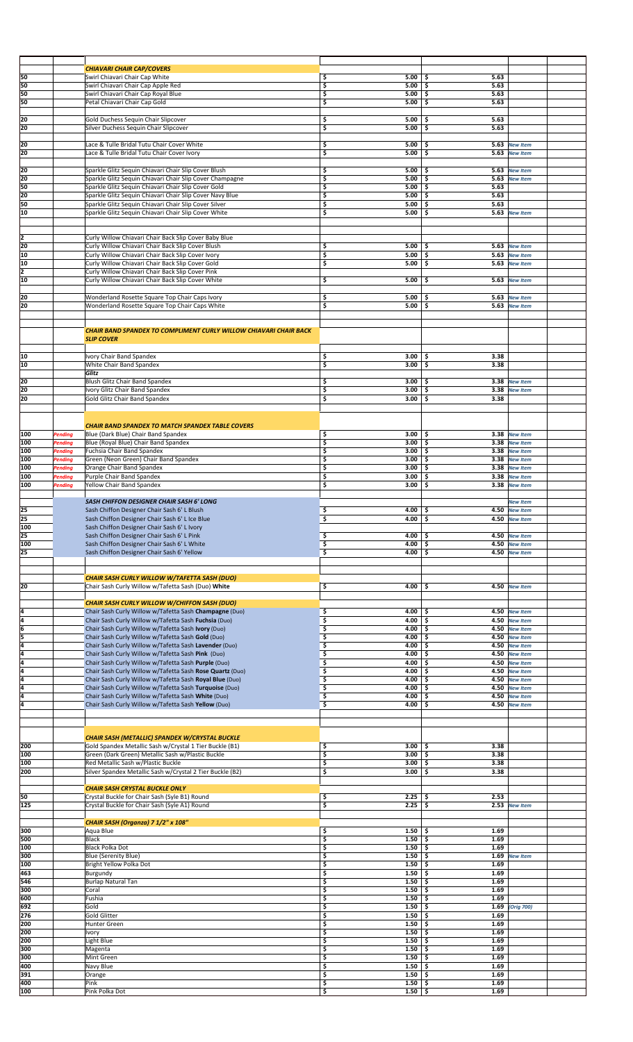| Qty | Status | Item | Price | Price | Note |
|---|---|---|---|---|---|
| | | ***CHIAVARI CHAIR CAP/COVERS*** | | | |
| 50 | | Swirl Chiavari Chair Cap White | $ 5.00 | $ 5.63 | |
| 50 | | Swirl Chiavari Chair Cap Apple Red | $ 5.00 | $ 5.63 | |
| 50 | | Swirl Chiavari Chair Cap Royal Blue | $ 5.00 | $ 5.63 | |
| 50 | | Petal Chiavari Chair Cap Gold | $ 5.00 | $ 5.63 | |
| | | | | | |
| 20 | | Gold Duchess Sequin Chair Slipcover | $ 5.00 | $ 5.63 | |
| 20 | | Silver Duchess Sequin Chair Slipcover | $ 5.00 | $ 5.63 | |
| | | | | | |
| 20 | | Lace & Tulle Bridal Tutu Chair Cover White | $ 5.00 | $ 5.63 | *New Item* |
| 20 | | Lace & Tulle Bridal Tutu Chair Cover Ivory | $ 5.00 | $ 5.63 | *New Item* |
| | | | | | |
| 20 | | Sparkle Glitz Sequin Chiavari Chair Slip Cover Blush | $ 5.00 | $ 5.63 | *New Item* |
| 20 | | Sparkle Glitz Sequin Chiavari Chair Slip Cover Champagne | $ 5.00 | $ 5.63 | *New Item* |
| 50 | | Sparkle Glitz Sequin Chiavari Chair Slip Cover Gold | $ 5.00 | $ 5.63 | |
| 20 | | Sparkle Glitz Sequin Chiavari Chair Slip Cover Navy Blue | $ 5.00 | $ 5.63 | |
| 50 | | Sparkle Glitz Sequin Chiavari Chair Slip Cover Silver | $ 5.00 | $ 5.63 | |
| 10 | | Sparkle Glitz Sequin Chiavari Chair Slip Cover White | $ 5.00 | $ 5.63 | *New Item* |
| | | | | | |
| 2 | | Curly Willow Chiavari Chair Back Slip Cover Baby Blue | | | |
| 20 | | Curly Willow Chiavari Chair Back Slip Cover Blush | $ 5.00 | $ 5.63 | *New Item* |
| 10 | | Curly Willow Chiavari Chair Back Slip Cover Ivory | $ 5.00 | $ 5.63 | *New Item* |
| 10 | | Curly Willow Chiavari Chair Back Slip Cover Gold | $ 5.00 | $ 5.63 | *New Item* |
| 2 | | Curly Willow Chiavari Chair Back Slip Cover Pink | | | |
| 10 | | Curly Willow Chiavari Chair Back Slip Cover White | $ 5.00 | $ 5.63 | *New Item* |
| | | | | | |
| 20 | | Wonderland Rosette Square Top Chair Caps Ivory | $ 5.00 | $ 5.63 | *New Item* |
| 20 | | Wonderland Rosette Square Top Chair Caps White | $ 5.00 | $ 5.63 | *New Item* |
| | | | | | |
| | | ***CHAIR BAND SPANDEX TO COMPLIMENT CURLY WILLOW CHIAVARI CHAIR BACK SLIP COVER*** | | | |
| 10 | | Ivory Chair Band Spandex | $ 3.00 | $ 3.38 | |
| 10 | | White Chair Band Spandex | $ 3.00 | $ 3.38 | |
| | | ***Glitz*** | | | |
| 20 | | Blush Glitz Chair Band Spandex | $ 3.00 | $ 3.38 | *New Item* |
| 20 | | Ivory Glitz Chair Band Spandex | $ 3.00 | $ 3.38 | *New Item* |
| 20 | | Gold Glitz Chair Band Spandex | $ 3.00 | $ 3.38 | |
| | | | | | |
| | | ***CHAIR BAND SPANDEX TO MATCH SPANDEX TABLE COVERS*** | | | |
| 100 | *Pending* | Blue (Dark Blue) Chair Band Spandex | $ 3.00 | $ 3.38 | *New Item* |
| 100 | *Pending* | Blue (Royal Blue) Chair Band Spandex | $ 3.00 | $ 3.38 | *New Item* |
| 100 | *Pending* | Fuchsia Chair Band Spandex | $ 3.00 | $ 3.38 | *New Item* |
| 100 | *Pending* | Green (Neon Green) Chair Band Spandex | $ 3.00 | $ 3.38 | *New Item* |
| 100 | *Pending* | Orange Chair Band Spandex | $ 3.00 | $ 3.38 | *New Item* |
| 100 | *Pending* | Purple Chair Band Spandex | $ 3.00 | $ 3.38 | *New Item* |
| 100 | *Pending* | Yellow Chair Band Spandex | $ 3.00 | $ 3.38 | *New Item* |
| | | | | | |
| | | ***SASH CHIFFON DESIGNER CHAIR SASH 6' LONG*** | | | *New Item* |
| 25 | | Sash Chiffon Designer Chair Sash 6' L Blush | $ 4.00 | $ 4.50 | *New Item* |
| 25 | | Sash Chiffon Designer Chair Sash 6' L Ice Blue | $ 4.00 | $ 4.50 | *New Item* |
| 100 | | Sash Chiffon Designer Chair Sash 6' L Ivory | | | |
| 25 | | Sash Chiffon Designer Chair Sash 6' L Pink | $ 4.00 | $ 4.50 | *New Item* |
| 100 | | Sash Chiffon Designer Chair Sash 6' L White | $ 4.00 | $ 4.50 | *New Item* |
| 25 | | Sash Chiffon Designer Chair Sash 6' Yellow | $ 4.00 | $ 4.50 | *New Item* |
| | | | | | |
| | | ***CHAIR SASH CURLY WILLOW W/TAFETTA SASH (DUO)*** | | | |
| 20 | | Chair Sash Curly Willow w/Tafetta Sash (Duo) **White** | $ 4.00 | $ 4.50 | *New Item* |
| | | | | | |
| | | ***CHAIR SASH CURLY WILLOW W/CHIFFON SASH (DUO)*** | | | |
| 4 | | Chair Sash Curly Willow w/Tafetta Sash **Champagne** (Duo) | $ 4.00 | $ 4.50 | *New Item* |
| 4 | | Chair Sash Curly Willow w/Tafetta Sash **Fuchsia** (Duo) | $ 4.00 | $ 4.50 | *New Item* |
| 6 | | Chair Sash Curly Willow w/Tafetta Sash **Ivory** (Duo) | $ 4.00 | $ 4.50 | *New Item* |
| 5 | | Chair Sash Curly Willow w/Tafetta Sash **Gold** (Duo) | $ 4.00 | $ 4.50 | *New Item* |
| 4 | | Chair Sash Curly Willow w/Tafetta Sash **Lavender** (Duo) | $ 4.00 | $ 4.50 | *New Item* |
| 4 | | Chair Sash Curly Willow w/Tafetta Sash **Pink** (Duo) | $ 4.00 | $ 4.50 | *New Item* |
| 4 | | Chair Sash Curly Willow w/Tafetta Sash **Purple** (Duo) | $ 4.00 | $ 4.50 | *New Item* |
| 4 | | Chair Sash Curly Willow w/Tafetta Sash **Rose Quartz** (Duo) | $ 4.00 | $ 4.50 | *New Item* |
| 4 | | Chair Sash Curly Willow w/Tafetta Sash **Royal Blue** (Duo) | $ 4.00 | $ 4.50 | *New Item* |
| 4 | | Chair Sash Curly Willow w/Tafetta Sash **Turquoise** (Duo) | $ 4.00 | $ 4.50 | *New Item* |
| 4 | | Chair Sash Curly Willow w/Tafetta Sash **White** (Duo) | $ 4.00 | $ 4.50 | *New Item* |
| 4 | | Chair Sash Curly Willow w/Tafetta Sash **Yellow** (Duo) | $ 4.00 | $ 4.50 | *New Item* |
| | | | | | |
| | | ***CHAIR SASH (METALLIC) SPANDEX W/CRYSTAL BUCKLE*** | | | |
| 200 | | Gold Spandex Metallic Sash w/Crystal 1 Tier Buckle (B1) | $ 3.00 | $ 3.38 | |
| 100 | | Green (Dark Green) Metallic Sash w/Plastic Buckle | $ 3.00 | $ 3.38 | |
| 100 | | Red Metallic Sash w/Plastic Buckle | $ 3.00 | $ 3.38 | |
| 200 | | Silver Spandex Metallic Sash w/Crystal 2 Tier Buckle (B2) | $ 3.00 | $ 3.38 | |
| | | | | | |
| | | ***CHAIR SASH CRYSTAL BUCKLE ONLY*** | | | |
| 50 | | Crystal Buckle for Chair Sash (Syle B1) Round | $ 2.25 | $ 2.53 | |
| 125 | | Crystal Buckle for Chair Sash (Syle A1) Round | $ 2.25 | $ 2.53 | *New Item* |
| | | | | | |
| | | ***CHAIR SASH (Organza) 7 1/2" x 108"*** | | | |
| 300 | | Aqua Blue | $ 1.50 | $ 1.69 | |
| 500 | | Black | $ 1.50 | $ 1.69 | |
| 100 | | Black Polka Dot | $ 1.50 | $ 1.69 | |
| 300 | | Blue (Serenity Blue) | $ 1.50 | $ 1.69 | *New Item* |
| 100 | | Bright Yellow Polka Dot | $ 1.50 | $ 1.69 | |
| 463 | | Burgundy | $ 1.50 | $ 1.69 | |
| 546 | | Burlap Natural Tan | $ 1.50 | $ 1.69 | |
| 300 | | Coral | $ 1.50 | $ 1.69 | |
| 600 | | Fushia | $ 1.50 | $ 1.69 | |
| 692 | | Gold | $ 1.50 | $ 1.69 | *(Orig 700)* |
| 276 | | Gold Glitter | $ 1.50 | $ 1.69 | |
| 200 | | Hunter Green | $ 1.50 | $ 1.69 | |
| 200 | | Ivory | $ 1.50 | $ 1.69 | |
| 200 | | Light Blue | $ 1.50 | $ 1.69 | |
| 300 | | Magenta | $ 1.50 | $ 1.69 | |
| 300 | | Mint Green | $ 1.50 | $ 1.69 | |
| 400 | | Navy Blue | $ 1.50 | $ 1.69 | |
| 391 | | Orange | $ 1.50 | $ 1.69 | |
| 400 | | Pink | $ 1.50 | $ 1.69 | |
| 100 | | Pink Polka Dot | $ 1.50 | $ 1.69 | |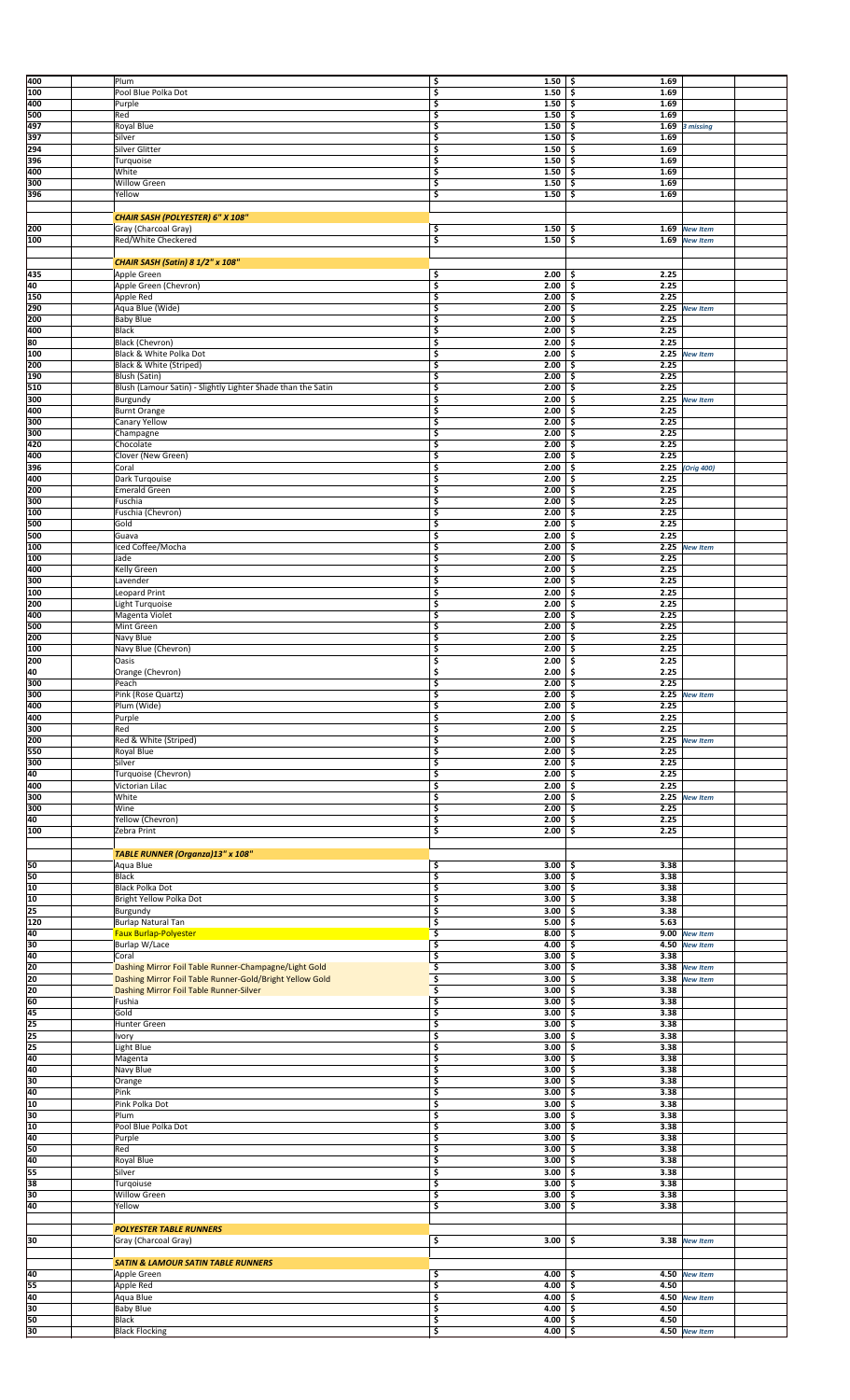| | | | | |
|---|---|---|---|---|
| 400 | Plum | $ 1.50 | $ 1.69 | |
| 100 | Pool Blue Polka Dot | $ 1.50 | $ 1.69 | |
| 400 | Purple | $ 1.50 | $ 1.69 | |
| 500 | Red | $ 1.50 | $ 1.69 | |
| 497 | Royal Blue | $ 1.50 | $ 1.69 | *3 missing* |
| 397 | Silver | $ 1.50 | $ 1.69 | |
| 294 | Silver Glitter | $ 1.50 | $ 1.69 | |
| 396 | Turquoise | $ 1.50 | $ 1.69 | |
| 400 | White | $ 1.50 | $ 1.69 | |
| 300 | Willow Green | $ 1.50 | $ 1.69 | |
| 396 | Yellow | $ 1.50 | $ 1.69 | |
| | | | | |
| | ***CHAIR SASH (POLYESTER) 6" X 108"*** | | | |
| 200 | Gray (Charcoal Gray) | $ 1.50 | $ 1.69 | *New Item* |
| 100 | Red/White Checkered | $ 1.50 | $ 1.69 | *New Item* |
| | | | | |
| | ***CHAIR SASH (Satin) 8 1/2" x 108"*** | | | |
| 435 | Apple Green | $ 2.00 | $ 2.25 | |
| 40 | Apple Green (Chevron) | $ 2.00 | $ 2.25 | |
| 150 | Apple Red | $ 2.00 | $ 2.25 | |
| 290 | Aqua Blue (Wide) | $ 2.00 | $ 2.25 | *New Item* |
| 200 | Baby Blue | $ 2.00 | $ 2.25 | |
| 400 | Black | $ 2.00 | $ 2.25 | |
| 80 | Black (Chevron) | $ 2.00 | $ 2.25 | |
| 100 | Black & White Polka Dot | $ 2.00 | $ 2.25 | *New Item* |
| 200 | Black & White (Striped) | $ 2.00 | $ 2.25 | |
| 190 | Blush (Satin) | $ 2.00 | $ 2.25 | |
| 510 | Blush (Lamour Satin) - Slightly Lighter Shade than the Satin | $ 2.00 | $ 2.25 | |
| 300 | Burgundy | $ 2.00 | $ 2.25 | *New Item* |
| 400 | Burnt Orange | $ 2.00 | $ 2.25 | |
| 300 | Canary Yellow | $ 2.00 | $ 2.25 | |
| 300 | Champagne | $ 2.00 | $ 2.25 | |
| 420 | Chocolate | $ 2.00 | $ 2.25 | |
| 400 | Clover (New Green) | $ 2.00 | $ 2.25 | |
| 396 | Coral | $ 2.00 | $ 2.25 | *(Orig 400)* |
| 400 | Dark Turqouise | $ 2.00 | $ 2.25 | |
| 200 | Emerald Green | $ 2.00 | $ 2.25 | |
| 300 | Fuschia | $ 2.00 | $ 2.25 | |
| 100 | Fuschia (Chevron) | $ 2.00 | $ 2.25 | |
| 500 | Gold | $ 2.00 | $ 2.25 | |
| 500 | Guava | $ 2.00 | $ 2.25 | |
| 100 | Iced Coffee/Mocha | $ 2.00 | $ 2.25 | *New Item* |
| 100 | Jade | $ 2.00 | $ 2.25 | |
| 400 | Kelly Green | $ 2.00 | $ 2.25 | |
| 300 | Lavender | $ 2.00 | $ 2.25 | |
| 100 | Leopard Print | $ 2.00 | $ 2.25 | |
| 200 | Light Turquoise | $ 2.00 | $ 2.25 | |
| 400 | Magenta Violet | $ 2.00 | $ 2.25 | |
| 500 | Mint Green | $ 2.00 | $ 2.25 | |
| 200 | Navy Blue | $ 2.00 | $ 2.25 | |
| 100 | Navy Blue (Chevron) | $ 2.00 | $ 2.25 | |
| 200 | Oasis | $ 2.00 | $ 2.25 | |
| 40 | Orange (Chevron) | $ 2.00 | $ 2.25 | |
| 300 | Peach | $ 2.00 | $ 2.25 | |
| 300 | Pink (Rose Quartz) | $ 2.00 | $ 2.25 | *New Item* |
| 400 | Plum (Wide) | $ 2.00 | $ 2.25 | |
| 400 | Purple | $ 2.00 | $ 2.25 | |
| 300 | Red | $ 2.00 | $ 2.25 | |
| 200 | Red & White (Striped) | $ 2.00 | $ 2.25 | *New Item* |
| 550 | Royal Blue | $ 2.00 | $ 2.25 | |
| 300 | Silver | $ 2.00 | $ 2.25 | |
| 40 | Turquoise (Chevron) | $ 2.00 | $ 2.25 | |
| 400 | Victorian Lilac | $ 2.00 | $ 2.25 | |
| 300 | White | $ 2.00 | $ 2.25 | *New Item* |
| 300 | Wine | $ 2.00 | $ 2.25 | |
| 40 | Yellow (Chevron) | $ 2.00 | $ 2.25 | |
| 100 | Zebra Print | $ 2.00 | $ 2.25 | |
| | | | | |
| | ***TABLE RUNNER (Organza)13" x 108"*** | | | |
| 50 | Aqua Blue | $ 3.00 | $ 3.38 | |
| 50 | Black | $ 3.00 | $ 3.38 | |
| 10 | Black Polka Dot | $ 3.00 | $ 3.38 | |
| 10 | Bright Yellow Polka Dot | $ 3.00 | $ 3.38 | |
| 25 | Burgundy | $ 3.00 | $ 3.38 | |
| 120 | Burlap Natural Tan | $ 5.00 | $ 5.63 | |
| 40 | Faux Burlap-Polyester | $ 8.00 | $ 9.00 | *New Item* |
| 30 | Burlap W/Lace | $ 4.00 | $ 4.50 | *New Item* |
| 40 | Coral | $ 3.00 | $ 3.38 | |
| 20 | Dashing Mirror Foil Table Runner-Champagne/Light Gold | $ 3.00 | $ 3.38 | *New Item* |
| 20 | Dashing Mirror Foil Table Runner-Gold/Bright Yellow Gold | $ 3.00 | $ 3.38 | *New Item* |
| 20 | Dashing Mirror Foil Table Runner-Silver | $ 3.00 | $ 3.38 | |
| 60 | Fushia | $ 3.00 | $ 3.38 | |
| 45 | Gold | $ 3.00 | $ 3.38 | |
| 25 | Hunter Green | $ 3.00 | $ 3.38 | |
| 25 | Ivory | $ 3.00 | $ 3.38 | |
| 25 | Light Blue | $ 3.00 | $ 3.38 | |
| 40 | Magenta | $ 3.00 | $ 3.38 | |
| 40 | Navy Blue | $ 3.00 | $ 3.38 | |
| 30 | Orange | $ 3.00 | $ 3.38 | |
| 40 | Pink | $ 3.00 | $ 3.38 | |
| 10 | Pink Polka Dot | $ 3.00 | $ 3.38 | |
| 30 | Plum | $ 3.00 | $ 3.38 | |
| 10 | Pool Blue Polka Dot | $ 3.00 | $ 3.38 | |
| 40 | Purple | $ 3.00 | $ 3.38 | |
| 50 | Red | $ 3.00 | $ 3.38 | |
| 40 | Royal Blue | $ 3.00 | $ 3.38 | |
| 55 | Silver | $ 3.00 | $ 3.38 | |
| 38 | Turqoiuse | $ 3.00 | $ 3.38 | |
| 30 | Willow Green | $ 3.00 | $ 3.38 | |
| 40 | Yellow | $ 3.00 | $ 3.38 | |
| | | | | |
| | ***POLYESTER TABLE RUNNERS*** | | | |
| 30 | Gray (Charcoal Gray) | $ 3.00 | $ 3.38 | *New Item* |
| | | | | |
| | ***SATIN & LAMOUR SATIN TABLE RUNNERS*** | | | |
| 40 | Apple Green | $ 4.00 | $ 4.50 | *New Item* |
| 55 | Apple Red | $ 4.00 | $ 4.50 | |
| 40 | Aqua Blue | $ 4.00 | $ 4.50 | *New Item* |
| 30 | Baby Blue | $ 4.00 | $ 4.50 | |
| 50 | Black | $ 4.00 | $ 4.50 | |
| 30 | Black Flocking | $ 4.00 | $ 4.50 | *New Item* |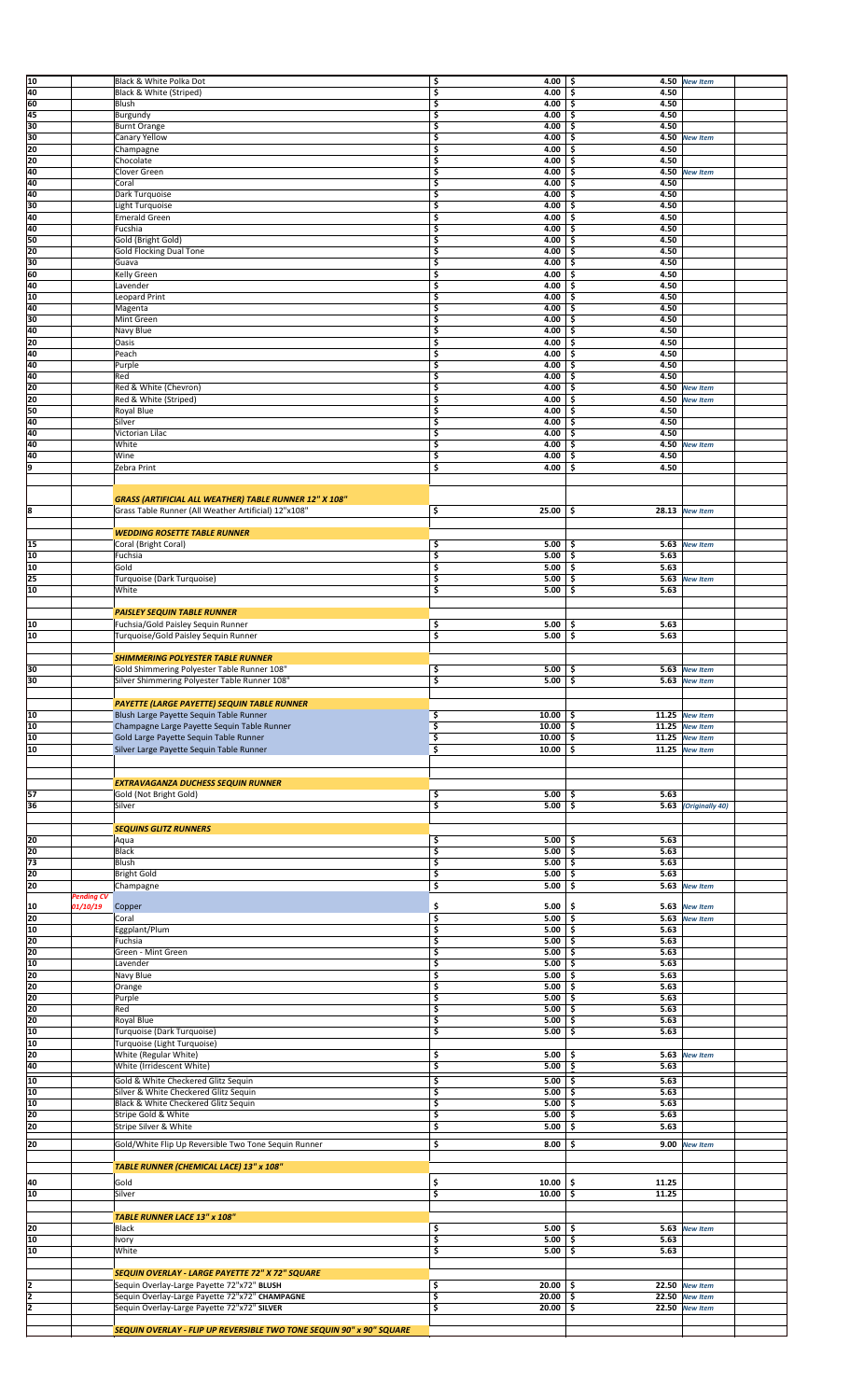| Qty | | Item | Price | Price | Notes |
|---|---|---|---|---|---|
| 10 | | Black & White Polka Dot | $ 4.00 | $ 4.50 | *New Item* |
| 40 | | Black & White (Striped) | $ 4.00 | $ 4.50 | |
| 60 | | Blush | $ 4.00 | $ 4.50 | |
| 45 | | Burgundy | $ 4.00 | $ 4.50 | |
| 30 | | Burnt Orange | $ 4.00 | $ 4.50 | |
| 30 | | Canary Yellow | $ 4.00 | $ 4.50 | *New Item* |
| 20 | | Champagne | $ 4.00 | $ 4.50 | |
| 20 | | Chocolate | $ 4.00 | $ 4.50 | |
| 40 | | Clover Green | $ 4.00 | $ 4.50 | *New Item* |
| 40 | | Coral | $ 4.00 | $ 4.50 | |
| 40 | | Dark Turquoise | $ 4.00 | $ 4.50 | |
| 30 | | Light Turquoise | $ 4.00 | $ 4.50 | |
| 40 | | Emerald Green | $ 4.00 | $ 4.50 | |
| 40 | | Fucshia | $ 4.00 | $ 4.50 | |
| 50 | | Gold (Bright Gold) | $ 4.00 | $ 4.50 | |
| 20 | | Gold Flocking Dual Tone | $ 4.00 | $ 4.50 | |
| 30 | | Guava | $ 4.00 | $ 4.50 | |
| 60 | | Kelly Green | $ 4.00 | $ 4.50 | |
| 40 | | Lavender | $ 4.00 | $ 4.50 | |
| 10 | | Leopard Print | $ 4.00 | $ 4.50 | |
| 40 | | Magenta | $ 4.00 | $ 4.50 | |
| 30 | | Mint Green | $ 4.00 | $ 4.50 | |
| 40 | | Navy Blue | $ 4.00 | $ 4.50 | |
| 20 | | Oasis | $ 4.00 | $ 4.50 | |
| 40 | | Peach | $ 4.00 | $ 4.50 | |
| 40 | | Purple | $ 4.00 | $ 4.50 | |
| 40 | | Red | $ 4.00 | $ 4.50 | |
| 20 | | Red & White (Chevron) | $ 4.00 | $ 4.50 | *New Item* |
| 20 | | Red & White (Striped) | $ 4.00 | $ 4.50 | *New Item* |
| 50 | | Royal Blue | $ 4.00 | $ 4.50 | |
| 40 | | Silver | $ 4.00 | $ 4.50 | |
| 40 | | Victorian Lilac | $ 4.00 | $ 4.50 | |
| 40 | | White | $ 4.00 | $ 4.50 | *New Item* |
| 40 | | Wine | $ 4.00 | $ 4.50 | |
| 9 | | Zebra Print | $ 4.00 | $ 4.50 | |
| | | | | | |
| | | ***GRASS (ARTIFICIAL ALL WEATHER) TABLE RUNNER 12" X 108"*** | | | |
| 8 | | Grass Table Runner (All Weather Artificial) 12"x108" | $ 25.00 | $ 28.13 | *New Item* |
| | | | | | |
| | | ***WEDDING ROSETTE TABLE RUNNER*** | | | |
| 15 | | Coral (Bright Coral) | $ 5.00 | $ 5.63 | *New Item* |
| 10 | | Fuchsia | $ 5.00 | $ 5.63 | |
| 10 | | Gold | $ 5.00 | $ 5.63 | |
| 25 | | Turquoise (Dark Turquoise) | $ 5.00 | $ 5.63 | *New Item* |
| 10 | | White | $ 5.00 | $ 5.63 | |
| | | | | | |
| | | ***PAISLEY SEQUIN TABLE RUNNER*** | | | |
| 10 | | Fuchsia/Gold Paisley Sequin Runner | $ 5.00 | $ 5.63 | |
| 10 | | Turquoise/Gold Paisley Sequin Runner | $ 5.00 | $ 5.63 | |
| | | | | | |
| | | ***SHIMMERING POLYESTER TABLE RUNNER*** | | | |
| 30 | | Gold Shimmering Polyester Table Runner 108" | $ 5.00 | $ 5.63 | *New Item* |
| 30 | | Silver Shimmering Polyester Table Runner 108" | $ 5.00 | $ 5.63 | *New Item* |
| | | | | | |
| | | ***PAYETTE (LARGE PAYETTE) SEQUIN TABLE RUNNER*** | | | |
| 10 | | Blush Large Payette Sequin Table Runner | $ 10.00 | $ 11.25 | *New Item* |
| 10 | | Champagne Large Payette Sequin Table Runner | $ 10.00 | $ 11.25 | *New Item* |
| 10 | | Gold Large Payette Sequin Table Runner | $ 10.00 | $ 11.25 | *New Item* |
| 10 | | Silver Large Payette Sequin Table Runner | $ 10.00 | $ 11.25 | *New Item* |
| | | | | | |
| | | ***EXTRAVAGANZA DUCHESS SEQUIN RUNNER*** | | | |
| 57 | | Gold (Not Bright Gold) | $ 5.00 | $ 5.63 | |
| 36 | | Silver | $ 5.00 | $ 5.63 | *(Originally 40)* |
| | | | | | |
| | | ***SEQUINS GLITZ RUNNERS*** | | | |
| 20 | | Aqua | $ 5.00 | $ 5.63 | |
| 20 | | Black | $ 5.00 | $ 5.63 | |
| 73 | | Blush | $ 5.00 | $ 5.63 | |
| 20 | | Bright Gold | $ 5.00 | $ 5.63 | |
| 20 | | Champagne | $ 5.00 | $ 5.63 | *New Item* |
| 10 | *Pending CV 01/10/19* | Copper | $ 5.00 | $ 5.63 | *New Item* |
| 20 | | Coral | $ 5.00 | $ 5.63 | *New Item* |
| 10 | | Eggplant/Plum | $ 5.00 | $ 5.63 | |
| 20 | | Fuchsia | $ 5.00 | $ 5.63 | |
| 20 | | Green - Mint Green | $ 5.00 | $ 5.63 | |
| 10 | | Lavender | $ 5.00 | $ 5.63 | |
| 20 | | Navy Blue | $ 5.00 | $ 5.63 | |
| 20 | | Orange | $ 5.00 | $ 5.63 | |
| 20 | | Purple | $ 5.00 | $ 5.63 | |
| 20 | | Red | $ 5.00 | $ 5.63 | |
| 20 | | Royal Blue | $ 5.00 | $ 5.63 | |
| 10 | | Turquoise (Dark Turquoise) | $ 5.00 | $ 5.63 | |
| 10 | | Turquoise (Light Turquoise) | | | |
| 20 | | White (Regular White) | $ 5.00 | $ 5.63 | *New Item* |
| 40 | | White (Irridescent White) | $ 5.00 | $ 5.63 | |
| 10 | | Gold & White Checkered Glitz Sequin | $ 5.00 | $ 5.63 | |
| 10 | | Silver & White Checkered Glitz Sequin | $ 5.00 | $ 5.63 | |
| 10 | | Black & White Checkered Glitz Sequin | $ 5.00 | $ 5.63 | |
| 20 | | Stripe Gold & White | $ 5.00 | $ 5.63 | |
| 20 | | Stripe Silver & White | $ 5.00 | $ 5.63 | |
| 20 | | Gold/White Flip Up Reversible Two Tone Sequin Runner | $ 8.00 | $ 9.00 | *New Item* |
| | | | | | |
| | | ***TABLE RUNNER (CHEMICAL LACE) 13" x 108"*** | | | |
| 40 | | Gold | $ 10.00 | $ 11.25 | |
| 10 | | Silver | $ 10.00 | $ 11.25 | |
| | | | | | |
| | | ***TABLE RUNNER LACE 13" x 108"*** | | | |
| 20 | | Black | $ 5.00 | $ 5.63 | *New Item* |
| 10 | | Ivory | $ 5.00 | $ 5.63 | |
| 10 | | White | $ 5.00 | $ 5.63 | |
| | | | | | |
| | | ***SEQUIN OVERLAY - LARGE PAYETTE 72" X 72" SQUARE*** | | | |
| 2 | | Sequin Overlay-Large Payette 72"x72" **BLUSH** | $ 20.00 | $ 22.50 | *New Item* |
| 2 | | Sequin Overlay-Large Payette 72"x72" **CHAMPAGNE** | $ 20.00 | $ 22.50 | *New Item* |
| 2 | | Sequin Overlay-Large Payette 72"x72" **SILVER** | $ 20.00 | $ 22.50 | *New Item* |
| | | | | | |
| | | ***SEQUIN OVERLAY - FLIP UP REVERSIBLE TWO TONE SEQUIN 90" x 90" SQUARE*** | | | |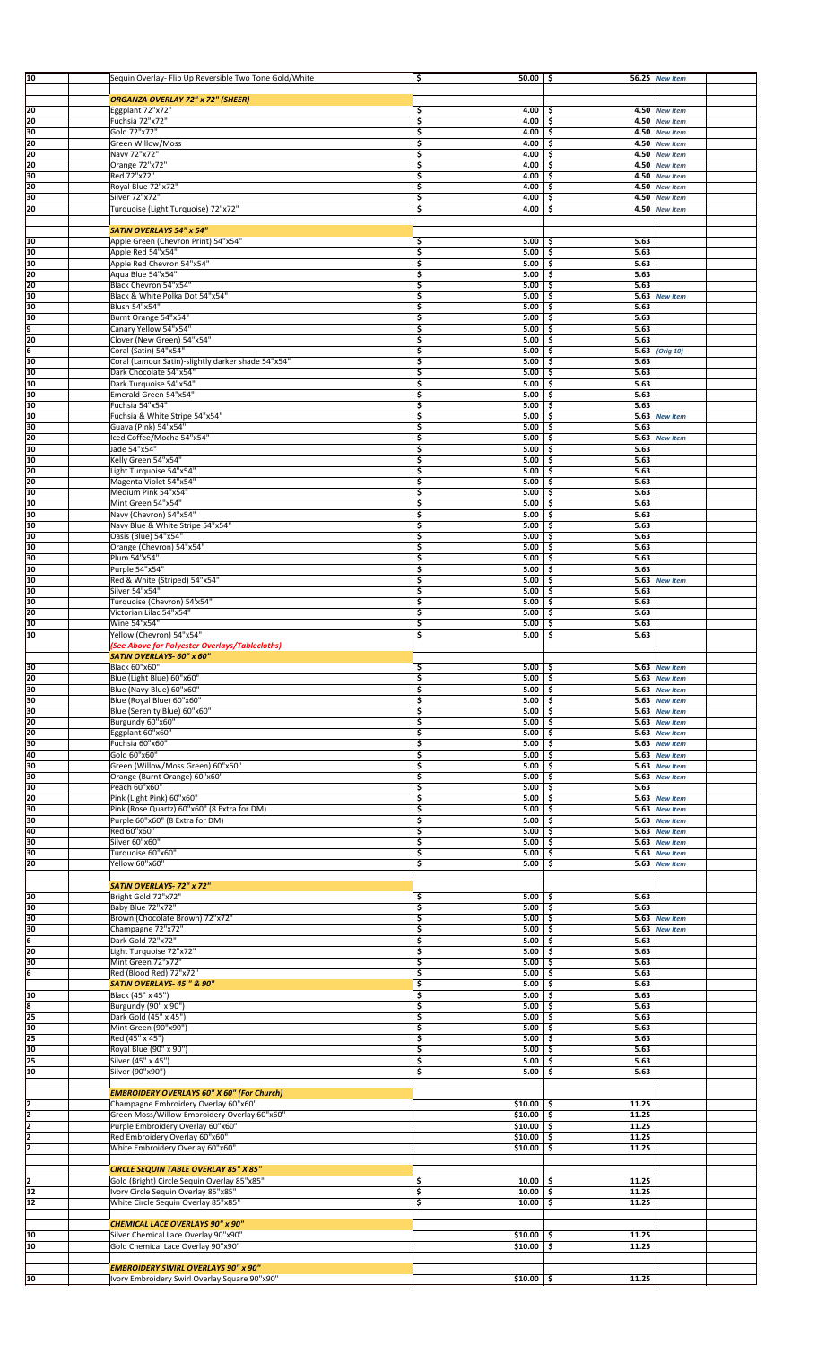| Qty | Description | Price | New Price | Note |
|---|---|---|---|---|
| 10 | Sequin Overlay- Flip Up Reversible Two Tone Gold/White | $ 50.00 | $ 56.25 | New Item |
| | ***ORGANZA OVERLAY 72" x 72" (SHEER)*** | | | |
| 20 | Eggplant 72"x72" | $ 4.00 | $ 4.50 | New Item |
| 20 | Fuchsia 72"x72" | $ 4.00 | $ 4.50 | New Item |
| 30 | Gold 72"x72" | $ 4.00 | $ 4.50 | New Item |
| 20 | Green Willow/Moss | $ 4.00 | $ 4.50 | New Item |
| 20 | Navy 72"x72" | $ 4.00 | $ 4.50 | New Item |
| 20 | Orange 72"x72" | $ 4.00 | $ 4.50 | New Item |
| 30 | Red 72"x72" | $ 4.00 | $ 4.50 | New Item |
| 20 | Royal Blue 72"x72" | $ 4.00 | $ 4.50 | New Item |
| 30 | Silver 72"x72" | $ 4.00 | $ 4.50 | New Item |
| 20 | Turquoise (Light Turquoise) 72"x72" | $ 4.00 | $ 4.50 | New Item |
| | ***SATIN OVERLAYS 54" x 54"*** | | | |
| 10 | Apple Green (Chevron Print) 54"x54" | $ 5.00 | $ 5.63 | |
| 10 | Apple Red 54"x54" | $ 5.00 | $ 5.63 | |
| 10 | Apple Red Chevron 54"x54" | $ 5.00 | $ 5.63 | |
| 20 | Aqua Blue 54"x54" | $ 5.00 | $ 5.63 | |
| 20 | Black Chevron 54"x54" | $ 5.00 | $ 5.63 | |
| 10 | Black & White Polka Dot 54"x54" | $ 5.00 | $ 5.63 | New Item |
| 10 | Blush 54"x54" | $ 5.00 | $ 5.63 | |
| 10 | Burnt Orange 54"x54" | $ 5.00 | $ 5.63 | |
| 9 | Canary Yellow 54"x54" | $ 5.00 | $ 5.63 | |
| 20 | Clover (New Green) 54"x54" | $ 5.00 | $ 5.63 | |
| 6 | Coral (Satin) 54"x54" | $ 5.00 | $ 5.63 | (Orig 10) |
| 10 | Coral (Lamour Satin)-slightly darker shade 54"x54" | $ 5.00 | $ 5.63 | |
| 10 | Dark Chocolate 54"x54" | $ 5.00 | $ 5.63 | |
| 10 | Dark Turquoise 54"x54" | $ 5.00 | $ 5.63 | |
| 10 | Emerald Green 54"x54" | $ 5.00 | $ 5.63 | |
| 10 | Fuchsia 54"x54" | $ 5.00 | $ 5.63 | |
| 10 | Fuchsia & White Stripe 54"x54" | $ 5.00 | $ 5.63 | New Item |
| 30 | Guava (Pink) 54"x54" | $ 5.00 | $ 5.63 | |
| 20 | Iced Coffee/Mocha 54"x54" | $ 5.00 | $ 5.63 | New Item |
| 10 | Jade 54"x54" | $ 5.00 | $ 5.63 | |
| 10 | Kelly Green 54"x54" | $ 5.00 | $ 5.63 | |
| 20 | Light Turquoise 54"x54" | $ 5.00 | $ 5.63 | |
| 20 | Magenta Violet 54"x54" | $ 5.00 | $ 5.63 | |
| 10 | Medium Pink 54"x54" | $ 5.00 | $ 5.63 | |
| 10 | Mint Green 54"x54" | $ 5.00 | $ 5.63 | |
| 10 | Navy (Chevron) 54"x54" | $ 5.00 | $ 5.63 | |
| 10 | Navy Blue & White Stripe 54"x54" | $ 5.00 | $ 5.63 | |
| 10 | Oasis (Blue) 54"x54" | $ 5.00 | $ 5.63 | |
| 10 | Orange (Chevron) 54"x54" | $ 5.00 | $ 5.63 | |
| 30 | Plum 54"x54" | $ 5.00 | $ 5.63 | |
| 10 | Purple 54"x54" | $ 5.00 | $ 5.63 | |
| 10 | Red & White (Striped) 54"x54" | $ 5.00 | $ 5.63 | New Item |
| 10 | Silver 54"x54" | $ 5.00 | $ 5.63 | |
| 10 | Turquoise (Chevron) 54'x54" | $ 5.00 | $ 5.63 | |
| 20 | Victorian Lilac 54"x54" | $ 5.00 | $ 5.63 | |
| 10 | Wine 54"x54" | $ 5.00 | $ 5.63 | |
| 10 | Yellow (Chevron) 54"x54" | $ 5.00 | $ 5.63 | |
| | ***(See Above for Polyester Overlays/Tablecloths)*** | | | |
| | ***SATIN OVERLAYS- 60" x 60"*** | | | |
| 30 | Black 60"x60" | $ 5.00 | $ 5.63 | New Item |
| 20 | Blue (Light Blue) 60"x60" | $ 5.00 | $ 5.63 | New Item |
| 30 | Blue (Navy Blue) 60"x60" | $ 5.00 | $ 5.63 | New Item |
| 30 | Blue (Royal Blue) 60"x60" | $ 5.00 | $ 5.63 | New Item |
| 30 | Blue (Serenity Blue) 60"x60" | $ 5.00 | $ 5.63 | New Item |
| 20 | Burgundy 60"x60" | $ 5.00 | $ 5.63 | New Item |
| 20 | Eggplant 60"x60" | $ 5.00 | $ 5.63 | New Item |
| 30 | Fuchsia 60"x60" | $ 5.00 | $ 5.63 | New Item |
| 40 | Gold 60"x60" | $ 5.00 | $ 5.63 | New Item |
| 30 | Green (Willow/Moss Green) 60"x60" | $ 5.00 | $ 5.63 | New Item |
| 30 | Orange (Burnt Orange) 60"x60" | $ 5.00 | $ 5.63 | New Item |
| 10 | Peach 60"x60" | $ 5.00 | $ 5.63 | |
| 20 | Pink (Light Pink) 60"x60" | $ 5.00 | $ 5.63 | New Item |
| 30 | Pink (Rose Quartz) 60"x60" (8 Extra for DM) | $ 5.00 | $ 5.63 | New Item |
| 30 | Purple 60"x60" (8 Extra for DM) | $ 5.00 | $ 5.63 | New Item |
| 40 | Red 60"x60" | $ 5.00 | $ 5.63 | New Item |
| 30 | Silver 60"x60" | $ 5.00 | $ 5.63 | New Item |
| 30 | Turquoise 60"x60" | $ 5.00 | $ 5.63 | New Item |
| 20 | Yellow 60"x60" | $ 5.00 | $ 5.63 | New Item |
| | ***SATIN OVERLAYS- 72" x 72"*** | | | |
| 20 | Bright Gold 72"x72" | $ 5.00 | $ 5.63 | |
| 10 | Baby Blue 72"x72" | $ 5.00 | $ 5.63 | |
| 30 | Brown (Chocolate Brown) 72"x72" | $ 5.00 | $ 5.63 | New Item |
| 30 | Champagne 72"x72" | $ 5.00 | $ 5.63 | New Item |
| 6 | Dark Gold 72"x72" | $ 5.00 | $ 5.63 | |
| 20 | Light Turquoise 72"x72" | $ 5.00 | $ 5.63 | |
| 30 | Mint Green 72"x72" | $ 5.00 | $ 5.63 | |
| 6 | Red (Blood Red) 72"x72" | $ 5.00 | $ 5.63 | |
| | ***SATIN OVERLAYS- 45 " & 90"*** | $ 5.00 | $ 5.63 | |
| 10 | Black (45" x 45") | $ 5.00 | $ 5.63 | |
| 8 | Burgundy (90" x 90") | $ 5.00 | $ 5.63 | |
| 25 | Dark Gold (45" x 45") | $ 5.00 | $ 5.63 | |
| 10 | Mint Green (90"x90") | $ 5.00 | $ 5.63 | |
| 25 | Red (45" x 45") | $ 5.00 | $ 5.63 | |
| 10 | Royal Blue (90" x 90") | $ 5.00 | $ 5.63 | |
| 25 | Silver (45" x 45") | $ 5.00 | $ 5.63 | |
| 10 | Silver (90"x90") | $ 5.00 | $ 5.63 | |
| | ***EMBROIDERY OVERLAYS 60" X 60" (For Church)*** | | | |
| 2 | Champagne Embroidery Overlay 60"x60" | $10.00 | $ 11.25 | |
| 2 | Green Moss/Willow Embroidery Overlay 60"x60" | $10.00 | $ 11.25 | |
| 2 | Purple Embroidery Overlay 60"x60" | $10.00 | $ 11.25 | |
| 2 | Red Embroidery Overlay 60"x60" | $10.00 | $ 11.25 | |
| 2 | White Embroidery Overlay 60"x60" | $10.00 | $ 11.25 | |
| | ***CIRCLE SEQUIN TABLE OVERLAY 85" X 85"*** | | | |
| 2 | Gold (Bright) Circle Sequin Overlay 85"x85" | $ 10.00 | $ 11.25 | |
| 12 | Ivory Circle Sequin Overlay 85"x85" | $ 10.00 | $ 11.25 | |
| 12 | White Circle Sequin Overlay 85"x85" | $ 10.00 | $ 11.25 | |
| | ***CHEMICAL LACE OVERLAYS 90" x 90"*** | | | |
| 10 | Silver Chemical Lace Overlay 90"x90" | $10.00 | $ 11.25 | |
| 10 | Gold Chemical Lace Overlay 90"x90" | $10.00 | $ 11.25 | |
| | ***EMBROIDERY SWIRL OVERLAYS 90" x 90"*** | | | |
| 10 | Ivory Embroidery Swirl Overlay Square 90"x90" | $10.00 | $ 11.25 | |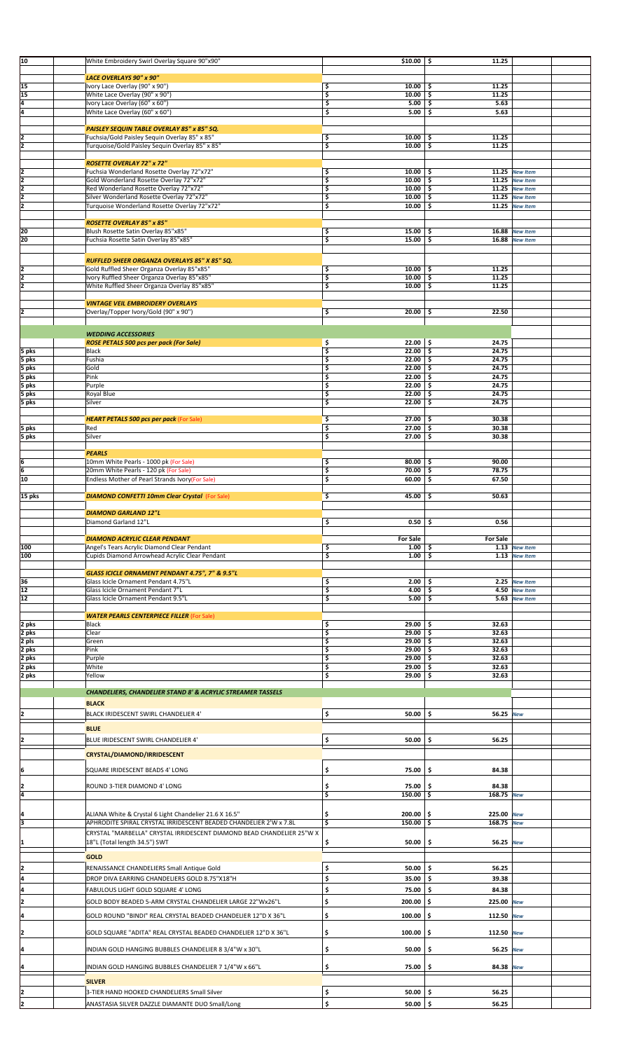| Qty | Item | Price | Price | Note |
|---|---|---|---|---|
| 10 | White Embroidery Swirl Overlay Square 90"x90" | $10.00 | $ 11.25 | |
| | **LACE OVERLAYS 90" x 90"** | | | |
| 15 | Ivory Lace Overlay (90" x 90") | $ 10.00 | $ 11.25 | |
| 15 | White Lace Overlay (90" x 90") | $ 10.00 | $ 11.25 | |
| 4 | Ivory Lace Overlay (60" x 60") | $ 5.00 | $ 5.63 | |
| 4 | White Lace Overlay (60" x 60") | $ 5.00 | $ 5.63 | |
| | **PAISLEY SEQUIN TABLE OVERLAY 85" x 85" SQ.** | | | |
| 2 | Fuchsia/Gold Paisley Sequin Overlay 85" x 85" | $ 10.00 | $ 11.25 | |
| 2 | Turquoise/Gold Paisley Sequin Overlay 85" x 85" | $ 10.00 | $ 11.25 | |
| | **ROSETTE OVERLAY 72" x 72"** | | | |
| 2 | Fuchsia Wonderland Rosette Overlay 72"x72" | $ 10.00 | $ 11.25 | *New Item* |
| 2 | Gold Wonderland Rosette Overlay 72"x72" | $ 10.00 | $ 11.25 | *New Item* |
| 2 | Red Wonderland Rosette Overlay 72"x72" | $ 10.00 | $ 11.25 | *New Item* |
| 2 | Silver Wonderland Rosette Overlay 72"x72" | $ 10.00 | $ 11.25 | *New Item* |
| 2 | Turquoise Wonderland Rosette Overlay 72"x72" | $ 10.00 | $ 11.25 | *New Item* |
| | **ROSETTE OVERLAY 85" x 85"** | | | |
| 20 | Blush Rosette Satin Overlay 85"x85" | $ 15.00 | $ 16.88 | *New Item* |
| 20 | Fuchsia Rosette Satin Overlay 85"x85" | $ 15.00 | $ 16.88 | *New Item* |
| | **RUFFLED SHEER ORGANZA OVERLAYS 85" X 85" SQ.** | | | |
| 2 | Gold Ruffled Sheer Organza Overlay 85"x85" | $ 10.00 | $ 11.25 | |
| 2 | Ivory Ruffled Sheer Organza Overlay 85"x85" | $ 10.00 | $ 11.25 | |
| 2 | White Ruffled Sheer Organza Overlay 85"x85" | $ 10.00 | $ 11.25 | |
| | **VINTAGE VEIL EMBROIDERY OVERLAYS** | | | |
| 2 | Overlay/Topper Ivory/Gold (90" x 90") | $ 20.00 | $ 22.50 | |
| | **WEDDING ACCESSORIES** | | | |
| | **ROSE PETALS 500 pcs per pack (For Sale)** | $ 22.00 | $ 24.75 | |
| 5 pks | Black | $ 22.00 | $ 24.75 | |
| 5 pks | Fushia | $ 22.00 | $ 24.75 | |
| 5 pks | Gold | $ 22.00 | $ 24.75 | |
| 5 pks | Pink | $ 22.00 | $ 24.75 | |
| 5 pks | Purple | $ 22.00 | $ 24.75 | |
| 5 pks | Royal Blue | $ 22.00 | $ 24.75 | |
| 5 pks | Silver | $ 22.00 | $ 24.75 | |
| | **HEART PETALS 500 pcs per pack** (For Sale) | $ 27.00 | $ 30.38 | |
| 5 pks | Red | $ 27.00 | $ 30.38 | |
| 5 pks | Silver | $ 27.00 | $ 30.38 | |
| | **PEARLS** | | | |
| 6 | 10mm White Pearls - 1000 pk (For Sale) | $ 80.00 | $ 90.00 | |
| 6 | 20mm White Pearls - 120 pk (For Sale) | $ 70.00 | $ 78.75 | |
| 10 | Endless Mother of Pearl Strands Ivory(For Sale) | $ 60.00 | $ 67.50 | |
| 15 pks | **DIAMOND CONFETTI 10mm Clear Crystal** (For Sale) | $ 45.00 | $ 50.63 | |
| | **DIAMOND GARLAND 12"L** | | | |
| | Diamond Garland 12"L | $ 0.50 | $ 0.56 | |
| | **DIAMOND ACRYLIC CLEAR PENDANT** | For Sale | For Sale | |
| 100 | Angel's Tears Acrylic Diamond Clear Pendant | $ 1.00 | $ 1.13 | *New Item* |
| 100 | Cupids Diamond Arrowhead Acrylic Clear Pendant | $ 1.00 | $ 1.13 | *New Item* |
| | **GLASS ICICLE ORNAMENT PENDANT 4.75", 7" & 9.5"L** | | | |
| 36 | Glass Icicle Ornament Pendant 4.75"L | $ 2.00 | $ 2.25 | *New Item* |
| 12 | Glass Icicle Ornament Pendant 7"L | $ 4.00 | $ 4.50 | *New Item* |
| 12 | Glass Icicle Ornament Pendant 9.5"L | $ 5.00 | $ 5.63 | *New Item* |
| | **WATER PEARLS CENTERPIECE FILLER** (For Sale) | | | |
| 2 pks | Black | $ 29.00 | $ 32.63 | |
| 2 pks | Clear | $ 29.00 | $ 32.63 | |
| 2 pls | Green | $ 29.00 | $ 32.63 | |
| 2 pks | Pink | $ 29.00 | $ 32.63 | |
| 2 pks | Purple | $ 29.00 | $ 32.63 | |
| 2 pks | White | $ 29.00 | $ 32.63 | |
| 2 pks | Yellow | $ 29.00 | $ 32.63 | |
| | **CHANDELIERS, CHANDELIER STAND 8' & ACRYLIC STREAMER TASSELS** | | | |
| | **BLACK** | | | |
| 2 | BLACK IRIDESCENT SWIRL CHANDELIER 4' | $ 50.00 | $ 56.25 | *New* |
| | **BLUE** | | | |
| 2 | BLUE IRIDESCENT SWIRL CHANDELIER 4' | $ 50.00 | $ 56.25 | |
| | **CRYSTAL/DIAMOND/IRRIDESCENT** | | | |
| 6 | SQUARE IRIDESCENT BEADS 4' LONG | $ 75.00 | $ 84.38 | |
| 2 | ROUND 3-TIER DIAMOND 4' LONG | $ 75.00 | $ 84.38 | |
| 4 | | $ 150.00 | $ 168.75 | *New* |
| 4 | ALIANA White & Crystal 6 Light Chandelier 21.6 X 16.5" | $ 200.00 | $ 225.00 | *New* |
| 3 | APHRODITE SPIRAL CRYSTAL IRRIDESCENT BEADED CHANDELIER 2'W x 7.8L | $ 150.00 | $ 168.75 | *New* |
| 1 | CRYSTAL "MARBELLA" CRYSTAL IRRIDESCENT DIAMOND BEAD CHANDELIER 25"W X 18"L (Total length 34.5") SWT | $ 50.00 | $ 56.25 | *New* |
| | **GOLD** | | | |
| 2 | RENAISSANCE CHANDELIERS Small Antique Gold | $ 50.00 | $ 56.25 | |
| 4 | DROP DIVA EARRING CHANDELIERS GOLD 8.75"X18"H | $ 35.00 | $ 39.38 | |
| 4 | FABULOUS LIGHT GOLD SQUARE 4' LONG | $ 75.00 | $ 84.38 | |
| 2 | GOLD BODY BEADED 5-ARM CRYSTAL CHANDELIER LARGE 22"Wx26"L | $ 200.00 | $ 225.00 | *New* |
| 4 | GOLD ROUND "BINDI" REAL CRYSTAL BEADED CHANDELIER 12"D X 36"L | $ 100.00 | $ 112.50 | *New* |
| 2 | GOLD SQUARE "ADITA" REAL CRYSTAL BEADED CHANDELIER 12"D X 36"L | $ 100.00 | $ 112.50 | *New* |
| 4 | INDIAN GOLD HANGING BUBBLES CHANDELIER 8 3/4"W x 30"L | $ 50.00 | $ 56.25 | *New* |
| 4 | INDIAN GOLD HANGING BUBBLES CHANDELIER 7 1/4"W x 66"L | $ 75.00 | $ 84.38 | *New* |
| | **SILVER** | | | |
| 2 | 3-TIER HAND HOOKED CHANDELIERS Small Silver | $ 50.00 | $ 56.25 | |
| 2 | ANASTASIA SILVER DAZZLE DIAMANTE DUO Small/Long | $ 50.00 | $ 56.25 | |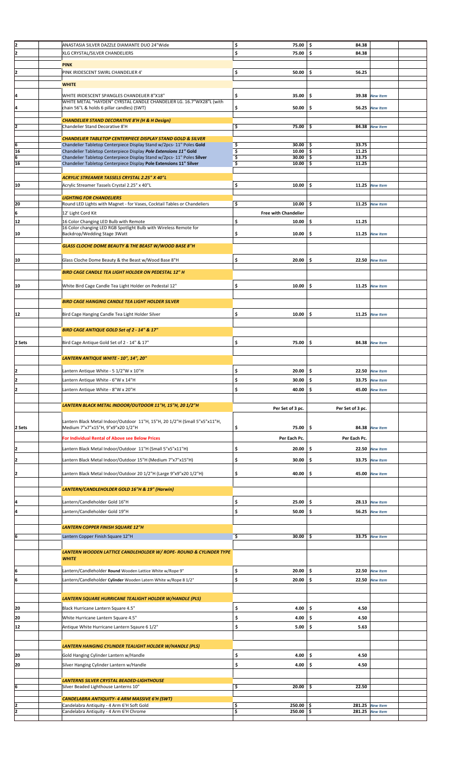| Qty | | Description | Price | Price | Note | |
|---|---|---|---|---|---|---|
| 2 | | ANASTASIA SILVER DAZZLE DIAMANTE DUO 24"Wide | $ 75.00 | $ 84.38 | | |
| 2 | | XLG CRYSTAL/SILVER CHANDELIERS | $ 75.00 | $ 84.38 | | |
| | | **PINK** | | | | |
| 2 | | PINK IRIDESCENT SWIRL CHANDELIER 4' | $ 50.00 | $ 56.25 | | |
| | | **WHITE** | | | | |
| 4 | | WHITE IRIDESCENT SPANGLES CHANDELIER 8"X18" | $ 35.00 | $ 39.38 | *New Item* | |
| 4 | | WHITE METAL "HAYDEN" CYRSTAL CANDLE CHANDELIER LG. 16.7"WX28"L (with chain 56"L & holds 6 pillar candles) (SWT) | $ 50.00 | $ 56.25 | *New Item* | |
| | | ***CHANDELIER STAND DECORATIVE 8'H (H & H Design)*** | | | | |
| 2 | | Chandelier Stand Decorative 8'H | $ 75.00 | $ 84.38 | *New Item* | |
| | | ***CHANDELIER TABLETOP CENTERPIECE DISPLAY STAND GOLD & SILVER*** | | | | |
| 6 | | Chandelier Tabletop Centerpiece Display Stand w/2pcs- 11" Poles **Gold** | $ 30.00 | $ 33.75 | | |
| 16 | | Chandelier Tabletop Centerpiece Display ***Pole Extensions 11" Gold*** | $ 10.00 | $ 11.25 | | |
| 6 | | Chandelier Tabletop Centerpiece Display Stand w/2pcs- 11" Poles **Silver** | $ 30.00 | $ 33.75 | | |
| 16 | | Chandelier Tabletop Centerpiece Display **Pole Extensions 11" Silver** | $ 10.00 | $ 11.25 | | |
| | | ***ACRYLIC STREAMER TASSELS CRYSTAL 2.25" X 40"L*** | | | | |
| 10 | | Acrylic Streamer Tassels Crystal 2.25" x 40"L | $ 10.00 | $ 11.25 | *New Item* | |
| | | ***LIGHTING FOR CHANDELIERS*** | | | | |
| 20 | | Round LED Lights with Magnet - for Vases, Cocktail Tables or Chandeliers | $ 10.00 | $ 11.25 | *New Item* | |
| 6 | | 12' Light Cord Kit | **Free with Chandelier** | | | |
| 12 | | 16 Color Changing LED Bulb with Remote | $ 10.00 | $ 11.25 | | |
| 10 | | 16 Color changing LED RGB Spotlight Bulb with Wireless Remote for Backdrop/Wedding Stage 3Watt | $ 10.00 | $ 11.25 | *New Item* | |
| | | ***GLASS CLOCHE DOME BEAUTY & THE BEAST W/WOOD BASE 8"H*** | | | | |
| 10 | | Glass Cloche Dome Beauty & the Beast w/Wood Base 8"H | $ 20.00 | $ 22.50 | *New Item* | |
| | | ***BIRD CAGE CANDLE TEA LIGHT HOLDER ON PEDESTAL 12" H*** | | | | |
| 10 | | White Bird Cage Candle Tea Light Holder on Pedestal 12" | $ 10.00 | $ 11.25 | *New Item* | |
| | | ***BIRD CAGE HANGING CANDLE TEA LIGHT HOLDER SILVER*** | | | | |
| 12 | | Bird Cage Hanging Candle Tea Light Holder Silver | $ 10.00 | $ 11.25 | *New Item* | |
| | | ***BIRD CAGE ANTIQUE GOLD Set of 2 - 14" & 17"*** | | | | |
| 2 Sets | | Bird Cage Antique Gold Set of 2 - 14" & 17" | $ 75.00 | $ 84.38 | *New Item* | |
| | | ***LANTERN ANTIQUE WHITE - 10", 14", 20"*** | | | | |
| 2 | | Lantern Antique White - 5 1/2"W x 10"H | $ 20.00 | $ 22.50 | *New Item* | |
| 2 | | Lantern Antique White - 6"W x 14"H | $ 30.00 | $ 33.75 | *New Item* | |
| 2 | | Lantern Antique White - 8"W x 20"H | $ 40.00 | $ 45.00 | *New Item* | |
| | | ***LANTERN BLACK METAL INDOOR/OUTDOOR 11"H, 15"H, 20 1/2"H*** | Per Set of 3 pc. | Per Set of 3 pc. | | |
| 2 Sets | | Lantern Black Metal Indoor/Outdoor 11"H, 15"H, 20 1/2"H (Small 5"x5"x11"H, Medium 7"x7"x15"H, 9"x9"x20 1/2"H | $ 75.00 | $ 84.38 | *New Item* | |
| | | **For Individual Rental of Above see Below Prices** | Per Each Pc. | Per Each Pc. | | |
| 2 | | Lantern Black Metal Indoor/Outdoor 11"H (Small 5"x5"x11"H) | $ 20.00 | $ 22.50 | *New Item* | |
| 2 | | Lantern Black Metal Indoor/Outdoor 15"H (Medium 7"x7"x15"H) | $ 30.00 | $ 33.75 | *New Item* | |
| 2 | | Lantern Black Metal Indoor/Outdoor 20 1/2"H (Large 9"x9"x20 1/2"H) | $ 40.00 | $ 45.00 | *New Item* | |
| | | ***LANTERN/CANDLEHOLDER GOLD 16"H & 19" (Harwin)*** | | | | |
| 4 | | Lantern/Candleholder Gold 16"H | $ 25.00 | $ 28.13 | *New Item* | |
| 4 | | Lantern/Candleholder Gold 19"H | $ 50.00 | $ 56.25 | *New Item* | |
| | | ***LANTERN COPPER FINISH SQUARE 12"H*** | | | | |
| 6 | | Lantern Copper Finish Square 12"H | $ 30.00 | $ 33.75 | *New Item* | |
| | | ***LANTERN WOODEN LATTICE CANDLEHOLDER W/ ROPE- ROUND & CYLINDER TYPE WHITE*** | | | | |
| 6 | | Lantern/Candleholder **Round** Wooden Lattice White w/Rope 9" | $ 20.00 | $ 22.50 | *New Item* | |
| 6 | | Lantern/Candleholder **Cylinder** Wooden Latern White w/Rope 8 1/2" | $ 20.00 | $ 22.50 | *New Item* | |
| | | ***LANTERN SQUARE HURRICANE TEALIGHT HOLDER W/HANDLE (PLS)*** | | | | |
| 20 | | Black Hurricane Lantern Square 4.5" | $ 4.00 | $ 4.50 | | |
| 20 | | White Hurricane Lantern Square 4.5" | $ 4.00 | $ 4.50 | | |
| 12 | | Antique White Hurricane Lantern Sqaure 6 1/2" | $ 5.00 | $ 5.63 | | |
| | | ***LANTERN HANGING CYLINDER TEALIGHT HOLDER W/HANDLE (PLS)*** | | | | |
| 20 | | Gold Hanging Cylinder Lantern w/Handle | $ 4.00 | $ 4.50 | | |
| 20 | | Silver Hanging Cylinder Lantern w/Handle | $ 4.00 | $ 4.50 | | |
| | | ***LANTERNS SILVER CRYSTAL BEADED-LIGHTHOUSE*** | | | | |
| 6 | | Silver Beaded Lighthouse Lanterns 10" | $ 20.00 | $ 22.50 | | |
| | | ***CANDELABRA ANTIQUITY- 4 ARM MASSIVE 6'H (SWT)*** | | | | |
| 2 | | Candelabra Antiquity - 4 Arm 6'H Soft Gold | $ 250.00 | $ 281.25 | *New Item* | |
| 2 | | Candelabra Antiquity - 4 Arm 6'H Chrome | $ 250.00 | $ 281.25 | *New Item* | |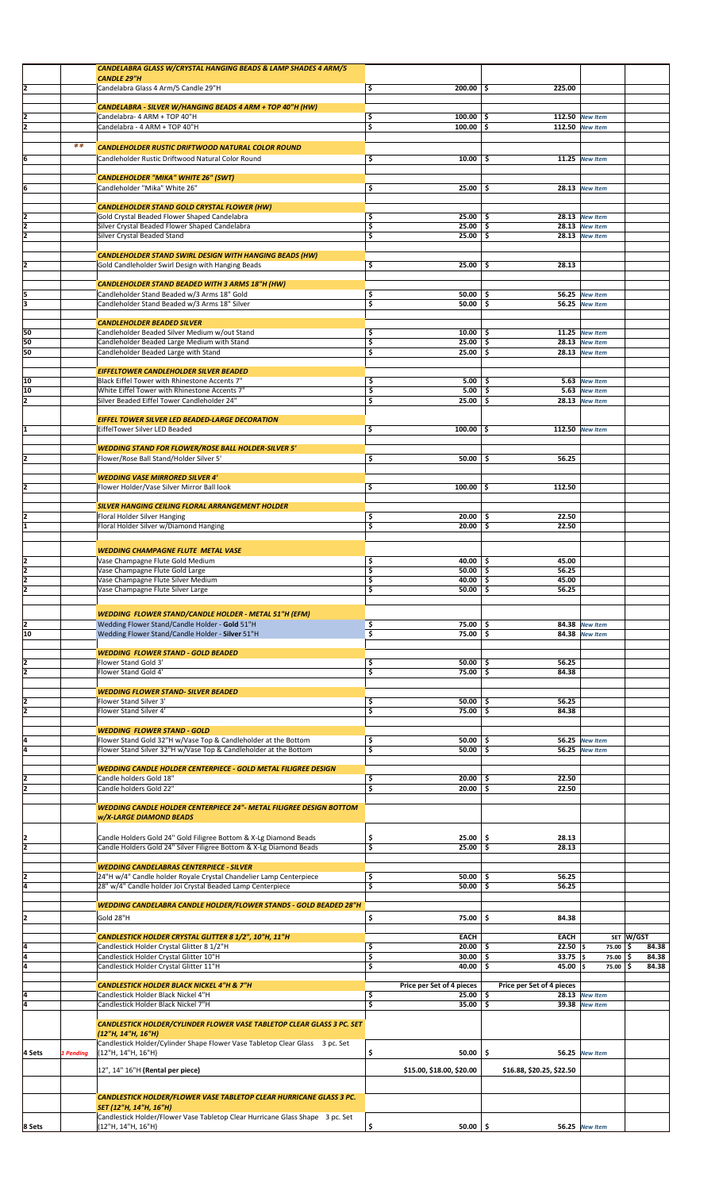| Qty | | Item | Price | Price | | |
|---|---|---|---|---|---|---|
| | | ***CANDELABRA GLASS W/CRYSTAL HANGING BEADS & LAMP SHADES 4 ARM/5 CANDLE 29"H*** | | | | |
| 2 | | Candelabra Glass 4 Arm/5 Candle 29"H | $ 200.00 | $ 225.00 | | |
| | | ***CANDELABRA - SILVER W/HANGING BEADS 4 ARM + TOP 40"H (HW)*** | | | | |
| 2 | | Candelabra- 4 ARM + TOP 40"H | $ 100.00 | $ 112.50 | *New Item* | |
| 2 | | Candelabra - 4 ARM + TOP 40"H | $ 100.00 | $ 112.50 | *New Item* | |
| | ** | ***CANDLEHOLDER RUSTIC DRIFTWOOD NATURAL COLOR ROUND*** | | | | |
| 6 | | Candleholder Rustic Driftwood Natural Color Round | $ 10.00 | $ 11.25 | *New Item* | |
| | | ***CANDLEHOLDER "MIKA" WHITE 26" (SWT)*** | | | | |
| 6 | | Candleholder "Mika" White 26" | $ 25.00 | $ 28.13 | *New Item* | |
| | | ***CANDLEHOLDER STAND GOLD CRYSTAL FLOWER (HW)*** | | | | |
| 2 | | Gold Crystal Beaded Flower Shaped Candelabra | $ 25.00 | $ 28.13 | *New Item* | |
| 2 | | Silver Crystal Beaded Flower Shaped Candelabra | $ 25.00 | $ 28.13 | *New Item* | |
| 2 | | Silver Crystal Beaded Stand | $ 25.00 | $ 28.13 | *New Item* | |
| | | ***CANDLEHOLDER STAND SWIRL DESIGN WITH HANGING BEADS (HW)*** | | | | |
| 2 | | Gold Candleholder Swirl Design with Hanging Beads | $ 25.00 | $ 28.13 | | |
| | | ***CANDLEHOLDER STAND BEADED WITH 3 ARMS 18"H (HW)*** | | | | |
| 5 | | Candleholder Stand Beaded w/3 Arms 18" Gold | $ 50.00 | $ 56.25 | *New Item* | |
| 3 | | Candleholder Stand Beaded w/3 Arms 18" Silver | $ 50.00 | $ 56.25 | *New Item* | |
| | | ***CANDLEHOLDER BEADED SILVER*** | | | | |
| 50 | | Candleholder Beaded Silver Medium w/out Stand | $ 10.00 | $ 11.25 | *New Item* | |
| 50 | | Candleholder Beaded Large Medium with Stand | $ 25.00 | $ 28.13 | *New Item* | |
| 50 | | Candleholder Beaded Large with Stand | $ 25.00 | $ 28.13 | *New Item* | |
| | | ***EIFFELTOWER CANDLEHOLDER SILVER BEADED*** | | | | |
| 10 | | Black Eiffel Tower with Rhinestone Accents 7" | $ 5.00 | $ 5.63 | *New Item* | |
| 10 | | White Eiffel Tower with Rhinestone Accents 7" | $ 5.00 | $ 5.63 | *New Item* | |
| 2 | | Silver Beaded Eiffel Tower Candleholder 24" | $ 25.00 | $ 28.13 | *New Item* | |
| | | ***EIFFEL TOWER SILVER LED BEADED-LARGE DECORATION*** | | | | |
| 1 | | EiffelTower Silver LED Beaded | $ 100.00 | $ 112.50 | *New Item* | |
| | | ***WEDDING STAND FOR FLOWER/ROSE BALL HOLDER-SILVER 5'*** | | | | |
| 2 | | Flower/Rose Ball Stand/Holder Silver 5' | $ 50.00 | $ 56.25 | | |
| | | ***WEDDING VASE MIRRORED SILVER 4'*** | | | | |
| 2 | | Flower Holder/Vase Silver Mirror Ball look | $ 100.00 | $ 112.50 | | |
| | | ***SILVER HANGING CEILING FLORAL ARRANGEMENT HOLDER*** | | | | |
| 2 | | Floral Holder Silver Hanging | $ 20.00 | $ 22.50 | | |
| 1 | | Floral Holder Silver w/Diamond Hanging | $ 20.00 | $ 22.50 | | |
| | | ***WEDDING CHAMPAGNE FLUTE METAL VASE*** | | | | |
| 2 | | Vase Champagne Flute Gold Medium | $ 40.00 | $ 45.00 | | |
| 2 | | Vase Champagne Flute Gold Large | $ 50.00 | $ 56.25 | | |
| 2 | | Vase Champagne Flute Silver Medium | $ 40.00 | $ 45.00 | | |
| 2 | | Vase Champagne Flute Silver Large | $ 50.00 | $ 56.25 | | |
| | | ***WEDDING FLOWER STAND/CANDLE HOLDER - METAL 51"H (EFM)*** | | | | |
| 2 | | Wedding Flower Stand/Candle Holder - **Gold** 51"H | $ 75.00 | $ 84.38 | *New Item* | |
| 10 | | Wedding Flower Stand/Candle Holder - **Silver** 51"H | $ 75.00 | $ 84.38 | *New Item* | |
| | | ***WEDDING FLOWER STAND - GOLD BEADED*** | | | | |
| 2 | | Flower Stand Gold 3' | $ 50.00 | $ 56.25 | | |
| 2 | | Flower Stand Gold 4' | $ 75.00 | $ 84.38 | | |
| | | ***WEDDING FLOWER STAND- SILVER BEADED*** | | | | |
| 2 | | Flower Stand Silver 3' | $ 50.00 | $ 56.25 | | |
| 2 | | Flower Stand Silver 4' | $ 75.00 | $ 84.38 | | |
| | | ***WEDDING FLOWER STAND - GOLD*** | | | | |
| 4 | | Flower Stand Gold 32"H w/Vase Top & Candleholder at the Bottom | $ 50.00 | $ 56.25 | *New Item* | |
| 4 | | Flower Stand Silver 32"H w/Vase Top & Candleholder at the Bottom | $ 50.00 | $ 56.25 | *New Item* | |
| | | ***WEDDING CANDLE HOLDER CENTERPIECE - GOLD METAL FILIGREE DESIGN*** | | | | |
| 2 | | Candle holders Gold 18" | $ 20.00 | $ 22.50 | | |
| 2 | | Candle holders Gold 22" | $ 20.00 | $ 22.50 | | |
| | | ***WEDDING CANDLE HOLDER CENTERPIECE 24"- METAL FILIGREE DESIGN BOTTOM w/X-LARGE DIAMOND BEADS*** | | | | |
| 2 | | Candle Holders Gold 24" Gold Filigree Bottom & X-Lg Diamond Beads | $ 25.00 | $ 28.13 | | |
| 2 | | Candle Holders Gold 24" Silver Filigree Bottom & X-Lg Diamond Beads | $ 25.00 | $ 28.13 | | |
| | | ***WEDDING CANDELABRAS CENTERPIECE - SILVER*** | | | | |
| 2 | | 24"H w/4" Candle holder Royale Crystal Chandelier Lamp Centerpiece | $ 50.00 | $ 56.25 | | |
| 4 | | 28" w/4" Candle holder Joi Crystal Beaded Lamp Centerpiece | $ 50.00 | $ 56.25 | | |
| | | ***WEDDING CANDELABRA CANDLE HOLDER/FLOWER STANDS - GOLD BEADED 28"H*** | | | | |
| 2 | | Gold 28"H | $ 75.00 | $ 84.38 | | |
| | | ***CANDLESTICK HOLDER CRYSTAL GLITTER 8 1/2", 10"H, 11"H*** | EACH | EACH | SET | W/GST |
| 4 | | Candlestick Holder Crystal Glitter 8 1/2"H | $ 20.00 | $ 22.50 | $ 75.00 | $ 84.38 |
| 4 | | Candlestick Holder Crystal Glitter 10"H | $ 30.00 | $ 33.75 | $ 75.00 | $ 84.38 |
| 4 | | Candlestick Holder Crystal Glitter 11"H | $ 40.00 | $ 45.00 | $ 75.00 | $ 84.38 |
| | | ***CANDLESTICK HOLDER BLACK NICKEL 4"H & 7"H*** | Price per Set of 4 pieces | Price per Set of 4 pieces | | |
| 4 | | Candlestick Holder Black Nickel 4"H | $ 25.00 | $ 28.13 | *New Item* | |
| 4 | | Candlestick Holder Black Nickel 7"H | $ 35.00 | $ 39.38 | *New Item* | |
| | | ***CANDLESTICK HOLDER/CYLINDER FLOWER VASE TABLETOP CLEAR GLASS 3 PC. SET (12"H, 14"H, 16"H)*** | | | | |
| 4 Sets | *1 Pending* | Candlestick Holder/Cylinder Shape Flower Vase Tabletop Clear Glass 3 pc. Set (12"H, 14"H, 16"H) | $ 50.00 | $ 56.25 | *New Item* | |
| | | 12", 14" 16"H **(Rental per piece)** | $15.00, $18.00, $20.00 | $16.88, $20.25, $22.50 | | |
| | | ***CANDLESTICK HOLDER/FLOWER VASE TABLETOP CLEAR HURRICANE GLASS 3 PC. SET (12"H, 14"H, 16"H)*** | | | | |
| 8 Sets | | Candlestick Holder/Flower Vase Tabletop Clear Hurricane Glass Shape 3 pc. Set (12"H, 14"H, 16"H) | $ 50.00 | $ 56.25 | *New Item* | |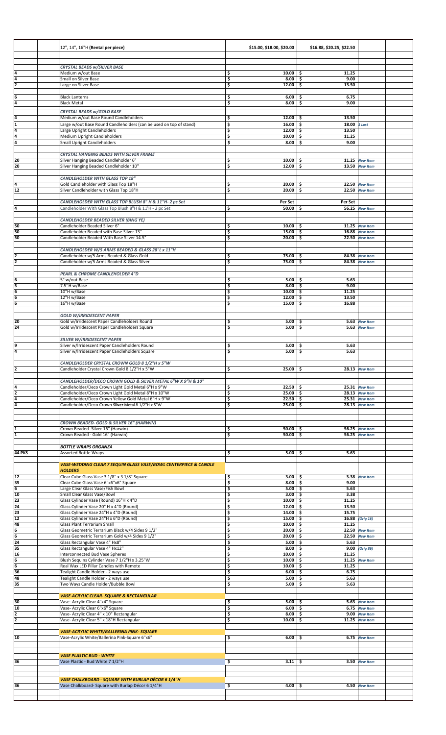| Qty | Item | Price | Price | Notes |
|---|---|---|---|---|
| | 12", 14", 16"H **(Rental per piece)** | $15.00, $18.00, $20.00 | $16.88, $20.25, $22.50 | |
| | | | | |
| | ***CRYSTAL BEADS w/SILVER BASE*** | | | |
| 4 | Medium w/out Base | $ 10.00 | $ 11.25 | |
| 4 | Small on Silver Base | $ 8.00 | $ 9.00 | |
| 2 | Large on Silver Base | $ 12.00 | $ 13.50 | |
| | | | | |
| 6 | Black Lanterns | $ 6.00 | $ 6.75 | |
| 4 | Black Metal | $ 8.00 | $ 9.00 | |
| | | | | |
| | ***CRYSTAL BEADS w/GOLD BASE*** | | | |
| 4 | Medium w/out Base Round Candleholders | $ 12.00 | $ 13.50 | |
| 1 | Large w/out Base Round Candleholders (can be used on top of stand) | $ 16.00 | $ 18.00 | *1 Lost* |
| 4 | Large Upright Candleholders | $ 12.00 | $ 13.50 | |
| 4 | Medium Upright Candleholders | $ 10.00 | $ 11.25 | |
| 4 | Small Upright Candleholders | $ 8.00 | $ 9.00 | |
| | | | | |
| | ***CRYSTAL HANGING BEADS WITH SILVER FRAME*** | | | |
| 20 | Silver Hanging Beaded Candleholder 6" | $ 10.00 | $ 11.25 | *New Item* |
| 20 | Silver Hanging Beaded Candleholder 10" | $ 12.00 | $ 13.50 | *New Item* |
| | | | | |
| | ***CANDLEHOLDER WITH GLASS TOP 18"*** | | | |
| 4 | Gold Candleholder with Glass Top 18"H | $ 20.00 | $ 22.50 | *New Item* |
| 12 | Silver Candleholder with Glass Top 18"H | $ 20.00 | $ 22.50 | *New Item* |
| | | | | |
| | ***CANDLEHOLDER WITH GLASS TOP BLUSH 8" H & 11"H- 2 pc Set*** | **Per Set** | **Per Set** | |
| 4 | Candleholder With Glass Top Blush 8"H & 11'H - 2 pc Set | $ 50.00 | $ 56.25 | *New Item* |
| | | | | |
| | ***CANDLEHOLDER BEADED SILVER (BING YE)*** | | | |
| 50 | Candleholder Beaded Silver 6" | $ 10.00 | $ 11.25 | *New Item* |
| 50 | Candleholder Beaded with Base Silver 13" | $ 15.00 | $ 16.88 | *New Item* |
| 50 | Candleholder Beaded With Base Silver 14.5" | $ 20.00 | $ 22.50 | *New Item* |
| | | | | |
| | ***CANDLEHOLDER W/5 ARMS BEADED & GLASS 28"L x 11"H*** | | | |
| 2 | Candleholder w/5 Arms Beaded & Glass Gold | $ 75.00 | $ 84.38 | *New Item* |
| 2 | Candleholder w/5 Arms Beaded & Glass Silver | $ 75.00 | $ 84.38 | *New Item* |
| | | | | |
| | ***PEARL & CHROME CANDLEHOLDER 4"D*** | | | |
| 6 | 5" w/out Base | $ 5.00 | $ 5.63 | |
| 5 | 7.5"H w/Base | $ 8.00 | $ 9.00 | |
| 6 | 10"H w/Base | $ 10.00 | $ 11.25 | |
| 6 | 12"H w/Base | $ 12.00 | $ 13.50 | |
| 6 | 16"H w/Base | $ 15.00 | $ 16.88 | |
| | | | | |
| | ***GOLD W/IRRIDESCENT PAPER*** | | | |
| 20 | Gold w/Irridescent Paper Candleholders Round | $ 5.00 | $ 5.63 | *New Item* |
| 24 | Gold w/Irridescent Paper Candleholders Square | $ 5.00 | $ 5.63 | *New Item* |
| | | | | |
| | ***SILVER W/IRRIDESCENT PAPER*** | | | |
| 9 | Silver w/Irridescent Paper Candleholders Round | $ 5.00 | $ 5.63 | |
| 4 | Silver w/Irridescent Paper Candleholders Square | $ 5.00 | $ 5.63 | |
| | | | | |
| | ***CANDLEHOLDER CRYSTAL CROWN GOLD 8 1/2"H x 5"W*** | | | |
| 2 | Candleholder Crystal Crown Gold 8 1/2"H x 5"W | $ 25.00 | $ 28.13 | *New Item* |
| | | | | |
| | ***CANDLEHOLDER/DECO CROWN GOLD & SILVER METAL 6"W X 9"H & 10"*** | | | |
| 4 | Candleholder/Deco Crown Light Gold Metal 6"H x 9"W | $ 22.50 | $ 25.31 | *New Item* |
| 2 | Candleholder/Deco Crown Light Gold Metal 8"H x 10"W | $ 25.00 | $ 28.13 | *New Item* |
| 4 | Candleholder/Deco Crown Yellow Gold Metal 6"H x 9"W | $ 22.50 | $ 25.31 | *New Item* |
| 4 | Candleholder/Deco Crown **Silver** Metal 8 1/2"H x 5"W | $ 25.00 | $ 28.13 | *New Item* |
| | | | | |
| | ***CROWN BEADED- GOLD & SILVER 16" (HARWIN)*** | | | |
| 1 | Crown Beaded- Silver 16" (Harwin) | $ 50.00 | $ 56.25 | *New Item* |
| 1 | Crown Beaded - Gold 16" (Harwin) | $ 50.00 | $ 56.25 | *New Item* |
| | | | | |
| | ***BOTTLE WRAPS ORGANZA*** | | | |
| **44 PKS** | Assorted Bottle Wraps | $ 5.00 | $ 5.63 | |
| | | | | |
| | ***VASE-WEDDING CLEAR 7 SEQUIN GLASS VASE/BOWL CENTERPIECE & CANDLE HOLDERS*** | | | |
| 12 | Clear Cube Glass Vase 3 1/8" x 3 1/8" Square | $ 3.00 | $ 3.38 | *New Item* |
| 35 | Clear Cube Glass Vase 6"x6"x6" Square | $ 8.00 | $ 9.00 | |
| 6 | Large Clear Glass Vase/Fish Bowl | $ 5.00 | $ 5.63 | |
| 10 | Small Clear Glass Vase/Bowl | $ 3.00 | $ 3.38 | |
| 23 | Glass Cylinder Vase (Round) 16"H x 4"D | $ 10.00 | $ 11.25 | |
| 24 | Glass Cylinder Vase 20" H x 4"D (Round) | $ 12.00 | $ 13.50 | |
| 23 | Glass Cylinder Vase 24"H x 4"D (Round) | $ 14.00 | $ 15.75 | |
| 12 | Glass Cylinder Vase 24"H x 6"D (Round) | $ 15.00 | $ 16.88 | *(Orig 16)* |
| 48 | Glass Plant Terrarium Small | $ 10.00 | $ 11.25 | |
| 6 | Glass Geometric Terrarium Black w/4 Sides 9 1/2" | $ 20.00 | $ 22.50 | *New Item* |
| 6 | Glass Geometric Terrarium Gold w/4 Sides 9 1/2" | $ 20.00 | $ 22.50 | *New Item* |
| 24 | Glass Rectangular Vase 4" Hx8" | $ 5.00 | $ 5.63 | |
| 35 | Glass Rectangular Vase 4" Hx12" | $ 8.00 | $ 9.00 | *(Orig 36)* |
| 16 | Interconnected Bud Vase Spheres | $ 10.00 | $ 11.25 | |
| 6 | Blush Sequins Cylinder Vase 7 1/2"H x 3.25"W | $ 10.00 | $ 11.25 | *New Item* |
| 6 | Real Wax LED Pillar Candles with Remote | $ 10.00 | $ 11.25 | |
| 36 | Tealight Candle Holder - 2 ways use | $ 6.00 | $ 6.75 | |
| 48 | Tealight Candle Holder - 2 ways use | $ 5.00 | $ 5.63 | |
| 35 | Two Ways Candle Holder/Bubble Bowl | $ 5.00 | $ 5.63 | |
| | | | | |
| | ***VASE-ACRYLIC CLEAR- SQUARE & RECTANGULAR*** | | | |
| 30 | Vase- Acrylic Clear 4"x4" Square | $ 5.00 | $ 5.63 | *New Item* |
| 10 | Vase- Acrylic Clear 6"x6" Square | $ 6.00 | $ 6.75 | *New Item* |
| 2 | Vase- Acrylic Clear 4" x 10" Rectangular | $ 8.00 | $ 9.00 | *New Item* |
| 2 | Vase- Acrylic Clear 5" x 18"H Rectangular | $ 10.00 | $ 11.25 | *New Item* |
| | | | | |
| | ***VASE-ACRYLIC WHITE/BALLERINA PINK- SQUARE*** | | | |
| 10 | Vase-Acrylic White/Ballerina Pink-Square 6"x6" | $ 6.00 | $ 6.75 | *New Item* |
| | | | | |
| | ***VASE PLASTIC BUD - WHITE*** | | | |
| 36 | Vase Plastic - Bud White 7 1/2"H | $ 3.11 | $ 3.50 | *New Item* |
| | | | | |
| | ***VASE CHALKBOARD - SQUARE WITH BURLAP DÉCOR 6 1/4"H*** | | | |
| 36 | Vase Chalkboard- Square with Burlap Décor 6 1/4"H | $ 4.00 | $ 4.50 | *New Item* |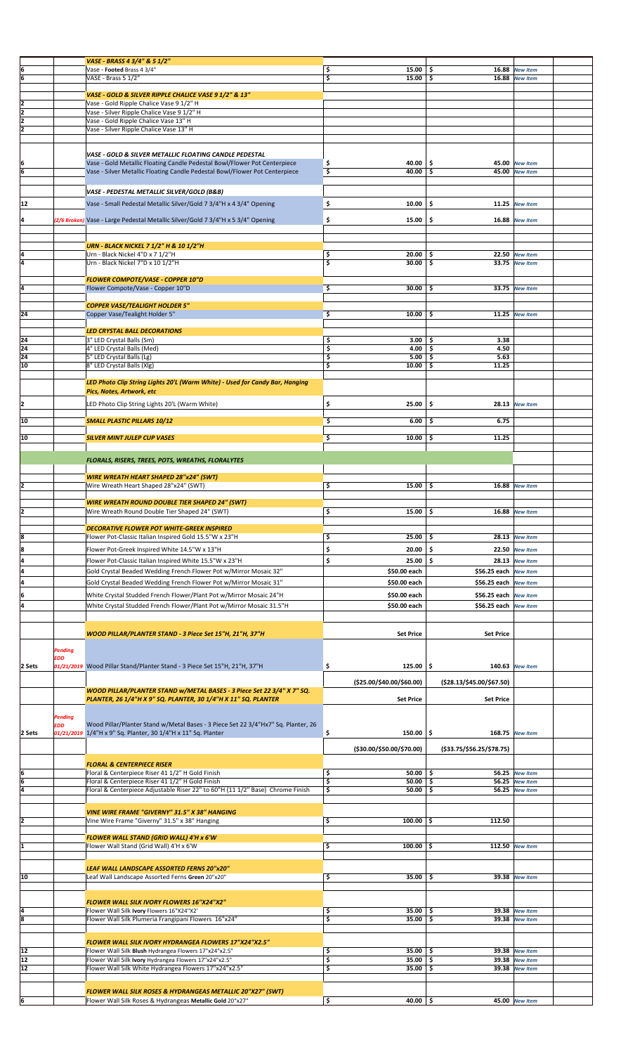| Qty | Note | Item | Price | Price 2 | Status |
|---|---|---|---|---|---|
| | | ***VASE - BRASS 4 3/4" & 5 1/2"*** | | | |
| 6 | | Vase - **Footed** Brass 4 3/4" | $ 15.00 | $ 16.88 | *New Item* |
| 6 | | VASE - Brass 5 1/2" | $ 15.00 | $ 16.88 | *New Item* |
| | | ***VASE - GOLD & SILVER RIPPLE CHALICE VASE 9 1/2" & 13"*** | | | |
| 2 | | Vase - Gold Ripple Chalice Vase 9 1/2" H | | | |
| 2 | | Vase - Silver Ripple Chalice Vase 9 1/2" H | | | |
| 2 | | Vase - Gold Ripple Chalice Vase 13" H | | | |
| 2 | | Vase - Silver Ripple Chalice Vase 13" H | | | |
| | | ***VASE - GOLD & SILVER METALLIC FLOATING CANDLE PEDESTAL*** | | | |
| 6 | | Vase - Gold Metallic Floating Candle Pedestal Bowl/Flower Pot Centerpiece | $ 40.00 | $ 45.00 | *New Item* |
| 6 | | Vase - Silver Metallic Floating Candle Pedestal Bowl/Flower Pot Centerpiece | $ 40.00 | $ 45.00 | *New Item* |
| | | ***VASE - PEDESTAL METALLIC SILVER/GOLD (B&B)*** | | | |
| 12 | | Vase - Small Pedestal Metallic Silver/Gold 7 3/4"H x 4 3/4" Opening | $ 10.00 | $ 11.25 | *New Item* |
| 4 | *(2/6 Broken)* | Vase - Large Pedestal Metallic Silver/Gold 7 3/4"H x 5 3/4" Opening | $ 15.00 | $ 16.88 | *New Item* |
| | | ***URN - BLACK NICKEL 7 1/2" H & 10 1/2"H*** | | | |
| 4 | | Urn - Black Nickel 4"D x 7 1/2"H | $ 20.00 | $ 22.50 | *New Item* |
| 4 | | Urn - Black Nickel 7"D x 10 1/2"H | $ 30.00 | $ 33.75 | *New Item* |
| | | ***FLOWER COMPOTE/VASE - COPPER 10"D*** | | | |
| 4 | | Flower Compote/Vase - Copper 10"D | $ 30.00 | $ 33.75 | *New Item* |
| | | ***COPPER VASE/TEALIGHT HOLDER 5"*** | | | |
| 24 | | Copper Vase/Tealight Holder 5" | $ 10.00 | $ 11.25 | *New Item* |
| | | ***LED CRYSTAL BALL DECORATIONS*** | | | |
| 24 | | 3" LED Crystal Balls (Sm) | $ 3.00 | $ 3.38 | |
| 24 | | 4" LED Crystal Balls (Med) | $ 4.00 | $ 4.50 | |
| 24 | | 5" LED Crystal Balls (Lg) | $ 5.00 | $ 5.63 | |
| 10 | | 8" LED Crystal Balls (Xlg) | $ 10.00 | $ 11.25 | |
| | | ***LED Photo Clip String Lights 20'L (Warm White) - Used for Candy Bar, Hanging Pics, Notes, Artwork, etc*** | | | |
| 2 | | LED Photo Clip String Lights 20'L (Warm White) | $ 25.00 | $ 28.13 | *New Item* |
| 10 | | ***SMALL PLASTIC PILLARS 10/12*** | $ 6.00 | $ 6.75 | |
| 10 | | ***SILVER MINT JULEP CUP VASES*** | $ 10.00 | $ 11.25 | |
| | | ***FLORALS, RISERS, TREES, POTS, WREATHS, FLORALYTES*** | | | |
| | | ***WIRE WREATH HEART SHAPED 28"x24" (SWT)*** | | | |
| 2 | | Wire Wreath Heart Shaped 28"x24" (SWT) | $ 15.00 | $ 16.88 | *New Item* |
| | | ***WIRE WREATH ROUND DOUBLE TIER SHAPED 24" (SWT)*** | | | |
| 2 | | Wire Wreath Round Double Tier Shaped 24" (SWT) | $ 15.00 | $ 16.88 | *New Item* |
| | | ***DECORATIVE FLOWER POT WHITE-GREEK INSPIRED*** | | | |
| 8 | | Flower Pot-Classic Italian Inspired Gold 15.5"W x 23"H | $ 25.00 | $ 28.13 | *New Item* |
| 8 | | Flower Pot-Greek Inspired White 14.5"W x 13"H | $ 20.00 | $ 22.50 | *New Item* |
| 4 | | Flower Pot-Classic Italian Inspired White 15.5"W x 23"H | $ 25.00 | $ 28.13 | *New Item* |
| 4 | | Gold Crystal Beaded Wedding French Flower Pot w/Mirror Mosaic 32" | $50.00 each | $56.25 each | *New Item* |
| 4 | | Gold Crystal Beaded Wedding French Flower Pot w/Mirror Mosaic 31" | $50.00 each | $56.25 each | *New Item* |
| 6 | | White Crystal Studded French Flower/Plant Pot w/Mirror Mosaic 24"H | $50.00 each | $56.25 each | *New Item* |
| 4 | | White Crystal Studded French Flower/Plant Pot w/Mirror Mosaic 31.5"H | $50.00 each | $56.25 each | *New Item* |
| | | ***WOOD PILLAR/PLANTER STAND - 3 Piece Set 15"H, 21"H, 37"H*** | Set Price | Set Price | |
| 2 Sets | *Pending EDD 01/21/2019* | Wood Pillar Stand/Planter Stand - 3 Piece Set 15"H, 21"H, 37"H | $ 125.00 | $ 140.63 | *New Item* |
| | | | ($25.00/$40.00/$60.00) | ($28.13/$45.00/$67.50) | |
| | | ***WOOD PILLAR/PLANTER STAND w/METAL BASES - 3 Piece Set 22 3/4" X 7" SQ. PLANTER, 26 1/4"H X 9" SQ. PLANTER, 30 1/4"H X 11" SQ. PLANTER*** | Set Price | Set Price | |
| 2 Sets | *Pending EDD 01/21/2019* | Wood Pillar/Planter Stand w/Metal Bases - 3 Piece Set 22 3/4"Hx7" Sq. Planter, 26 1/4"H x 9" Sq. Planter, 30 1/4"H x 11" Sq. Planter | $ 150.00 | $ 168.75 | *New Item* |
| | | | ($30.00/$50.00/$70.00) | ($33.75/$56.25/$78.75) | |
| | | ***FLORAL & CENTERPIECE RISER*** | | | |
| 6 | | Floral & Centerpiece Riser 41 1/2" H Gold Finish | $ 50.00 | $ 56.25 | *New Item* |
| 6 | | Floral & Centerpiece Riser 41 1/2" H Gold Finish | $ 50.00 | $ 56.25 | *New Item* |
| 4 | | Floral & Centerpiece Adjustable Riser 22" to 60"H (11 1/2" Base) Chrome Finish | $ 50.00 | $ 56.25 | *New Item* |
| | | ***VINE WIRE FRAME "GIVERNY" 31.5" X 38" HANGING*** | | | |
| 2 | | Vine Wire Frame "Giverny" 31.5" x 38" Hanging | $ 100.00 | $ 112.50 | |
| | | ***FLOWER WALL STAND (GRID WALL) 4'H x 6'W*** | | | |
| 1 | | Flower Wall Stand (Grid Wall) 4'H x 6'W | $ 100.00 | $ 112.50 | *New Item* |
| | | ***LEAF WALL LANDSCAPE ASSORTED FERNS 20"x20"*** | | | |
| 10 | | Leaf Wall Landscape Assorted Ferns **Green** 20"x20" | $ 35.00 | $ 39.38 | *New Item* |
| | | ***FLOWER WALL SILK IVORY FLOWERS 16"X24"X2"*** | | | |
| 4 | | Flower Wall Silk **Ivory** Flowers 16"X24"X2' | $ 35.00 | $ 39.38 | *New Item* |
| 8 | | Flower Wall Silk Plumeria Frangipani Flowers 16"x24" | $ 35.00 | $ 39.38 | *New Item* |
| | | ***FLOWER WALL SILK IVORY HYDRANGEA FLOWERS 17"X24"X2.5"*** | | | |
| 12 | | Flower Wall Silk **Blush** Hydrangea Flowers 17"x24"x2.5" | $ 35.00 | $ 39.38 | *New Item* |
| 12 | | Flower Wall Silk **Ivory** Hydrangea Flowers 17"x24"x2.5" | $ 35.00 | $ 39.38 | *New Item* |
| 12 | | Flower Wall Silk White Hydrangea Flowers 17"x24"x2.5" | $ 35.00 | $ 39.38 | *New Item* |
| | | ***FLOWER WALL SILK ROSES & HYDRANGEAS METALLIC 20"X27" (SWT)*** | | | |
| 6 | | Flower Wall Silk Roses & Hydrangeas **Metallic Gold** 20"x27" | $ 40.00 | $ 45.00 | *New Item* |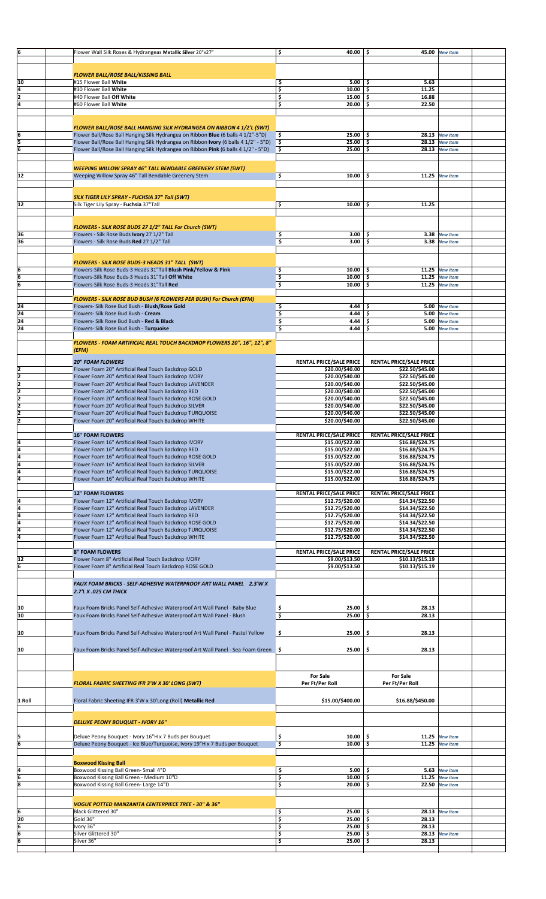| Qty | Item | Price | Price | Note |
|---|---|---|---|---|
| 6 | Flower Wall Silk Roses & Hydrangeas Metallic Silver 20"x27" | $ 40.00 | $ 45.00 | New Item |
| | | | | |
| | ***FLOWER BALL/ROSE BALL/KISSING BALL*** | | | |
| 10 | #15 Flower Ball **White** | $ 5.00 | $ 5.63 | |
| 4 | #30 Flower Ball **White** | $ 10.00 | $ 11.25 | |
| 2 | #40 Flower Ball **Off White** | $ 15.00 | $ 16.88 | |
| 4 | #60 Flower Ball **White** | $ 20.00 | $ 22.50 | |
| | | | | |
| | ***FLOWER BALL/ROSE BALL HANGING SILK HYDRANGEA ON RIBBON 4 1/2'L (SWT)*** | | | |
| 6 | Flower Ball/Rose Ball Hanging Silk Hydrangea on Ribbon **Blue** (6 balls 4 1/2"-5"D) | $ 25.00 | $ 28.13 | New Item |
| 5 | Flower Ball/Rose Ball Hanging Silk Hydrangea on Ribbon **Ivory** (6 balls 4 1/2" - 5"D) | $ 25.00 | $ 28.13 | New Item |
| 6 | Flower Ball/Rose Ball Hanging Silk Hydrangea on Ribbon **Pink** (6 balls 4 1/2" - 5"D) | $ 25.00 | $ 28.13 | New Item |
| | | | | |
| | ***WEEPING WILLOW SPRAY 46" TALL BENDABLE GREENERY STEM (SWT)*** | | | |
| 12 | Weeping Willow Spray 46" Tall Bendable Greenery Stem | $ 10.00 | $ 11.25 | New Item |
| | | | | |
| | ***SILK TIGER LILY SPRAY - FUCHSIA 37" Tall (SWT)*** | | | |
| 12 | Silk Tiger Lily Spray - **Fuchsia** 37"Tall | $ 10.00 | $ 11.25 | |
| | | | | |
| | ***FLOWERS - SILK ROSE BUDS 27 1/2" TALL For Church (SWT)*** | | | |
| 36 | Flowers - Silk Rose Buds **Ivory** 27 1/2" Tall | $ 3.00 | $ 3.38 | New Item |
| 36 | Flowers - Silk Rose Buds **Red** 27 1/2" Tall | $ 3.00 | $ 3.38 | New Item |
| | | | | |
| | ***FLOWERS - SILK ROSE BUDS-3 HEADS 31" TALL (SWT)*** | | | |
| 6 | Flowers-Silk Rose Buds-3 Heads 31"Tall **Blush Pink/Yellow & Pink** | $ 10.00 | $ 11.25 | New Item |
| 6 | Flowers-Silk Rose Buds-3 Heads 31"Tall **Off White** | $ 10.00 | $ 11.25 | New Item |
| 6 | Flowers-Silk Rose Buds-3 Heads 31"Tall **Red** | $ 10.00 | $ 11.25 | New Item |
| | | | | |
| | ***FLOWERS - SILK ROSE BUD BUSH (6 FLOWERS PER BUSH) For Church (EFM)*** | | | |
| 24 | Flowers- Silk Rose Bud Bush - **Blush/Rose Gold** | $ 4.44 | $ 5.00 | New Item |
| 24 | Flowers- Silk Rose Bud Bush - **Cream** | $ 4.44 | $ 5.00 | New Item |
| 24 | Flowers- Silk Rose Bud Bush - **Red & Black** | $ 4.44 | $ 5.00 | New Item |
| 24 | Flowers- Silk Rose Bud Bush - **Turquoise** | $ 4.44 | $ 5.00 | New Item |
| | | | | |
| | ***FLOWERS - FOAM ARTIFICIAL REAL TOUCH BACKDROP FLOWERS 20", 16", 12", 8" (EFM)*** | | | |
| | | | | |
| | **20" FOAM FLOWERS** | **RENTAL PRICE/SALE PRICE** | **RENTAL PRICE/SALE PRICE** | |
| 2 | Flower Foam 20" Artificial Real Touch Backdrop GOLD | $20.00/$40.00 | $22.50/$45.00 | |
| 2 | Flower Foam 20" Artificial Real Touch Backdrop IVORY | $20.00/$40.00 | $22.50/$45.00 | |
| 2 | Flower Foam 20" Artificial Real Touch Backdrop LAVENDER | $20.00/$40.00 | $22.50/$45.00 | |
| 2 | Flower Foam 20" Artificial Real Touch Backdrop RED | $20.00/$40.00 | $22.50/$45.00 | |
| 2 | Flower Foam 20" Artificial Real Touch Backdrop ROSE GOLD | $20.00/$40.00 | $22.50/$45.00 | |
| 2 | Flower Foam 20" Artificial Real Touch Backdrop SILVER | $20.00/$40.00 | $22.50/$45.00 | |
| 2 | Flower Foam 20" Artificial Real Touch Backdrop TURQUOISE | $20.00/$40.00 | $22.50/$45.00 | |
| 2 | Flower Foam 20" Artificial Real Touch Backdrop WHITE | $20.00/$40.00 | $22.50/$45.00 | |
| | | | | |
| | **16" FOAM FLOWERS** | **RENTAL PRICE/SALE PRICE** | **RENTAL PRICE/SALE PRICE** | |
| 4 | Flower Foam 16" Artificial Real Touch Backdrop IVORY | $15.00/$22.00 | $16.88/$24.75 | |
| 4 | Flower Foam 16" Artificial Real Touch Backdrop RED | $15.00/$22.00 | $16.88/$24.75 | |
| 4 | Flower Foam 16" Artificial Real Touch Backdrop ROSE GOLD | $15.00/$22.00 | $16.88/$24.75 | |
| 4 | Flower Foam 16" Artificial Real Touch Backdrop SILVER | $15.00/$22.00 | $16.88/$24.75 | |
| 4 | Flower Foam 16" Artificial Real Touch Backdrop TURQUOISE | $15.00/$22.00 | $16.88/$24.75 | |
| 4 | Flower Foam 16" Artificial Real Touch Backdrop WHITE | $15.00/$22.00 | $16.88/$24.75 | |
| | | | | |
| | **12" FOAM FLOWERS** | **RENTAL PRICE/SALE PRICE** | **RENTAL PRICE/SALE PRICE** | |
| 4 | Flower Foam 12" Artificial Real Touch Backdrop IVORY | $12.75/$20.00 | $14.34/$22.50 | |
| 4 | Flower Foam 12" Artificial Real Touch Backdrop LAVENDER | $12.75/$20.00 | $14.34/$22.50 | |
| 4 | Flower Foam 12" Artificial Real Touch Backdrop RED | $12.75/$20.00 | $14.34/$22.50 | |
| 4 | Flower Foam 12" Artificial Real Touch Backdrop ROSE GOLD | $12.75/$20.00 | $14.34/$22.50 | |
| 4 | Flower Foam 12" Artificial Real Touch Backdrop TURQUOISE | $12.75/$20.00 | $14.34/$22.50 | |
| 4 | Flower Foam 12" Artificial Real Touch Backdrop WHITE | $12.75/$20.00 | $14.34/$22.50 | |
| | | | | |
| | **8" FOAM FLOWERS** | **RENTAL PRICE/SALE PRICE** | **RENTAL PRICE/SALE PRICE** | |
| 12 | Flower Foam 8" Artificial Real Touch Backdrop IVORY | $9.00/$13.50 | $10.13/$15.19 | |
| 6 | Flower Foam 8" Artificial Real Touch Backdrop ROSE GOLD | $9.00/$13.50 | $10.13/$15.19 | |
| | | | | |
| | ***FAUX FOAM BRICKS - SELF-ADHESIVE WATERPROOF ART WALL PANEL 2.3'W X 2.7'L X .025 CM THICK*** | | | |
| | | | | |
| 10 | Faux Foam Bricks Panel Self-Adhesive Waterproof Art Wall Panel - Baby Blue | $ 25.00 | $ 28.13 | |
| 10 | Faux Foam Bricks Panel Self-Adhesive Waterproof Art Wall Panel - Blush | $ 25.00 | $ 28.13 | |
| 10 | Faux Foam Bricks Panel Self-Adhesive Waterproof Art Wall Panel - Pastel Yellow | $ 25.00 | $ 28.13 | |
| 10 | Faux Foam Bricks Panel Self-Adhesive Waterproof Art Wall Panel - Sea Foam Green | $ 25.00 | $ 28.13 | |
| | | | | |
| | ***FLORAL FABRIC SHEETING IFR 3'W X 30' LONG (SWT)*** | **For Sale Per Ft/Per Roll** | **For Sale Per Ft/Per Roll** | |
| 1 Roll | Floral Fabric Sheeting IFR 3'W x 30'Long (Roll) **Metallic Red** | $15.00/$400.00 | $16.88/$450.00 | |
| | | | | |
| | ***DELUXE PEONY BOUQUET - IVORY 16"*** | | | |
| 5 | Deluxe Peony Bouquet - Ivory 16"H x 7 Buds per Bouquet | $ 10.00 | $ 11.25 | New Item |
| 6 | Deluxe Peony Bouquet - Ice Blue/Turquoise, Ivory 19"H x 7 Buds per Bouquet | $ 10.00 | $ 11.25 | New Item |
| | | | | |
| | ***Boxwood Kissing Ball*** | | | |
| 4 | Boxwood Kissing Ball Green- Small 4"D | $ 5.00 | $ 5.63 | New Item |
| 6 | Boxwood Kissing Ball Green - Medium 10"D | $ 10.00 | $ 11.25 | New Item |
| 8 | Boxwood Kissing Ball Green- Large 14"D | $ 20.00 | $ 22.50 | New Item |
| | | | | |
| | ***VOGUE POTTED MANZANITA CENTERPIECE TREE - 30" & 36"*** | | | |
| 6 | Black Glittered 30" | $ 25.00 | $ 28.13 | New Item |
| 20 | Gold 36" | $ 25.00 | $ 28.13 | |
| 6 | Ivory 36" | $ 25.00 | $ 28.13 | |
| 6 | Silver Glittered 30" | $ 25.00 | $ 28.13 | New Item |
| 6 | Silver 36" | $ 25.00 | $ 28.13 | |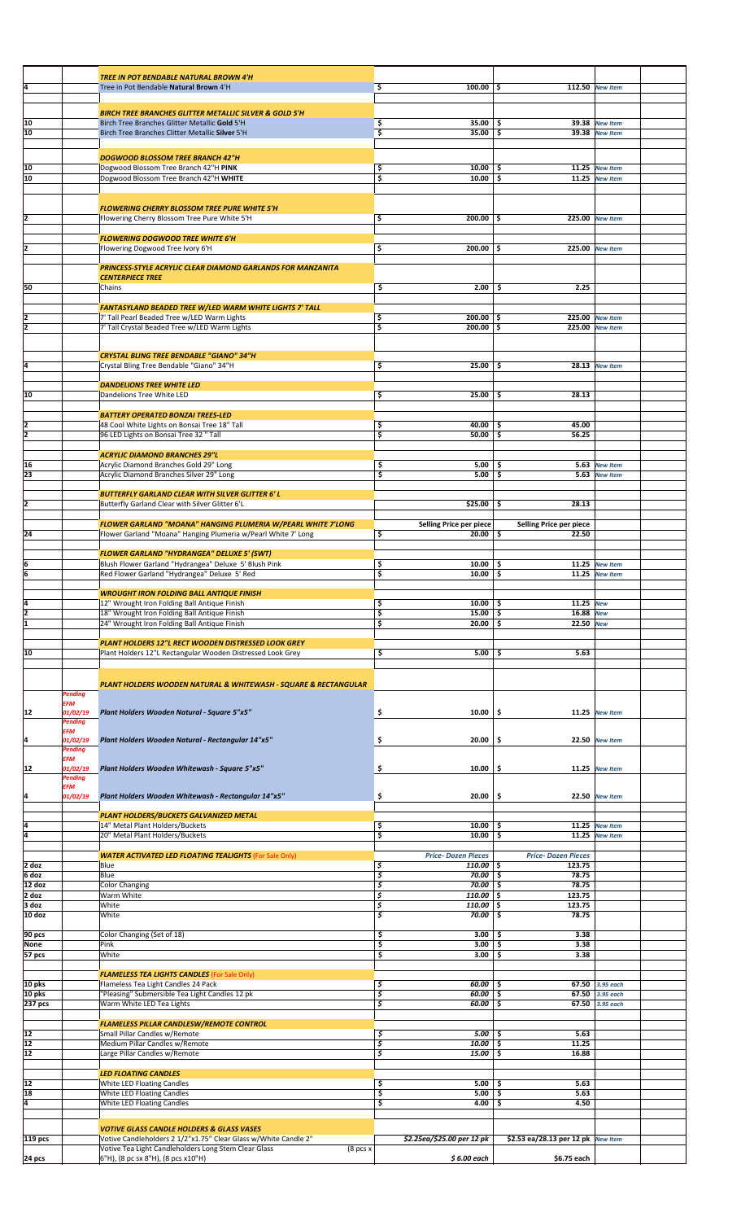| Qty | Status | Description | Price | Selling Price | Note |
|---|---|---|---|---|---|
| | | ***TREE IN POT BENDABLE NATURAL BROWN 4'H*** | | | |
| 4 | | Tree in Pot Bendable **Natural Brown** 4'H | $ 100.00 | $ 112.50 | *New Item* |
| | | ***BIRCH TREE BRANCHES GLITTER METALLIC SILVER & GOLD 5'H*** | | | |
| 10 | | Birch Tree Branches Glitter Metallic **Gold** 5'H | $ 35.00 | $ 39.38 | *New Item* |
| 10 | | Birch Tree Branches Clitter Metallic **Silver** 5'H | $ 35.00 | $ 39.38 | *New Item* |
| | | ***DOGWOOD BLOSSOM TREE BRANCH 42"H*** | | | |
| 10 | | Dogwood Blossom Tree Branch 42"H **PINK** | $ 10.00 | $ 11.25 | *New Item* |
| 10 | | Dogwood Blossom Tree Branch 42"H **WHITE** | $ 10.00 | $ 11.25 | *New Item* |
| | | ***FLOWERING CHERRY BLOSSOM TREE PURE WHITE 5'H*** | | | |
| 2 | | Flowering Cherry Blossom Tree Pure White 5'H | $ 200.00 | $ 225.00 | *New Item* |
| | | ***FLOWERING DOGWOOD TREE WHITE 6'H*** | | | |
| 2 | | Flowering Dogwood Tree Ivory 6'H | $ 200.00 | $ 225.00 | *New Item* |
| | | ***PRINCESS-STYLE ACRYLIC CLEAR DIAMOND GARLANDS FOR MANZANITA CENTERPIECE TREE*** | | | |
| 50 | | Chains | $ 2.00 | $ 2.25 | |
| | | ***FANTASYLAND BEADED TREE W/LED WARM WHITE LIGHTS 7' TALL*** | | | |
| 2 | | 7' Tall Pearl Beaded Tree w/LED Warm Lights | $ 200.00 | $ 225.00 | *New Item* |
| 2 | | 7' Tall Crystal Beaded Tree w/LED Warm Lights | $ 200.00 | $ 225.00 | *New Item* |
| | | ***CRYSTAL BLING TREE BENDABLE "GIANO" 34"H*** | | | |
| 4 | | Crystal Bling Tree Bendable "Giano" 34"H | $ 25.00 | $ 28.13 | *New Item* |
| | | ***DANDELIONS TREE WHITE LED*** | | | |
| 10 | | Dandelions Tree White LED | $ 25.00 | $ 28.13 | |
| | | ***BATTERY OPERATED BONZAI TREES-LED*** | | | |
| 2 | | 48 Cool White Lights on Bonsai Tree 18" Tall | $ 40.00 | $ 45.00 | |
| 2 | | 96 LED Lights on Bonsai Tree 32 " Tall | $ 50.00 | $ 56.25 | |
| | | ***ACRYLIC DIAMOND BRANCHES 29"L*** | | | |
| 16 | | Acrylic Diamond Branches Gold 29" Long | $ 5.00 | $ 5.63 | *New Item* |
| 23 | | Acrylic Diamond Branches Silver 29" Long | $ 5.00 | $ 5.63 | *New Item* |
| | | ***BUTTERFLY GARLAND CLEAR WITH SILVER GLITTER 6' L*** | | | |
| 2 | | Butterfly Garland Clear with Silver Glitter 6'L | $25.00 | $ 28.13 | |
| | | ***FLOWER GARLAND "MOANA" HANGING PLUMERIA W/PEARL WHITE 7'LONG*** | **Selling Price per piece** | **Selling Price per piece** | |
| 24 | | Flower Garland "Moana" Hanging Plumeria w/Pearl White 7' Long | $ 20.00 | $ 22.50 | |
| | | ***FLOWER GARLAND "HYDRANGEA" DELUXE 5' (SWT)*** | | | |
| 6 | | Blush Flower Garland "Hydrangea" Deluxe 5' Blush Pink | $ 10.00 | $ 11.25 | *New Item* |
| 6 | | Red Flower Garland "Hydrangea" Deluxe 5' Red | $ 10.00 | $ 11.25 | *New Item* |
| | | ***WROUGHT IRON FOLDING BALL ANTIQUE FINISH*** | | | |
| 4 | | 12" Wrought Iron Folding Ball Antique Finish | $ 10.00 | $ 11.25 | *New* |
| 2 | | 18" Wrought Iron Folding Ball Antique Finish | $ 15.00 | $ 16.88 | *New* |
| 1 | | 24" Wrought Iron Folding Ball Antique Finish | $ 20.00 | $ 22.50 | *New* |
| | | ***PLANT HOLDERS 12"L RECT WOODEN DISTRESSED LOOK GREY*** | | | |
| 10 | | Plant Holders 12"L Rectangular Wooden Distressed Look Grey | $ 5.00 | $ 5.63 | |
| | | ***PLANT HOLDERS WOODEN NATURAL & WHITEWASH - SQUARE & RECTANGULAR*** | | | |
| 12 | *Pending EFM 01/02/19* | ***Plant Holders Wooden Natural - Square 5"x5"*** | $ 10.00 | $ 11.25 | *New Item* |
| 4 | *Pending EFM 01/02/19* | ***Plant Holders Wooden Natural - Rectangular 14"x5"*** | $ 20.00 | $ 22.50 | *New Item* |
| 12 | *Pending EFM 01/02/19* | ***Plant Holders Wooden Whitewash - Square 5"x5"*** | $ 10.00 | $ 11.25 | *New Item* |
| 4 | *Pending EFM 01/02/19* | ***Plant Holders Wooden Whitewash - Rectangular 14"x5"*** | $ 20.00 | $ 22.50 | *New Item* |
| | | ***PLANT HOLDERS/BUCKETS GALVANIZED METAL*** | | | |
| 4 | | 14" Metal Plant Holders/Buckets | $ 10.00 | $ 11.25 | *New Item* |
| 4 | | 20" Metal Plant Holders/Buckets | $ 10.00 | $ 11.25 | *New Item* |
| | | ***WATER ACTIVATED LED FLOATING TEALIGHTS*** (For Sale Only) | ***Price- Dozen Pieces*** | ***Price- Dozen Pieces*** | |
| 2 doz | | Blue | *$ 110.00* | $ 123.75 | |
| 6 doz | | Blue | *$ 70.00* | $ 78.75 | |
| 12 doz | | Color Changing | *$ 70.00* | $ 78.75 | |
| 2 doz | | Warm White | *$ 110.00* | $ 123.75 | |
| 3 doz | | White | *$ 110.00* | $ 123.75 | |
| 10 doz | | White | *$ 70.00* | $ 78.75 | |
| 90 pcs | | Color Changing (Set of 18) | $ 3.00 | $ 3.38 | |
| None | | Pink | $ 3.00 | $ 3.38 | |
| 57 pcs | | White | $ 3.00 | $ 3.38 | |
| | | ***FLAMELESS TEA LIGHTS CANDLES*** (For Sale Only) | | | |
| 10 pks | | Flameless Tea Light Candles 24 Pack | *$ 60.00* | $ 67.50 | *3.95 each* |
| 10 pks | | "Pleasing" Submersible Tea Light Candles 12 pk | *$ 60.00* | $ 67.50 | *3.95 each* |
| 237 pcs | | Warm White LED Tea Lights | *$ 60.00* | $ 67.50 | *3.95 each* |
| | | ***FLAMELESS PILLAR CANDLESW/REMOTE CONTROL*** | | | |
| 12 | | Small Pillar Candles w/Remote | *$ 5.00* | $ 5.63 | |
| 12 | | Medium Pillar Candles w/Remote | *$ 10.00* | $ 11.25 | |
| 12 | | Large Pillar Candles w/Remote | *$ 15.00* | $ 16.88 | |
| | | ***LED FLOATING CANDLES*** | | | |
| 12 | | White LED Floating Candles | $ 5.00 | $ 5.63 | |
| 18 | | White LED Floating Candles | $ 5.00 | $ 5.63 | |
| 4 | | White LED Floating Candles | $ 4.00 | $ 4.50 | |
| | | ***VOTIVE GLASS CANDLE HOLDERS & GLASS VASES*** | | | |
| 119 pcs | | Votive Candleholders 2 1/2"x1.75" Clear Glass w/White Candle 2" | *$2.25ea/$25.00 per 12 pk* | $2.53 ea/28.13 per 12 pk | *New Item* |
| 24 pcs | | Votive Tea Light Candleholders Long Stem Clear Glass (8 pcs x 6"H), (8 pc sx 8"H), (8 pcs x10"H) | *$ 6.00 each* | $6.75 each | |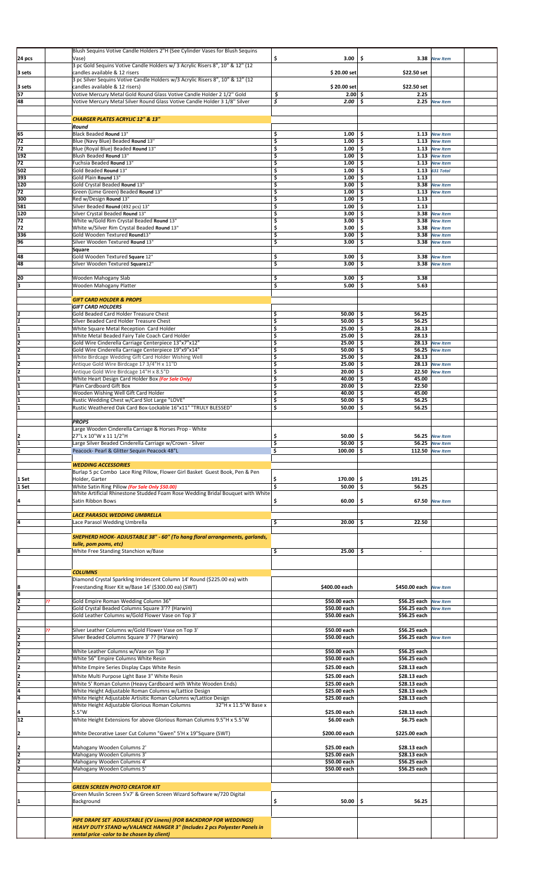| | | | | | | |
|---|---|---|---|---|---|---|
| 24 pcs | | Blush Sequins Votive Candle Holders 2"H (See Cylinder Vases for Blush Sequins Vase) | $ 3.00 | $ 3.38 | New Item | |
| 3 sets | | 3 pc Gold Sequins Votive Candle Holders w/ 3 Acrylic Risers 8", 10" & 12" (12 candles available & 12 risers | $ 20.00 set | $22.50 set | | |
| 3 sets | | 3 pc Silver Sequins Votive Candle Holders w/3 Acrylic Risers 8", 10" & 12" (12 candles available & 12 risers) | $ 20.00 set | $22.50 set | | |
| 57 | | Votive Mercury Metal Gold Round Glass Votive Candle Holder 2 1/2" Gold | $ 2.00 | $ 2.25 | | |
| 48 | | Votive Mercury Metal Silver Round Glass Votive Candle Holder 3 1/8" Silver | $ 2.00 | $ 2.25 | New Item | |
| | | | | | | |
| | | ***CHARGER PLATES ACRYLIC 12" & 13"*** | | | | |
| | | ***Round*** | | | | |
| 65 | | Black Beaded **Round** 13" | $ 1.00 | $ 1.13 | New Item | |
| 72 | | Blue (Navy Blue) Beaded **Round** 13" | $ 1.00 | $ 1.13 | New Item | |
| 72 | | Blue (Royal Blue) Beaded **Round** 13" | $ 1.00 | $ 1.13 | New Item | |
| 192 | | Blush Beaded **Round** 13" | $ 1.00 | $ 1.13 | New Item | |
| 72 | | Fuchsia Beaded **Round** 13" | $ 1.00 | $ 1.13 | New Item | |
| 502 | | Gold Beaded **Round** 13" | $ 1.00 | $ 1.13 | 631 Total | |
| 393 | | Gold Plain **Round** 13" | $ 1.00 | $ 1.13 | | |
| 120 | | Gold Crystal Beaded **Round** 13" | $ 3.00 | $ 3.38 | New Item | |
| 72 | | Green (Lime Green) Beaded **Round** 13" | $ 1.00 | $ 1.13 | New Item | |
| 300 | | Red w/Design **Round** 13" | $ 1.00 | $ 1.13 | | |
| 581 | | Silver Beaded **Round** (492 pcs) 13" | $ 1.00 | $ 1.13 | | |
| 120 | | Silver Crystal Beaded **Round** 13" | $ 3.00 | $ 3.38 | New Item | |
| 72 | | White w/Gold Rim Crystal Beaded **Round** 13" | $ 3.00 | $ 3.38 | New Item | |
| 72 | | White w/Silver Rim Crystal Beaded **Round** 13" | $ 3.00 | $ 3.38 | New Item | |
| 336 | | Gold Wooden Textured **Round**13" | $ 3.00 | $ 3.38 | New Item | |
| 96 | | Silver Wooden Textured **Round** 13" | $ 3.00 | $ 3.38 | New Item | |
| | | **Square** | | | | |
| 48 | | Gold Wooden Textured **Square** 12" | $ 3.00 | $ 3.38 | New Item | |
| 48 | | Silver Wooden Textured **Square**12" | $ 3.00 | $ 3.38 | New Item | |
| | | | | | | |
| 20 | | Wooden Mahogany Slab | $ 3.00 | $ 3.38 | | |
| 3 | | Wooden Mahogany Platter | $ 5.00 | $ 5.63 | | |
| | | | | | | |
| | | ***GIFT CARD HOLDER & PROPS*** | | | | |
| | | ***GIFT CARD HOLDERS*** | | | | |
| 1 | | Gold Beaded Card Holder Treasure Chest | $ 50.00 | $ 56.25 | | |
| 1 | | Silver Beaded Card Holder Treasure Chest | $ 50.00 | $ 56.25 | | |
| 1 | | White Square Metal Reception Card Holder | $ 25.00 | $ 28.13 | | |
| 1 | | White Metal Beaded Fairy Tale Coach Card Holder | $ 25.00 | $ 28.13 | | |
| 2 | | Gold Wire Cinderella Carriage Centerpiece 13"x7"x12" | $ 25.00 | $ 28.13 | New Item | |
| 2 | | Gold Wire Cinderella Carriage Centerpiece 19"x9"x14" | $ 50.00 | $ 56.25 | New Item | |
| 1 | | White Birdcage Wedding Gift Card Holder Wishing Well | $ 25.00 | $ 28.13 | | |
| 2 | | Antique Gold Wire Birdcage 17 3/4"H x 11"D | $ 25.00 | $ 28.13 | New Item | |
| 2 | | Antique Gold Wire Birdcage 14"H x 8.5"D | $ 20.00 | $ 22.50 | New Item | |
| 1 | | White Heart Design Card Holder Box *(For Sale Only)* | $ 40.00 | $ 45.00 | | |
| 1 | | Plain Cardboard Gift Box | $ 20.00 | $ 22.50 | | |
| 1 | | Wooden Wishing Well Gift Card Holder | $ 40.00 | $ 45.00 | | |
| 1 | | Rustic Wedding Chest w/Card Slot Large "LOVE" | $ 50.00 | $ 56.25 | | |
| 1 | | Rustic Weathered Oak Card Box-Lockable 16"x11" "TRULY BLESSED" | $ 50.00 | $ 56.25 | | |
| | | | | | | |
| | | ***PROPS*** | | | | |
| 2 | | Large Wooden Cinderella Carriage & Horses Prop - White 27"L x 10"W x 11 1/2"H | $ 50.00 | $ 56.25 | New Item | |
| 1 | | Large Silver Beaded Cinderella Carriage w/Crown - Silver | $ 50.00 | $ 56.25 | New Item | |
| 2 | | Peacock- Pearl & Glitter Sequin Peacock 48"L | $ 100.00 | $ 112.50 | New Item | |
| | | | | | | |
| | | ***WEDDING ACCESSORIES*** | | | | |
| 1 Set | | Burlap 5 pc Combo Lace Ring Pillow, Flower Girl Basket Guest Book, Pen & Pen Holder, Garter | $ 170.00 | $ 191.25 | | |
| 1 Set | | White Satin Ring Pillow *(For Sale Only $50.00)* | $ 50.00 | $ 56.25 | | |
| 4 | | White Artificial Rhinestone Studded Foam Rose Wedding Bridal Bouquet with White Satin Ribbon Bows | $ 60.00 | $ 67.50 | New Item | |
| | | | | | | |
| | | ***LACE PARASOL WEDDING UMBRELLA*** | | | | |
| 4 | | Lace Parasol Wedding Umbrella | $ 20.00 | $ 22.50 | | |
| | | | | | | |
| | | ***SHEPHERD HOOK- ADJUSTABLE 38" - 60" (To hang floral arrangements, garlands, tulle, pom poms, etc)*** | | | | |
| 8 | | White Free Standing Stanchion w/Base | $ 25.00 | $ - | | |
| | | | | | | |
| | | ***COLUMNS*** | | | | |
| 8 | | Diamond Crystal Sparkling Irridescent Column 14' Round ($225.00 ea) with Freestanding Riser Kit w/Base 14' ($300.00 ea) (SWT) | $400.00 each | $450.00 each | New Item | |
| 8 | | | | | | |
| 2 | ?? | Gold Empire Roman Wedding Column 36" | $50.00 each | $56.25 each | New Item | |
| 2 | | Gold Crystal Beaded Columns Square 3'?? (Harwin) | $50.00 each | $56.25 each | New Item | |
| | | Gold Leather Columns w/Gold Flower Vase on Top 3' | $50.00 each | $56.25 each | | |
| | | | | | | |
| 2 | ?? | Silver Leather Columns w/Gold Flower Vase on Top 3' | $50.00 each | $56.25 each | | |
| 2 | | Silver Beaded Columns Square 3' ?? (Harwin) | $50.00 each | $56.25 each | New Item | |
| 2 | | | | | | |
| 2 | | White Leather Columns w/Vase on Top 3' | $50.00 each | $56.25 each | | |
| 2 | | White 56" Empire Columns White Resin | $50.00 each | $56.25 each | | |
| 2 | | White Empire Series Display Caps White Resin | $25.00 each | $28.13 each | | |
| 2 | | White Multi Purpose Light Base 3" White Resin | $25.00 each | $28.13 each | | |
| 2 | | White 5' Roman Column (Heavy Cardboard with White Wooden Ends) | $25.00 each | $28.13 each | | |
| 4 | | White Height Adjustable Roman Columns w/Lattice Design | $25.00 each | $28.13 each | | |
| 4 | | White Height Adjustable Artisitic Roman Columns w/Lattice Design | $25.00 each | $28.13 each | | |
| 4 | | White Height Adjustable Glorious Roman Columns 32"H x 11.5"W Base x 5.5"W | $25.00 each | $28.13 each | | |
| 12 | | White Height Extensions for above Glorious Roman Columns 9.5"H x 5.5"W | $6.00 each | $6.75 each | | |
| 2 | | White Decorative Laser Cut Column "Gwen" 5'H x 19"Square (SWT) | $200.00 each | $225.00 each | | |
| | | | | | | |
| 2 | | Mahogany Wooden Columns 2' | $25.00 each | $28.13 each | | |
| 2 | | Mahogany Wooden Columns 3' | $25.00 each | $28.13 each | | |
| 2 | | Mahogany Wooden Columns 4' | $50.00 each | $56.25 each | | |
| 2 | | Mahogany Wooden Columns 5' | $50.00 each | $56.25 each | | |
| | | | | | | |
| | | ***GREEN SCREEN PHOTO CREATOR KIT*** | | | | |
| 1 | | Green Muslin Screen 5'x7' & Green Screen Wizard Software w/720 Digital Background | $ 50.00 | $ 56.25 | | |
| | | | | | | |
| | | ***PIPE DRAPE SET ADJUSTABLE (CV Linens) (FOR BACKDROP FOR WEDDINGS) HEAVY DUTY STAND w/VALANCE HANGER 3" (Includes 2 pcs Polyester Panels in rental price -color to be chosen by client)*** | | | | |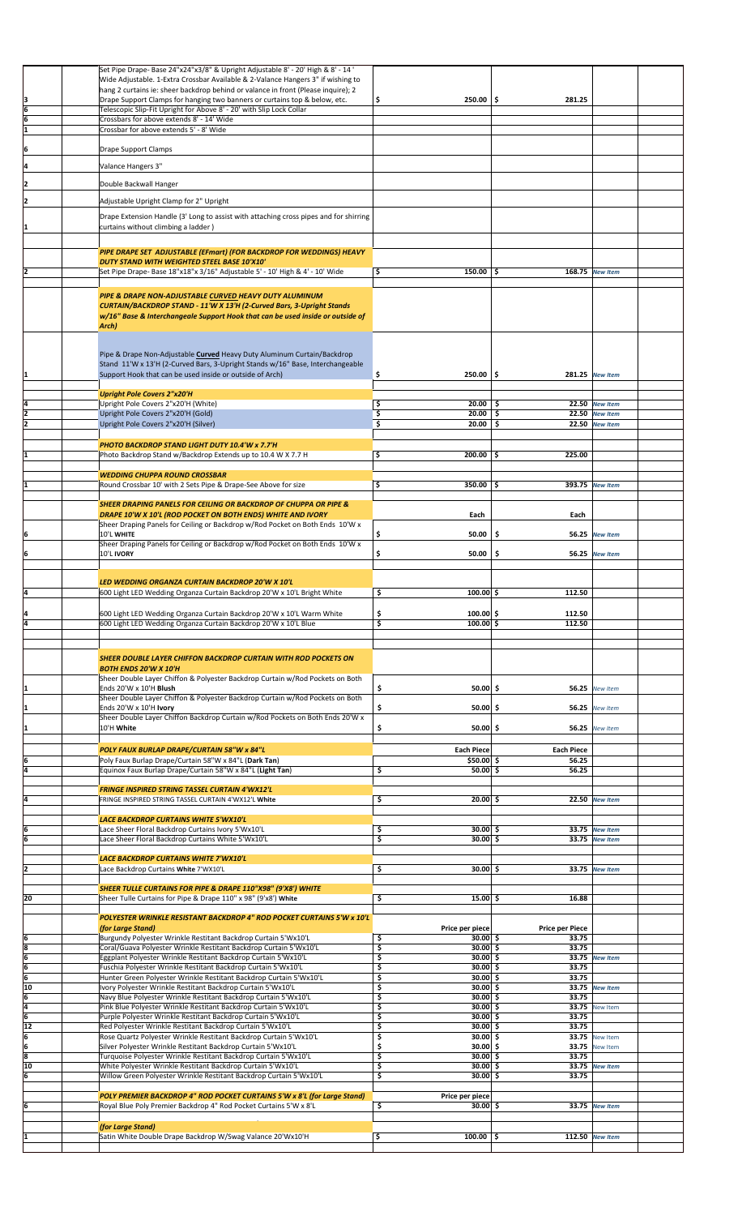| | | | | | |
|---|---|---|---|---|---|
| 3 | Set Pipe Drape- Base 24"x24"x3/8" & Upright Adjustable 8' - 20' High & 8' - 14 ' Wide Adjustable. 1-Extra Crossbar Available & 2-Valance Hangers 3" if wishing to hang 2 curtains ie: sheer backdrop behind or valance in front (Please inquire); 2 Drape Support Clamps for hanging two banners or curtains top & below, etc. | $ 250.00 | $ 281.25 | | |
| 6 | Telescopic Slip-Fit Upright for Above 8' - 20' with Slip Lock Collar | | | | |
| 6 | Crossbars for above extends 8' - 14' Wide | | | | |
| 1 | Crossbar for above extends 5' - 8' Wide | | | | |
| 6 | Drape Support Clamps | | | | |
| 4 | Valance Hangers 3" | | | | |
| 2 | Double Backwall Hanger | | | | |
| 2 | Adjustable Upright Clamp for 2" Upright | | | | |
| 1 | Drape Extension Handle (3' Long to assist with attaching cross pipes and for shirring curtains without climbing a ladder ) | | | | |
| | ***PIPE DRAPE SET ADJUSTABLE (EFmart) (FOR BACKDROP FOR WEDDINGS) HEAVY DUTY STAND WITH WEIGHTED STEEL BASE 10'X10'*** | | | | |
| 2 | Set Pipe Drape- Base 18"x18"x 3/16" Adjustable 5' - 10' High & 4' - 10' Wide | $ 150.00 | $ 168.75 | *New Item* | |
| | ***PIPE & DRAPE NON-ADJUSTABLE CURVED HEAVY DUTY ALUMINUM CURTAIN/BACKDROP STAND - 11'W X 13'H (2-Curved Bars, 3-Upright Stands w/16" Base & Interchangeale Support Hook that can be used inside or outside of Arch)*** | | | | |
| 1 | Pipe & Drape Non-Adjustable **Curved** Heavy Duty Aluminum Curtain/Backdrop Stand 11'W x 13'H (2-Curved Bars, 3-Upright Stands w/16" Base, Interchangeable Support Hook that can be used inside or outside of Arch) | $ 250.00 | $ 281.25 | *New Item* | |
| | ***Upright Pole Covers 2"x20'H*** | | | | |
| 4 | Upright Pole Covers 2"x20'H (White) | $ 20.00 | $ 22.50 | *New Item* | |
| 2 | Upright Pole Covers 2"x20'H (Gold) | $ 20.00 | $ 22.50 | *New Item* | |
| 2 | Upright Pole Covers 2"x20'H (Silver) | $ 20.00 | $ 22.50 | *New Item* | |
| | ***PHOTO BACKDROP STAND LIGHT DUTY 10.4'W x 7.7'H*** | | | | |
| 1 | Photo Backdrop Stand w/Backdrop Extends up to 10.4 W X 7.7 H | $ 200.00 | $ 225.00 | | |
| | ***WEDDING CHUPPA ROUND CROSSBAR*** | | | | |
| 1 | Round Crossbar 10' with 2 Sets Pipe & Drape-See Above for size | $ 350.00 | $ 393.75 | *New Item* | |
| | ***SHEER DRAPING PANELS FOR CEILING OR BACKDROP OF CHUPPA OR PIPE & DRAPE 10'W X 10'L (ROD POCKET ON BOTH ENDS) WHITE AND IVORY*** | Each | Each | | |
| 6 | Sheer Draping Panels for Ceiling or Backdrop w/Rod Pocket on Both Ends 10'W x 10'L **WHITE** | $ 50.00 | $ 56.25 | *New Item* | |
| 6 | Sheer Draping Panels for Ceiling or Backdrop w/Rod Pocket on Both Ends 10'W x 10'L **IVORY** | $ 50.00 | $ 56.25 | *New Item* | |
| | ***LED WEDDING ORGANZA CURTAIN BACKDROP 20'W X 10'L*** | | | | |
| 4 | 600 Light LED Wedding Organza Curtain Backdrop 20'W x 10'L Bright White | $ 100.00 | $ 112.50 | | |
| 4 | 600 Light LED Wedding Organza Curtain Backdrop 20'W x 10'L Warm White | $ 100.00 | $ 112.50 | | |
| 4 | 600 Light LED Wedding Organza Curtain Backdrop 20'W x 10'L Blue | $ 100.00 | $ 112.50 | | |
| | ***SHEER DOUBLE LAYER CHIFFON BACKDROP CURTAIN WITH ROD POCKETS ON BOTH ENDS 20'W X 10'H*** | | | | |
| 1 | Sheer Double Layer Chiffon & Polyester Backdrop Curtain w/Rod Pockets on Both Ends 20'W x 10'H **Blush** | $ 50.00 | $ 56.25 | *New Item* | |
| 1 | Sheer Double Layer Chiffon & Polyester Backdrop Curtain w/Rod Pockets on Both Ends 20'W x 10'H **Ivory** | $ 50.00 | $ 56.25 | *New Item* | |
| 1 | Sheer Double Layer Chiffon Backdrop Curtain w/Rod Pockets on Both Ends 20'W x 10'H **White** | $ 50.00 | $ 56.25 | *New Item* | |
| | ***POLY FAUX BURLAP DRAPE/CURTAIN 58"W x 84"L*** | Each Piece | Each Piece | | |
| 6 | Poly Faux Burlap Drape/Curtain 58"W x 84"L (**Dark Tan**) | $50.00 | $ 56.25 | | |
| 4 | Equinox Faux Burlap Drape/Curtain 58"W x 84"L (**Light Tan**) | $ 50.00 | $ 56.25 | | |
| | ***FRINGE INSPIRED STRING TASSEL CURTAIN 4'WX12'L*** | | | | |
| 4 | FRINGE INSPIRED STRING TASSEL CURTAIN 4'WX12'L **White** | $ 20.00 | $ 22.50 | *New Item* | |
| | ***LACE BACKDROP CURTAINS WHITE 5'WX10'L*** | | | | |
| 6 | Lace Sheer Floral Backdrop Curtains Ivory 5'Wx10'L | $ 30.00 | $ 33.75 | *New Item* | |
| 6 | Lace Sheer Floral Backdrop Curtains White 5'Wx10'L | $ 30.00 | $ 33.75 | *New Item* | |
| | ***LACE BACKDROP CURTAINS WHITE 7'WX10'L*** | | | | |
| 2 | Lace Backdrop Curtains **White** 7'WX10'L | $ 30.00 | $ 33.75 | *New Item* | |
| | ***SHEER TULLE CURTAINS FOR PIPE & DRAPE 110"X98" (9'X8') WHITE*** | | | | |
| 20 | Sheer Tulle Curtains for Pipe & Drape 110" x 98" (9'x8') **White** | $ 15.00 | $ 16.88 | | |
| | ***POLYESTER WRINKLE RESISTANT BACKDROP 4" ROD POCKET CURTAINS 5'W x 10'L (for Large Stand)*** | Price per piece | Price per Piece | | |
| 6 | Burgundy Polyester Wrinkle Restitant Backdrop Curtain 5'Wx10'L | $ 30.00 | $ 33.75 | | |
| 8 | Coral/Guava Polyester Wrinkle Restitant Backdrop Curtain 5'Wx10'L | $ 30.00 | $ 33.75 | | |
| 6 | Eggplant Polyester Wrinkle Restitant Backdrop Curtain 5'Wx10'L | $ 30.00 | $ 33.75 | *New Item* | |
| 6 | Fuschia Polyester Wrinkle Restitant Backdrop Curtain 5'Wx10'L | $ 30.00 | $ 33.75 | | |
| 6 | Hunter Green Polyester Wrinkle Restitant Backdrop Curtain 5'Wx10'L | $ 30.00 | $ 33.75 | | |
| 10 | Ivory Polyester Wrinkle Restitant Backdrop Curtain 5'Wx10'L | $ 30.00 | $ 33.75 | *New Item* | |
| 6 | Navy Blue Polyester Wrinkle Restitant Backdrop Curtain 5'Wx10'L | $ 30.00 | $ 33.75 | | |
| 4 | Pink Blue Polyester Wrinkle Restitant Backdrop Curtain 5'Wx10'L | $ 30.00 | $ 33.75 | New Item | |
| 6 | Purple Polyester Wrinkle Restitant Backdrop Curtain 5'Wx10'L | $ 30.00 | $ 33.75 | | |
| 12 | Red Polyester Wrinkle Restitant Backdrop Curtain 5'Wx10'L | $ 30.00 | $ 33.75 | | |
| 6 | Rose Quartz Polyester Wrinkle Restitant Backdrop Curtain 5'Wx10'L | $ 30.00 | $ 33.75 | New Item | |
| 6 | Silver Polyester Wrinkle Restitant Backdrop Curtain 5'Wx10'L | $ 30.00 | $ 33.75 | New Item | |
| 8 | Turquoise Polyester Wrinkle Restitant Backdrop Curtain 5'Wx10'L | $ 30.00 | $ 33.75 | | |
| 10 | White Polyester Wrinkle Restitant Backdrop Curtain 5'Wx10'L | $ 30.00 | $ 33.75 | *New Item* | |
| 6 | Willow Green Polyester Wrinkle Restitant Backdrop Curtain 5'Wx10'L | $ 30.00 | $ 33.75 | | |
| | ***POLY PREMIER BACKDROP 4" ROD POCKET CURTAINS 5'W x 8'L (for Large Stand)*** | Price per piece | | | |
| 6 | Royal Blue Poly Premier Backdrop 4" Rod Pocket Curtains 5'W x 8'L | $ 30.00 | $ 33.75 | *New Item* | |
| | ***(for Large Stand)*** | | | | |
| 1 | Satin White Double Drape Backdrop W/Swag Valance 20'Wx10'H | $ 100.00 | $ 112.50 | *New Item* | |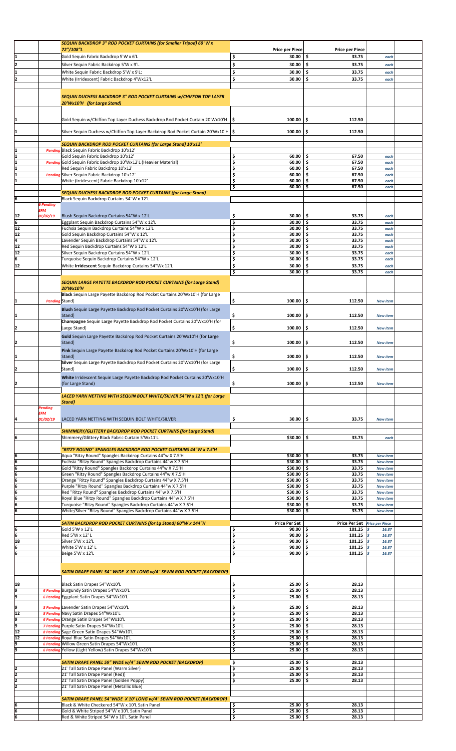| Qty | Status | Description | Price per Piece | Price per Piece | |
|---|---|---|---|---|---|
| | | ***SEQUIN BACKDROP 3" ROD POCKET CURTAINS (for Smaller Tripod) 60"W x 72"/108"L*** | **Price per Piece** | **Price per Piece** | |
| 1 | | Gold Sequin Fabric Backdrop 5'W x 6'L | $ 30.00 | $ 33.75 | each |
| 2 | | Silver Sequin Fabric Backdrop 5'W x 9'L | $ 30.00 | $ 33.75 | each |
| 1 | | White Sequin Fabric Backdrop 5'W x 9'L: | $ 30.00 | $ 33.75 | each |
| 2 | | White (Irridescent) Fabric Backdrop 4'Wx12'L | $ 30.00 | $ 33.75 | each |
| | | ***SEQUIN DUCHESS BACKDROP 3" ROD POCKET CURTAINS w/CHIFFON TOP LAYER 20'Wx10'H (for Large Stand)*** | | | |
| 1 | | Gold Sequin w/Chiffon Top Layer Duchess Backdrop Rod Pocket Curtain 20'Wx10'H | $ 100.00 | $ 112.50 | |
| 1 | | Silver Sequin Duchess w/Chiffon Top Layer Backdrop Rod Pocket Curtain 20'Wx10'H | $ 100.00 | $ 112.50 | |
| | | ***SEQUIN BACKDROP ROD POCKET CURTAINS (for Large Stand) 10'x12'*** | | | |
| 1 | *Pending* | Black Sequin Fabric Backdrop 10'x12' | | | |
| 1 | | Gold Sequin Fabric Backdrop 10'x12' | $ 60.00 | $ 67.50 | each |
| 1 | *Pending* | Gold Sequin Fabric Backdrop 10'Wx12'L (Heavier Material) | $ 60.00 | $ 67.50 | each |
| 1 | | Red Sequin Fabric Backdrop 10'x12' | $ 60.00 | $ 67.50 | each |
| 1 | *Pending* | Silver Sequin Fabric Backdrop 10'x12' | $ 60.00 | $ 67.50 | each |
| 1 | | White (Irridescent) Fabric Backdrop 10'x12' | $ 60.00 | $ 67.50 | each |
| | | | $ 60.00 | $ 67.50 | each |
| | | ***SEQUIN DUCHESS BACKDROP ROD POCKET CURTAINS (for Large Stand)*** | | | |
| 6 | | Black Sequin Backdrop Curtains 54"W x 12'L | | | |
| 12 | *6 Pending EFM 01/02/19* | Blush Sequin Backdrop Curtains 54"W x 12'L | $ 30.00 | $ 33.75 | each |
| 6 | | Eggplant Sequin Backdrop Curtains 54"W x 12'L | $ 30.00 | $ 33.75 | each |
| 12 | | Fuchsia Sequin Backdrop Curtains 54"W x 12'L | $ 30.00 | $ 33.75 | each |
| 12 | | Gold Sequin Backdrop Curtains 54"W x 12'L | $ 30.00 | $ 33.75 | each |
| 4 | | Lavender Sequin Backdrop Curtains 54"W x 12'L | $ 30.00 | $ 33.75 | each |
| 12 | | Red Sequin Backdrop Curtains 54"W x 12'L | $ 30.00 | $ 33.75 | each |
| 12 | | Silver Sequin Backdrop Curtains 54"W x 12'L | $ 30.00 | $ 33.75 | each |
| 6 | | Turquoise Sequin Backdrop Curtains 54"W x 12'L | $ 30.00 | $ 33.75 | each |
| 12 | | White **Irridescent** Sequin Backdrop Curtains 54"Wx 12'L | $ 30.00 | $ 33.75 | each |
| | | | $ 30.00 | $ 33.75 | each |
| | | ***SEQUIN LARGE PAYETTE BACKDROP ROD POCKET CURTAINS (for Large Stand) 20'Wx10'H*** | | | |
| 1 | *Pending* | **Black** Sequin Large Payette Backdrop Rod Pocket Curtains 20'Wx10'H (for Large Stand) | $ 100.00 | $ 112.50 | *New item* |
| 1 | | **Blush** Sequin Large Payette Backdrop Rod Pocket Curtains 20'Wx10'H (for Large Stand) | $ 100.00 | $ 112.50 | *New item* |
| 2 | | **Champagne** Sequin Large Payette Backdrop Rod Pocket Curtains 20'Wx10'H (for Large Stand) | $ 100.00 | $ 112.50 | *New item* |
| 2 | | **Gold** Sequin Large Payette Backdrop Rod Pocket Curtains 20'Wx10'H (for Large Stand) | $ 100.00 | $ 112.50 | *New item* |
| 1 | | **Pink** Sequin Large Payette Backdrop Rod Pocket Curtains 20'Wx10'H (for Large Stand) | $ 100.00 | $ 112.50 | *New item* |
| 2 | | **Silver** Sequin Large Payette Backdrop Rod Pocket Curtains 20'Wx10'H (for Large Stand) | $ 100.00 | $ 112.50 | *New item* |
| 2 | | **White** Irridescent Sequin Large Payette Backdrop Rod Pocket Curtains 20'Wx10'H (for Large Stand) | $ 100.00 | $ 112.50 | *New item* |
| | | ***LACED YARN NETTING WITH SEQUIN BOLT WHITE/SILVER 54"W x 12'L (for Large Stand)*** | | | |
| 4 | *Pending EFM 01/02/19* | LACED YARN NETTING WITH SEQUIN BOLT WHITE/SILVER | $ 30.00 | $ 33.75 | *New item* |
| | | ***SHIMMERY/GLITTERY BACKDROP ROD POCKET CURTAINS (for Large Stand)*** | | | |
| 6 | | Shimmery/Glittery Black Fabric Curtain 5'Wx11'L | $30.00 | $ 33.75 | each |
| | | ***"RITZY ROUND" SPANGLES BACKDROP ROD POCKET CURTAINS 44"W x 7.5'H*** | | | |
| 6 | | Aqua "Ritzy Round" Spangles Backdrop Curtains 44"w X 7.5'H | $30.00 | $ 33.75 | *New item* |
| 6 | | Fuchsia "Ritzy Round" Spangles Backdrop Curtains 44"w X 7.5'H | $30.00 | $ 33.75 | *New item* |
| 6 | | Gold "Ritzy Round" Spangles Backdrop Curtains 44"w X 7.5'H | $30.00 | $ 33.75 | *New item* |
| 6 | | Green "Ritzy Round" Spangles Backdrop Curtains 44"w X 7.5'H | $30.00 | $ 33.75 | *New item* |
| 6 | | Orange "Ritzy Round" Spangles Backdrop Curtains 44"w X 7.5'H | $30.00 | $ 33.75 | *New item* |
| 6 | | Purple "Ritzy Round" Spangles Backdrop Curtains 44"w X 7.5'H | $30.00 | $ 33.75 | *New item* |
| 6 | | Red "Ritzy Round" Spangles Backdrop Curtains 44"w X 7.5'H | $30.00 | $ 33.75 | *New item* |
| 6 | | Royal Blue "Ritzy Round" Spangles Backdrop Curtains 44"w X 7.5'H | $30.00 | $ 33.75 | *New item* |
| 6 | | Turquoise "Ritzy Round" Spangles Backdrop Curtains 44"w X 7.5'H | $30.00 | $ 33.75 | *New item* |
| 6 | | White/Silver "Ritzy Round" Spangles Backdrop Curtains 44"w X 7.5'H | $30.00 | $ 33.75 | *New item* |
| | | ***SATIN BACKDROP ROD POCKET CURTAINS (for Lg Stand) 60"W x 144"H*** | **Price Per Set** | **Price Per Set** | ***Price per Piece*** |
| 6 | | Gold 5'W x 12'L | $ 90.00 | $ 101.25 | $ 16.87 |
| 6 | | Red 5'W x 12' L | $ 90.00 | $ 101.25 | $ 16.87 |
| 18 | | Silver 5'W x 12'L | $ 90.00 | $ 101.25 | $ 16.87 |
| 6 | | White 5'W x 12' L | $ 90.00 | $ 101.25 | $ 16.87 |
| 6 | | Beige 5'W x 12'L | $ 90.00 | $ 101.25 | $ 16.87 |
| | | ***SATIN DRAPE PANEL 54" WIDE X 10' LONG w/4" SEWN ROD POCKET (BACKDROP)*** | | | |
| 18 | | Black Satin Drapes 54"Wx10'L | $ 25.00 | $ 28.13 | |
| 9 | *6 Pending* | Burgundy Satin Drapes 54"Wx10'L | $ 25.00 | $ 28.13 | |
| 9 | *6 Pending* | Eggplant Satin Drapes 54"Wx10'L | $ 25.00 | $ 28.13 | |
| 9 | *3 Pending* | Lavender Satin Drapes 54"Wx10'L | $ 25.00 | $ 28.13 | |
| 12 | *8 Pending* | Navy Satin Drapes 54"Wx10'L | $ 25.00 | $ 28.13 | |
| 9 | *6 Pending* | Orange Satin Drapes 54"Wx10'L | $ 25.00 | $ 28.13 | |
| 9 | *7 Pending* | Purple Satin Drapes 54"Wx10'L | $ 25.00 | $ 28.13 | |
| 12 | *8 Pending* | Sage Green Satin Drapes 54"Wx10'L | $ 25.00 | $ 28.13 | |
| 12 | *8 Pending* | Royal Blue Satin Drapes 54"Wx10'L | $ 25.00 | $ 28.13 | |
| 9 | *6 Pending* | Willow Green Satin Drapes 54"Wx10'L | $ 25.00 | $ 28.13 | |
| 9 | *6 Pending* | Yellow (Light Yellow) Satin Drapes 54"Wx10'L | $ 25.00 | $ 28.13 | |
| | | ***SATIN DRAPE PANEL 59" WIDE w/4" SEWN ROD POCKET (BACKDROP)*** | $ 25.00 | $ 28.13 | |
| 2 | | 21' Tall Satin Drape Panel (Warm Silver) | $ 25.00 | $ 28.13 | |
| 2 | | 21' Tall Satin Drape Panel (Red)) | $ 25.00 | $ 28.13 | |
| 2 | | 21' Tall Satin Drape Panel (Golden Poppy) | $ 25.00 | $ 28.13 | |
| 2 | | 21' Tall Satin Drape Panel (Metallic Blue) | | | |
| | | ***SATIN DRAPE PANEL 54"WIDE X 10' LONG w/4" SEWN ROD POCKET (BACKDROP)*** | | | |
| 6 | | Black & White Checkered 54"W x 10'L Satin Panel | $ 25.00 | $ 28.13 | |
| 6 | | Gold & White Striped 54"W x 10'L Satin Panel | $ 25.00 | $ 28.13 | |
| 6 | | Red & White Striped 54"W x 10'L Satin Panel | $ 25.00 | $ 28.13 | |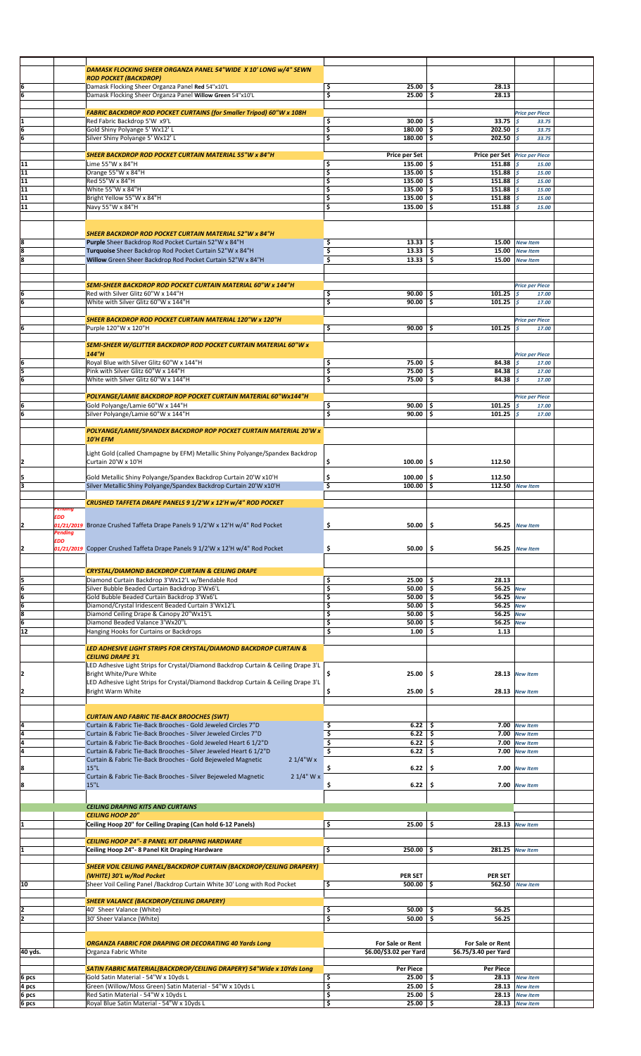| Qty | Status | Description | Price | Price | Note |
|---|---|---|---|---|---|
| | | ***DAMASK FLOCKING SHEER ORGANZA PANEL 54"WIDE X 10' LONG w/4" SEWN ROD POCKET (BACKDROP)*** | | | |
| 6 | | Damask Flocking Sheer Organza Panel **Red** 54"x10'L | $ 25.00 | $ 28.13 | |
| 6 | | Damask Flocking Sheer Organza Panel **Willow Green** 54"x10'L | $ 25.00 | $ 28.13 | |
| | | ***FABRIC BACKDROP ROD POCKET CURTAINS (for Smaller Tripod) 60"W x 108H*** | | | *Price per Piece* |
| 1 | | Red Fabric Backdrop 5'W x9'L | $ 30.00 | $ 33.75 | $ 33.75 |
| 6 | | Gold Shiny Polyange 5' Wx12' L | $ 180.00 | $ 202.50 | $ 33.75 |
| 6 | | Silver Shiny Polyange 5' Wx12' L | $ 180.00 | $ 202.50 | $ 33.75 |
| | | ***SHEER BACKDROP ROD POCKET CURTAIN MATERIAL 55"W x 84"H*** | **Price per Set** | **Price per Set** | *Price per Piece* |
| 11 | | Lime 55"W x 84"H | $ 135.00 | $ 151.88 | $ 15.00 |
| 11 | | Orange 55"W x 84"H | $ 135.00 | $ 151.88 | $ 15.00 |
| 11 | | Red 55"W x 84"H | $ 135.00 | $ 151.88 | $ 15.00 |
| 11 | | White 55"W x 84"H | $ 135.00 | $ 151.88 | $ 15.00 |
| 11 | | Bright Yellow 55"W x 84"H | $ 135.00 | $ 151.88 | $ 15.00 |
| 11 | | Navy 55"W x 84"H | $ 135.00 | $ 151.88 | $ 15.00 |
| | | ***SHEER BACKDROP ROD POCKET CURTAIN MATERIAL 52"W x 84"H*** | | | |
| 8 | | **Purple** Sheer Backdrop Rod Pocket Curtain 52"W x 84"H | $ 13.33 | $ 15.00 | *New Item* |
| 8 | | **Turquoise** Sheer Backdrop Rod Pocket Curtain 52"W x 84"H | $ 13.33 | $ 15.00 | *New Item* |
| 8 | | **Willow** Green Sheer Backdrop Rod Pocket Curtain 52"W x 84"H | $ 13.33 | $ 15.00 | *New Item* |
| | | ***SEMI-SHEER BACKDROP ROD POCKET CURTAIN MATERIAL 60"W x 144"H*** | | | *Price per Piece* |
| 6 | | Red with Silver Glitz 60"W x 144"H | $ 90.00 | $ 101.25 | $ 17.00 |
| 6 | | White with Silver Glitz 60"W x 144"H | $ 90.00 | $ 101.25 | $ 17.00 |
| | | ***SHEER BACKDROP ROD POCKET CURTAIN MATERIAL 120"W x 120"H*** | | | *Price per Piece* |
| 6 | | Purple 120"W x 120"H | $ 90.00 | $ 101.25 | $ 17.00 |
| | | ***SEMI-SHEER W/GLITTER BACKDROP ROD POCKET CURTAIN MATERIAL 60"W x 144"H*** | | | *Price per Piece* |
| 6 | | Royal Blue with Silver Glitz 60"W x 144"H | $ 75.00 | $ 84.38 | $ 17.00 |
| 5 | | Pink with Silver Glitz 60"W x 144"H | $ 75.00 | $ 84.38 | $ 17.00 |
| 6 | | White with Silver Glitz 60"W x 144"H | $ 75.00 | $ 84.38 | $ 17.00 |
| | | ***POLYANGE/LAMIE BACKDROP ROP POCKET CURTAIN MATERIAL 60"Wx144"H*** | | | *Price per Piece* |
| 6 | | Gold Polyange/Lamie 60"W x 144"H | $ 90.00 | $ 101.25 | $ 17.00 |
| 6 | | Silver Polyange/Lamie 60"W x 144"H | $ 90.00 | $ 101.25 | $ 17.00 |
| | | ***POLYANGE/LAMIE/SPANDEX BACKDROP ROP POCKET CURTAIN MATERIAL 20'W x 10'H EFM*** | | | |
| 2 | | Light Gold (called Champagne by EFM) Metallic Shiny Polyange/Spandex Backdrop Curtain 20'W x 10'H | $ 100.00 | $ 112.50 | |
| 5 | | Gold Metallic Shiny Polyange/Spandex Backdrop Curtain 20'W x10'H | $ 100.00 | $ 112.50 | |
| 3 | | Silver Metallic Shiny Polyange/Spandex Backdrop Curtain 20'W x10'H | $ 100.00 | $ 112.50 | *New Item* |
| | | ***CRUSHED TAFFETA DRAPE PANELS 9 1/2'W x 12'H w/4" ROD POCKET*** | | | |
| 2 | *Pending EDD 01/21/2019* | Bronze Crushed Taffeta Drape Panels 9 1/2'W x 12'H w/4" Rod Pocket | $ 50.00 | $ 56.25 | *New Item* |
| 2 | *Pending EDD 01/21/2019* | Copper Crushed Taffeta Drape Panels 9 1/2'W x 12'H w/4" Rod Pocket | $ 50.00 | $ 56.25 | *New Item* |
| | | ***CRYSTAL/DIAMOND BACKDROP CURTAIN & CEILING DRAPE*** | | | |
| 5 | | Diamond Curtain Backdrop 3'Wx12'L w/Bendable Rod | $ 25.00 | $ 28.13 | |
| 6 | | Silver Bubble Beaded Curtain Backdrop 3'Wx6'L | $ 50.00 | $ 56.25 | *New* |
| 6 | | Gold Bubble Beaded Curtain Backdrop 3'Wx6'L | $ 50.00 | $ 56.25 | *New* |
| 6 | | Diamond/Crystal Iridescent Beaded Curtain 3'Wx12'L | $ 50.00 | $ 56.25 | *New* |
| 8 | | Diamond Ceiling Drape & Canopy 20"Wx15'L | $ 50.00 | $ 56.25 | *New* |
| 6 | | Diamond Beaded Valance 3'Wx20"L | $ 50.00 | $ 56.25 | *New* |
| 12 | | Hanging Hooks for Curtains or Backdrops | $ 1.00 | $ 1.13 | |
| | | ***LED ADHESIVE LIGHT STRIPS FOR CRYSTAL/DIAMOND BACKDROP CURTAIN & CEILING DRAPE 3'L*** | | | |
| 2 | | LED Adhesive Light Strips for Crystal/Diamond Backdrop Curtain & Ceiling Drape 3'L Bright White/Pure White | $ 25.00 | $ 28.13 | *New Item* |
| 2 | | LED Adhesive Light Strips for Crystal/Diamond Backdrop Curtain & Ceiling Drape 3'L Bright Warm White | $ 25.00 | $ 28.13 | *New Item* |
| | | ***CURTAIN AND FABRIC TIE-BACK BROOCHES (SWT)*** | | | |
| 4 | | Curtain & Fabric Tie-Back Brooches - Gold Jeweled Circles 7"D | $ 6.22 | $ 7.00 | *New Item* |
| 4 | | Curtain & Fabric Tie-Back Brooches - Silver Jeweled Circles 7"D | $ 6.22 | $ 7.00 | *New Item* |
| 4 | | Curtain & Fabric Tie-Back Brooches - Gold Jeweled Heart 6 1/2"D | $ 6.22 | $ 7.00 | *New Item* |
| 4 | | Curtain & Fabric Tie-Back Brooches - Silver Jeweled Heart 6 1/2"D | $ 6.22 | $ 7.00 | *New Item* |
| 8 | | Curtain & Fabric Tie-Back Brooches - Gold Bejeweled Magnetic 2 1/4"W x 15"L | $ 6.22 | $ 7.00 | *New Item* |
| 8 | | Curtain & Fabric Tie-Back Brooches - Silver Bejeweled Magnetic 2 1/4" W x 15"L | $ 6.22 | $ 7.00 | *New Item* |
| | | ***CEILING DRAPING KITS AND CURTAINS*** | | | |
| | | ***CEILING HOOP 20"*** | | | |
| 1 | | **Ceiling Hoop 20" for Ceiling Draping (Can hold 6-12 Panels)** | $ 25.00 | $ 28.13 | *New Item* |
| | | ***CEILING HOOP 24"- 8 PANEL KIT DRAPING HARDWARE*** | | | |
| 1 | | **Ceiling Hoop 24"- 8 Panel Kit Draping Hardware** | $ 250.00 | $ 281.25 | *New Item* |
| | | ***SHEER VOIL CEILING PANEL/BACKDROP CURTAIN (BACKDROP/CEILING DRAPERY) (WHITE) 30'L w/Rod Pocket*** | **PER SET** | **PER SET** | |
| 10 | | Sheer Voil Ceiling Panel /Backdrop Curtain White 30' Long with Rod Pocket | $ 500.00 | $ 562.50 | *New Item* |
| | | ***SHEER VALANCE (BACKDROP/CEILING DRAPERY)*** | | | |
| 2 | | 40' Sheer Valance (White) | $ 50.00 | $ 56.25 | |
| 2 | | 30' Sheer Valance (White) | $ 50.00 | $ 56.25 | |
| | | ***ORGANZA FABRIC FOR DRAPING OR DECORATING 40 Yards Long*** | **For Sale or Rent** | **For Sale or Rent** | |
| 40 yds. | | Organza Fabric White | $6.00/$3.02 per Yard | $6.75/3.40 per Yard | |
| | | ***SATIN FABRIC MATERIAL(BACKDROP/CEILING DRAPERY) 54"Wide x 10Yds Long*** | **Per Piece** | **Per Piece** | |
| 6 pcs | | Gold Satin Material - 54"W x 10yds L | $ 25.00 | $ 28.13 | *New item* |
| 4 pcs | | Green (Willow/Moss Green) Satin Material - 54"W x 10yds L | $ 25.00 | $ 28.13 | *New item* |
| 6 pcs | | Red Satin Material - 54"W x 10yds L | $ 25.00 | $ 28.13 | *New item* |
| 6 pcs | | Royal Blue Satin Material - 54"W x 10yds L | $ 25.00 | $ 28.13 | *New item* |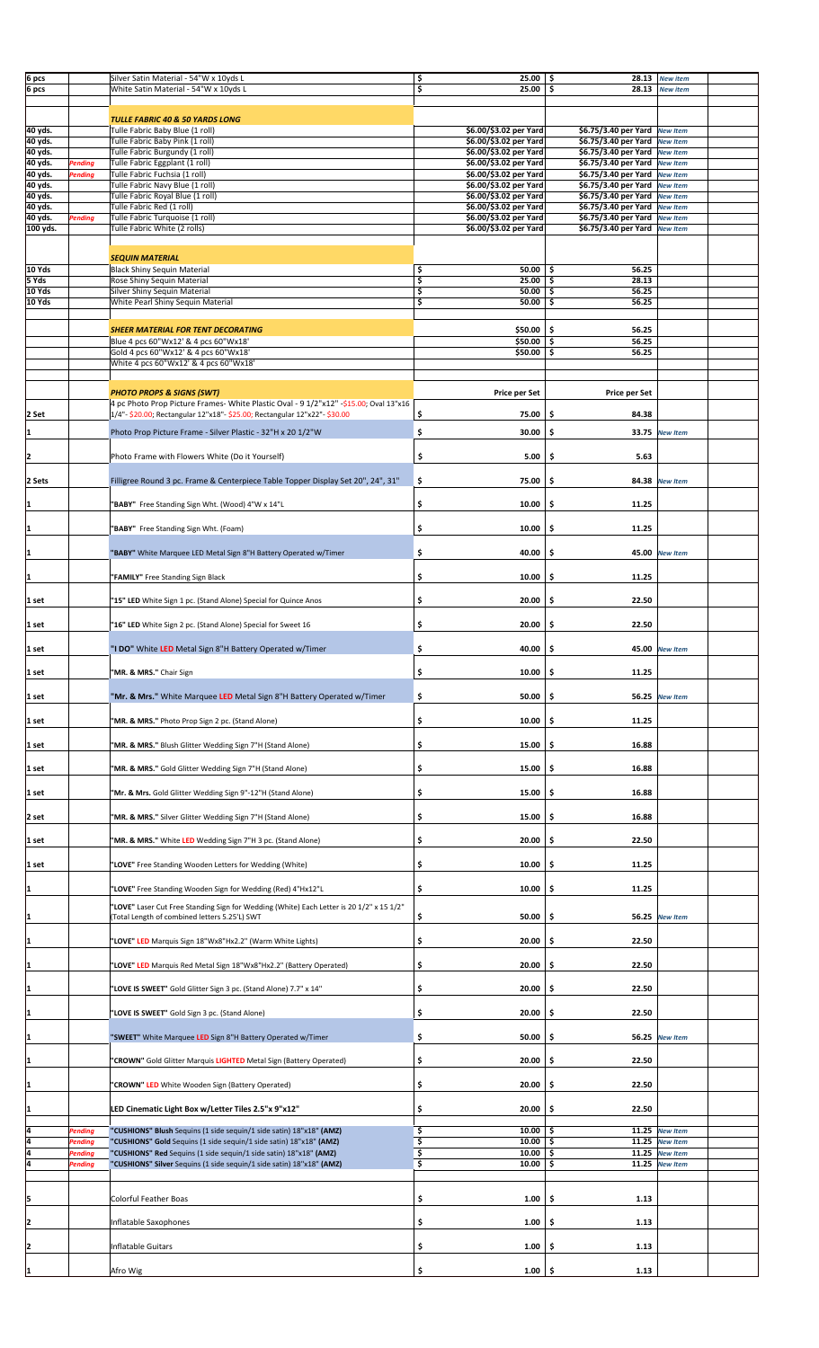| Qty | Status | Item | Price | Price | Note |
|---|---|---|---|---|---|
| 6 pcs | | Silver Satin Material - 54"W x 10yds L | $ 25.00 | $ 28.13 | *New Item* |
| 6 pcs | | White Satin Material - 54"W x 10yds L | $ 25.00 | $ 28.13 | *New Item* |
| | | | | | |
| | | ***TULLE FABRIC 40 & 50 YARDS LONG*** | | | |
| 40 yds. | | Tulle Fabric Baby Blue (1 roll) | $6.00/$3.02 per Yard | $6.75/3.40 per Yard | *New Item* |
| 40 yds. | | Tulle Fabric Baby Pink (1 roll) | $6.00/$3.02 per Yard | $6.75/3.40 per Yard | *New Item* |
| 40 yds. | | Tulle Fabric Burgundy (1 roll) | $6.00/$3.02 per Yard | $6.75/3.40 per Yard | *New Item* |
| 40 yds. | *Pending* | Tulle Fabric Eggplant (1 roll) | $6.00/$3.02 per Yard | $6.75/3.40 per Yard | *New Item* |
| 40 yds. | *Pending* | Tulle Fabric Fuchsia (1 roll) | $6.00/$3.02 per Yard | $6.75/3.40 per Yard | *New Item* |
| 40 yds. | | Tulle Fabric Navy Blue (1 roll) | $6.00/$3.02 per Yard | $6.75/3.40 per Yard | *New Item* |
| 40 yds. | | Tulle Fabric Royal Blue (1 roll) | $6.00/$3.02 per Yard | $6.75/3.40 per Yard | *New Item* |
| 40 yds. | | Tulle Fabric Red (1 roll) | $6.00/$3.02 per Yard | $6.75/3.40 per Yard | *New Item* |
| 40 yds. | *Pending* | Tulle Fabric Turquoise (1 roll) | $6.00/$3.02 per Yard | $6.75/3.40 per Yard | *New Item* |
| 100 yds. | | Tulle Fabric White (2 rolls) | $6.00/$3.02 per Yard | $6.75/3.40 per Yard | *New Item* |
| | | | | | |
| | | ***SEQUIN MATERIAL*** | | | |
| 10 Yds | | Black Shiny Sequin Material | $ 50.00 | $ 56.25 | |
| 5 Yds | | Rose Shiny Sequin Material | $ 25.00 | $ 28.13 | |
| 10 Yds | | Silver Shiny Sequin Material | $ 50.00 | $ 56.25 | |
| 10 Yds | | White Pearl Shiny Sequin Material | $ 50.00 | $ 56.25 | |
| | | | | | |
| | | ***SHEER MATERIAL FOR TENT DECORATING*** | $50.00 | $ 56.25 | |
| | | Blue 4 pcs 60"Wx12' & 4 pcs 60"Wx18' | $50.00 | $ 56.25 | |
| | | Gold 4 pcs 60"Wx12' & 4 pcs 60"Wx18' | $50.00 | $ 56.25 | |
| | | White 4 pcs 60"Wx12' & 4 pcs 60"Wx18' | | | |
| | | | | | |
| | | ***PHOTO PROPS & SIGNS (SWT)*** | **Price per Set** | **Price per Set** | |
| 2 Set | | 4 pc Photo Prop Picture Frames- White Plastic Oval - 9 1/2"x12" -$15.00; Oval 13"x16 1/4"- $20.00; Rectangular 12"x18"- $25.00; Rectangular 12"x22"- $30.00 | $ 75.00 | $ 84.38 | |
| 1 | | Photo Prop Picture Frame - Silver Plastic - 32"H x 20 1/2"W | $ 30.00 | $ 33.75 | *New Item* |
| 2 | | Photo Frame with Flowers White (Do it Yourself) | $ 5.00 | $ 5.63 | |
| 2 Sets | | Filligree Round 3 pc. Frame & Centerpiece Table Topper Display Set 20", 24", 31" | $ 75.00 | $ 84.38 | *New Item* |
| 1 | | **"BABY"** Free Standing Sign Wht. (Wood) 4"W x 14"L | $ 10.00 | $ 11.25 | |
| 1 | | **"BABY"** Free Standing Sign Wht. (Foam) | $ 10.00 | $ 11.25 | |
| 1 | | **"BABY"** White Marquee LED Metal Sign 8"H Battery Operated w/Timer | $ 40.00 | $ 45.00 | *New Item* |
| 1 | | **"FAMILY"** Free Standing Sign Black | $ 10.00 | $ 11.25 | |
| 1 set | | **"15" LED** White Sign 1 pc. (Stand Alone) Special for Quince Anos | $ 20.00 | $ 22.50 | |
| 1 set | | **"16" LED** White Sign 2 pc. (Stand Alone) Special for Sweet 16 | $ 20.00 | $ 22.50 | |
| 1 set | | **"I DO"** White **LED** Metal Sign 8"H Battery Operated w/Timer | $ 40.00 | $ 45.00 | *New Item* |
| 1 set | | **"MR. & MRS."** Chair Sign | $ 10.00 | $ 11.25 | |
| 1 set | | **"Mr. & Mrs."** White Marquee **LED** Metal Sign 8"H Battery Operated w/Timer | $ 50.00 | $ 56.25 | *New Item* |
| 1 set | | **"MR. & MRS."** Photo Prop Sign 2 pc. (Stand Alone) | $ 10.00 | $ 11.25 | |
| 1 set | | **"MR. & MRS."** Blush Glitter Wedding Sign 7"H (Stand Alone) | $ 15.00 | $ 16.88 | |
| 1 set | | **"MR. & MRS."** Gold Glitter Wedding Sign 7"H (Stand Alone) | $ 15.00 | $ 16.88 | |
| 1 set | | **"Mr. & Mrs.** Gold Glitter Wedding Sign 9"-12"H (Stand Alone) | $ 15.00 | $ 16.88 | |
| 2 set | | **"MR. & MRS."** Silver Glitter Wedding Sign 7"H (Stand Alone) | $ 15.00 | $ 16.88 | |
| 1 set | | **"MR. & MRS."** White **LED** Wedding Sign 7"H 3 pc. (Stand Alone) | $ 20.00 | $ 22.50 | |
| 1 set | | **"LOVE"** Free Standing Wooden Letters for Wedding (White) | $ 10.00 | $ 11.25 | |
| 1 | | **"LOVE"** Free Standing Wooden Sign for Wedding (Red) 4"Hx12"L | $ 10.00 | $ 11.25 | |
| 1 | | **"LOVE"** Laser Cut Free Standing Sign for Wedding (White) Each Letter is 20 1/2" x 15 1/2" (Total Length of combined letters 5.25'L) SWT | $ 50.00 | $ 56.25 | *New Item* |
| 1 | | **"LOVE" LED** Marquis Sign 18"Wx8"Hx2.2" (Warm White Lights) | $ 20.00 | $ 22.50 | |
| 1 | | **"LOVE" LED** Marquis Red Metal Sign 18"Wx8"Hx2.2" (Battery Operated) | $ 20.00 | $ 22.50 | |
| 1 | | **"LOVE IS SWEET"** Gold Glitter Sign 3 pc. (Stand Alone) 7.7" x 14" | $ 20.00 | $ 22.50 | |
| 1 | | **"LOVE IS SWEET"** Gold Sign 3 pc. (Stand Alone) | $ 20.00 | $ 22.50 | |
| 1 | | **"SWEET"** White Marquee **LED** Sign 8"H Battery Operated w/Timer | $ 50.00 | $ 56.25 | *New Item* |
| 1 | | **"CROWN"** Gold Glitter Marquis **LIGHTED** Metal Sign (Battery Operated) | $ 20.00 | $ 22.50 | |
| 1 | | **"CROWN" LED** White Wooden Sign (Battery Operated) | $ 20.00 | $ 22.50 | |
| 1 | | **LED Cinematic Light Box w/Letter Tiles 2.5"x 9"x12"** | $ 20.00 | $ 22.50 | |
| 4 | *Pending* | **"CUSHIONS" Blush** Sequins (1 side sequin/1 side satin) 18"x18" **(AMZ)** | $ 10.00 | $ 11.25 | *New Item* |
| 4 | *Pending* | **"CUSHIONS" Gold** Sequins (1 side sequin/1 side satin) 18"x18" **(AMZ)** | $ 10.00 | $ 11.25 | *New Item* |
| 4 | *Pending* | **"CUSHIONS" Red** Sequins (1 side sequin/1 side satin) 18"x18" **(AMZ)** | $ 10.00 | $ 11.25 | *New Item* |
| 4 | *Pending* | **"CUSHIONS" Silver** Sequins (1 side sequin/1 side satin) 18"x18" **(AMZ)** | $ 10.00 | $ 11.25 | *New Item* |
| | | | | | |
| 5 | | Colorful Feather Boas | $ 1.00 | $ 1.13 | |
| 2 | | Inflatable Saxophones | $ 1.00 | $ 1.13 | |
| 2 | | Inflatable Guitars | $ 1.00 | $ 1.13 | |
| 1 | | Afro Wig | $ 1.00 | $ 1.13 | |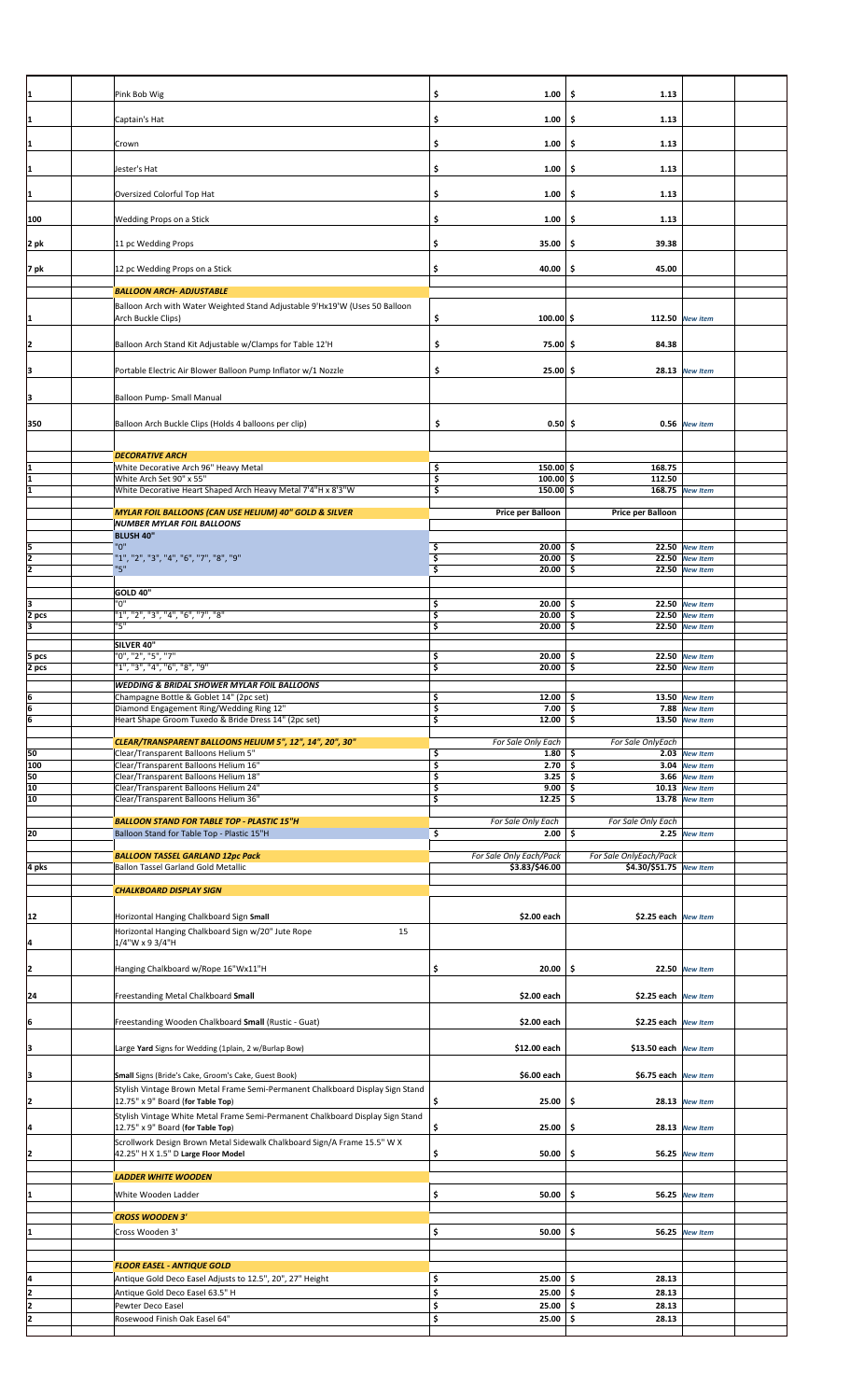| Qty | Item | Price | Price | Status |
|---|---|---|---|---|
| 1 | Pink Bob Wig | $ 1.00 | $ 1.13 | |
| 1 | Captain's Hat | $ 1.00 | $ 1.13 | |
| 1 | Crown | $ 1.00 | $ 1.13 | |
| 1 | Jester's Hat | $ 1.00 | $ 1.13 | |
| 1 | Oversized Colorful Top Hat | $ 1.00 | $ 1.13 | |
| 100 | Wedding Props on a Stick | $ 1.00 | $ 1.13 | |
| 2 pk | 11 pc Wedding Props | $ 35.00 | $ 39.38 | |
| 7 pk | 12 pc Wedding Props on a Stick | $ 40.00 | $ 45.00 | |
| | ***BALLOON ARCH- ADJUSTABLE*** | | | |
| 1 | Balloon Arch with Water Weighted Stand Adjustable 9'Hx19'W (Uses 50 Balloon Arch Buckle Clips) | $ 100.00 | $ 112.50 | *New Item* |
| 2 | Balloon Arch Stand Kit Adjustable w/Clamps for Table 12'H | $ 75.00 | $ 84.38 | |
| 3 | Portable Electric Air Blower Balloon Pump Inflator w/1 Nozzle | $ 25.00 | $ 28.13 | *New Item* |
| 3 | Balloon Pump- Small Manual | | | |
| 350 | Balloon Arch Buckle Clips (Holds 4 balloons per clip) | $ 0.50 | $ 0.56 | *New Item* |
| | ***DECORATIVE ARCH*** | | | |
| 1 | White Decorative Arch 96" Heavy Metal | $ 150.00 | $ 168.75 | |
| 1 | White Arch Set 90" x 55" | $ 100.00 | $ 112.50 | |
| 1 | White Decorative Heart Shaped Arch Heavy Metal 7'4"H x 8'3"W | $ 150.00 | $ 168.75 | *New Item* |
| | ***MYLAR FOIL BALLOONS (CAN USE HELIUM) 40" GOLD & SILVER*** | **Price per Balloon** | **Price per Balloon** | |
| | ***NUMBER MYLAR FOIL BALLOONS*** | | | |
| | **BLUSH 40"** | | | |
| 5 | "0" | $ 20.00 | $ 22.50 | *New Item* |
| 2 | "1", "2", "3", "4", "6", "7", "8", "9" | $ 20.00 | $ 22.50 | *New Item* |
| 2 | "5" | $ 20.00 | $ 22.50 | *New Item* |
| | **GOLD 40"** | | | |
| 3 | "0" | $ 20.00 | $ 22.50 | *New Item* |
| 2 pcs | "1", "2", "3", "4", "6", "7", "8" | $ 20.00 | $ 22.50 | *New Item* |
| 3 | "5" | $ 20.00 | $ 22.50 | *New Item* |
| | **SILVER 40"** | | | |
| 5 pcs | "0", "2", "5", "7" | $ 20.00 | $ 22.50 | *New Item* |
| 2 pcs | "1", "3", "4", "6", "8", "9" | $ 20.00 | $ 22.50 | *New Item* |
| | ***WEDDING & BRIDAL SHOWER MYLAR FOIL BALLOONS*** | | | |
| 6 | Champagne Bottle & Goblet 14" (2pc set) | $ 12.00 | $ 13.50 | *New Item* |
| 6 | Diamond Engagement Ring/Wedding Ring 12" | $ 7.00 | $ 7.88 | *New Item* |
| 6 | Heart Shape Groom Tuxedo & Bride Dress 14" (2pc set) | $ 12.00 | $ 13.50 | *New Item* |
| | ***CLEAR/TRANSPARENT BALLOONS HELIUM 5", 12", 14", 20", 30"*** | *For Sale Only Each* | *For Sale OnlyEach* | |
| 50 | Clear/Transparent Balloons Helium 5" | $ 1.80 | $ 2.03 | *New Item* |
| 100 | Clear/Transparent Balloons Helium 16" | $ 2.70 | $ 3.04 | *New Item* |
| 50 | Clear/Transparent Balloons Helium 18" | $ 3.25 | $ 3.66 | *New Item* |
| 10 | Clear/Transparent Balloons Helium 24" | $ 9.00 | $ 10.13 | *New Item* |
| 10 | Clear/Transparent Balloons Helium 36" | $ 12.25 | $ 13.78 | *New Item* |
| | ***BALLOON STAND FOR TABLE TOP - PLASTIC 15"H*** | *For Sale Only Each* | *For Sale Only Each* | |
| 20 | Balloon Stand for Table Top - Plastic 15"H | $ 2.00 | $ 2.25 | *New Item* |
| | ***BALLOON TASSEL GARLAND 12pc Pack*** | *For Sale Only Each/Pack* | *For Sale OnlyEach/Pack* | |
| 4 pks | Ballon Tassel Garland Gold Metallic | $3.83/$46.00 | $4.30/$51.75 | *New Item* |
| | ***CHALKBOARD DISPLAY SIGN*** | | | |
| 12 | Horizontal Hanging Chalkboard Sign **Small** | $2.00 each | $2.25 each | *New Item* |
| 4 | Horizontal Hanging Chalkboard Sign w/20" Jute Rope 15 1/4"W x 9 3/4"H | | | |
| 2 | Hanging Chalkboard w/Rope 16"Wx11"H | $ 20.00 | $ 22.50 | *New Item* |
| 24 | Freestanding Metal Chalkboard **Small** | $2.00 each | $2.25 each | *New Item* |
| 6 | Freestanding Wooden Chalkboard **Small** (Rustic - Guat) | $2.00 each | $2.25 each | *New Item* |
| 3 | Large **Yard** Signs for Wedding (1plain, 2 w/Burlap Bow) | $12.00 each | $13.50 each | *New Item* |
| 3 | **Small** Signs (Bride's Cake, Groom's Cake, Guest Book) | $6.00 each | $6.75 each | *New Item* |
| 2 | Stylish Vintage Brown Metal Frame Semi-Permanent Chalkboard Display Sign Stand 12.75" x 9" Board (**for Table Top**) | $ 25.00 | $ 28.13 | *New Item* |
| 4 | Stylish Vintage White Metal Frame Semi-Permanent Chalkboard Display Sign Stand 12.75" x 9" Board (**for Table Top**) | $ 25.00 | $ 28.13 | *New Item* |
| 2 | Scrollwork Design Brown Metal Sidewalk Chalkboard Sign/A Frame 15.5" W X 42.25" H X 1.5" D **Large Floor Model** | $ 50.00 | $ 56.25 | *New Item* |
| | ***LADDER WHITE WOODEN*** | | | |
| 1 | White Wooden Ladder | $ 50.00 | $ 56.25 | *New Item* |
| | ***CROSS WOODEN 3'*** | | | |
| 1 | Cross Wooden 3' | $ 50.00 | $ 56.25 | *New Item* |
| | ***FLOOR EASEL - ANTIQUE GOLD*** | | | |
| 4 | Antique Gold Deco Easel Adjusts to 12.5", 20", 27" Height | $ 25.00 | $ 28.13 | |
| 2 | Antique Gold Deco Easel 63.5" H | $ 25.00 | $ 28.13 | |
| 2 | Pewter Deco Easel | $ 25.00 | $ 28.13 | |
| 2 | Rosewood Finish Oak Easel 64" | $ 25.00 | $ 28.13 | |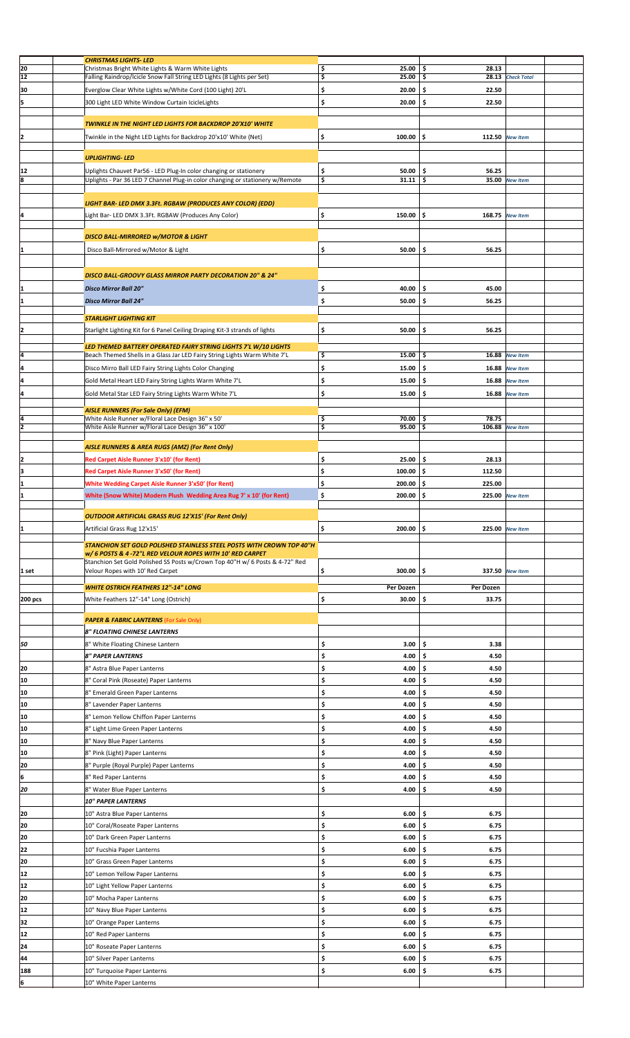| | | | | | |
|---|---|---|---|---|---|
| | ***CHRISTMAS LIGHTS- LED*** | | | | |
| 20 | Christmas Bright White Lights & Warm White Lights | $ 25.00 | $ 28.13 | | |
| 12 | Falling Raindrop/Icicle Snow Fall String LED Lights (8 Lights per Set) | $ 25.00 | $ 28.13 | *Check Total* | |
| 30 | Everglow Clear White Lights w/White Cord (100 Light) 20'L | $ 20.00 | $ 22.50 | | |
| 5 | 300 Light LED White Window Curtain IcicleLights | $ 20.00 | $ 22.50 | | |
| | ***TWINKLE IN THE NIGHT LED LIGHTS FOR BACKDROP 20'X10' WHITE*** | | | | |
| 2 | Twinkle in the Night LED Lights for Backdrop 20'x10' White (Net) | $ 100.00 | $ 112.50 | *New Item* | |
| | ***UPLIGHTING- LED*** | | | | |
| 12 | Uplights Chauvet Par56 - LED Plug-In color changing or stationery | $ 50.00 | $ 56.25 | | |
| 8 | Uplights - Par 36 LED 7 Channel Plug-in color changing or stationery w/Remote | $ 31.11 | $ 35.00 | *New Item* | |
| | ***LIGHT BAR- LED DMX 3.3Ft. RGBAW (PRODUCES ANY COLOR) (EDD)*** | | | | |
| 4 | Light Bar- LED DMX 3.3Ft. RGBAW (Produces Any Color) | $ 150.00 | $ 168.75 | *New Item* | |
| | ***DISCO BALL-MIRRORED w/MOTOR & LIGHT*** | | | | |
| 1 | Disco Ball-Mirrored w/Motor & Light | $ 50.00 | $ 56.25 | | |
| | ***DISCO BALL-GROOVY GLASS MIRROR PARTY DECORATION 20" & 24"*** | | | | |
| 1 | ***Disco Mirror Ball 20"*** | $ 40.00 | $ 45.00 | | |
| 1 | ***Disco Mirror Ball 24"*** | $ 50.00 | $ 56.25 | | |
| | ***STARLIGHT LIGHTING KIT*** | | | | |
| 2 | Starlight Lighting Kit for 6 Panel Ceiling Draping Kit-3 strands of lights | $ 50.00 | $ 56.25 | | |
| | ***LED THEMED BATTERY OPERATED FAIRY STRING LIGHTS 7'L W/10 LIGHTS*** | | | | |
| 4 | Beach Themed Shells in a Glass Jar LED Fairy String Lights Warm White 7'L | $ 15.00 | $ 16.88 | *New Item* | |
| 4 | Disco Mirro Ball LED Fairy String Lights Color Changing | $ 15.00 | $ 16.88 | *New Item* | |
| 4 | Gold Metal Heart LED Fairy String Lights Warm White 7'L | $ 15.00 | $ 16.88 | *New Item* | |
| 4 | Gold Metal Star LED Fairy String Lights Warm White 7'L | $ 15.00 | $ 16.88 | *New Item* | |
| | ***AISLE RUNNERS (For Sale Only) (EFM)*** | | | | |
| 4 | White Aisle Runner w/Floral Lace Design 36" x 50' | $ 70.00 | $ 78.75 | | |
| 2 | White Aisle Runner w/Floral Lace Design 36" x 100' | $ 95.00 | $ 106.88 | *New Item* | |
| | ***AISLE RUNNERS & AREA RUGS (AMZ) (For Rent Only)*** | | | | |
| 2 | **Red Carpet Aisle Runner 3'x10' (for Rent)** | $ 25.00 | $ 28.13 | | |
| 3 | **Red Carpet Aisle Runner 3'x50' (for Rent)** | $ 100.00 | $ 112.50 | | |
| 1 | **White Wedding Carpet Aisle Runner 3'x50' (for Rent)** | $ 200.00 | $ 225.00 | | |
| 1 | **White (Snow White) Modern Plush Wedding Area Rug 7' x 10' (for Rent)** | $ 200.00 | $ 225.00 | *New Item* | |
| | ***OUTDOOR ARTIFICIAL GRASS RUG 12'X15' (For Rent Only)*** | | | | |
| 1 | Artificial Grass Rug 12'x15' | $ 200.00 | $ 225.00 | *New Item* | |
| | ***STANCHION SET GOLD POLISHED STAINLESS STEEL POSTS WITH CROWN TOP 40"H w/ 6 POSTS & 4 -72"L RED VELOUR ROPES WITH 10' RED CARPET*** | | | | |
| 1 set | Stanchion Set Gold Polished SS Posts w/Crown Top 40"H w/ 6 Posts & 4-72" Red Velour Ropes with 10' Red Carpet | $ 300.00 | $ 337.50 | *New Item* | |
| | ***WHITE OSTRICH FEATHERS 12"-14" LONG*** | **Per Dozen** | **Per Dozen** | | |
| 200 pcs | White Feathers 12"-14" Long (Ostrich) | $ 30.00 | $ 33.75 | | |
| | ***PAPER & FABRIC LANTERNS*** (For Sale Only) | | | | |
| | ***8" FLOATING CHINESE LANTERNS*** | | | | |
| 50 | 8" White Floating Chinese Lantern | $ 3.00 | $ 3.38 | | |
| | ***8" PAPER LANTERNS*** | $ 4.00 | $ 4.50 | | |
| 20 | 8" Astra Blue Paper Lanterns | $ 4.00 | $ 4.50 | | |
| 10 | 8" Coral Pink (Roseate) Paper Lanterns | $ 4.00 | $ 4.50 | | |
| 10 | 8" Emerald Green Paper Lanterns | $ 4.00 | $ 4.50 | | |
| 10 | 8" Lavender Paper Lanterns | $ 4.00 | $ 4.50 | | |
| 10 | 8" Lemon Yellow Chiffon Paper Lanterns | $ 4.00 | $ 4.50 | | |
| 10 | 8" Light Lime Green Paper Lanterns | $ 4.00 | $ 4.50 | | |
| 10 | 8" Navy Blue Paper Lanterns | $ 4.00 | $ 4.50 | | |
| 10 | 8" Pink (Light) Paper Lanterns | $ 4.00 | $ 4.50 | | |
| 20 | 8" Purple (Royal Purple) Paper Lanterns | $ 4.00 | $ 4.50 | | |
| 6 | 8" Red Paper Lanterns | $ 4.00 | $ 4.50 | | |
| 20 | 8" Water Blue Paper Lanterns | $ 4.00 | $ 4.50 | | |
| | ***10" PAPER LANTERNS*** | | | | |
| 20 | 10" Astra Blue Paper Lanterns | $ 6.00 | $ 6.75 | | |
| 20 | 10" Coral/Roseate Paper Lanterns | $ 6.00 | $ 6.75 | | |
| 20 | 10" Dark Green Paper Lanterns | $ 6.00 | $ 6.75 | | |
| 22 | 10" Fucshia Paper Lanterns | $ 6.00 | $ 6.75 | | |
| 20 | 10" Grass Green Paper Lanterns | $ 6.00 | $ 6.75 | | |
| 12 | 10" Lemon Yellow Paper Lanterns | $ 6.00 | $ 6.75 | | |
| 12 | 10" Light Yellow Paper Lanterns | $ 6.00 | $ 6.75 | | |
| 20 | 10" Mocha Paper Lanterns | $ 6.00 | $ 6.75 | | |
| 12 | 10" Navy Blue Paper Lanterns | $ 6.00 | $ 6.75 | | |
| 32 | 10" Orange Paper Lanterns | $ 6.00 | $ 6.75 | | |
| 12 | 10" Red Paper Lanterns | $ 6.00 | $ 6.75 | | |
| 24 | 10" Roseate Paper Lanterns | $ 6.00 | $ 6.75 | | |
| 44 | 10" Silver Paper Lanterns | $ 6.00 | $ 6.75 | | |
| 188 | 10" Turquoise Paper Lanterns | $ 6.00 | $ 6.75 | | |
| 6 | 10" White Paper Lanterns | | | | |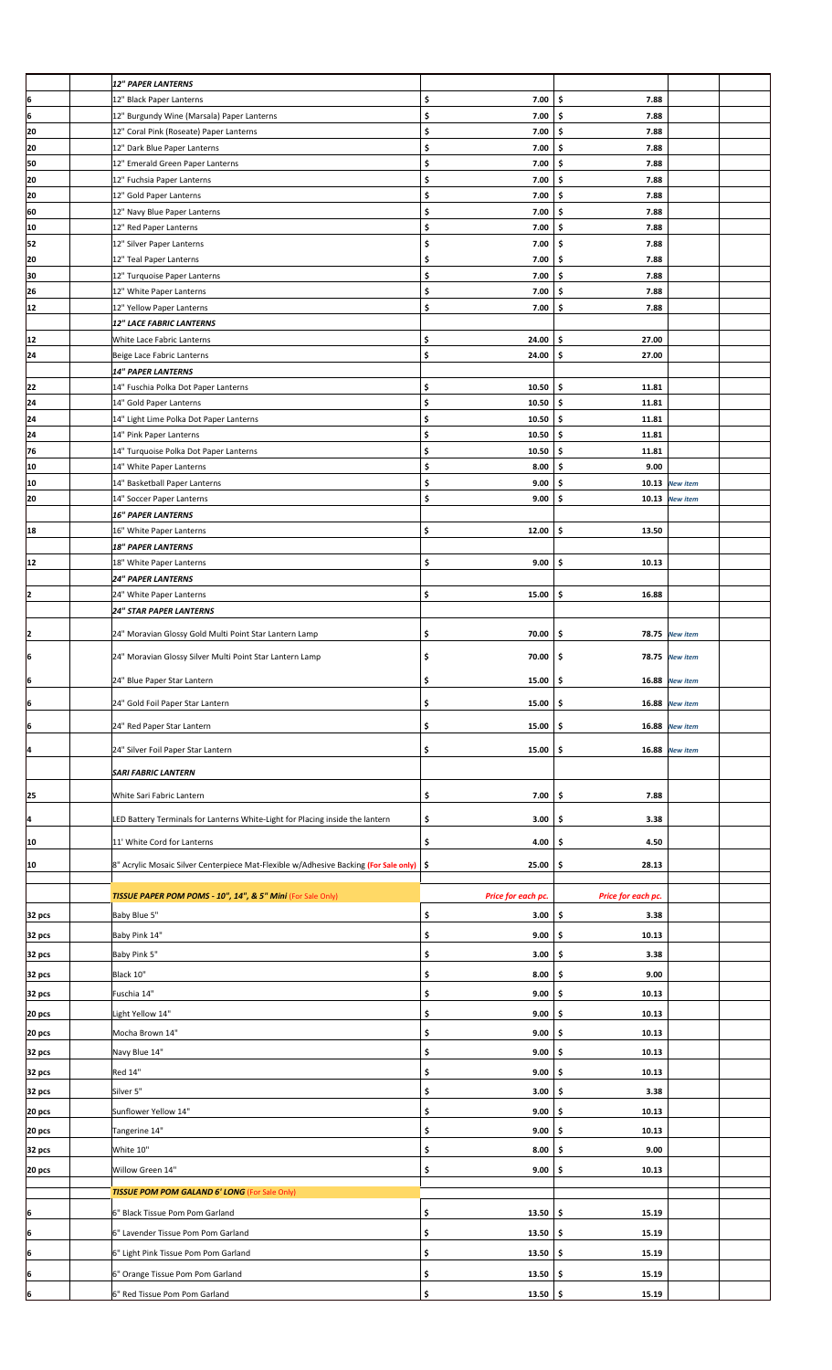| | | | | | |
|---|---|---|---|---|---|
| | ***12" PAPER LANTERNS*** | | | | |
| 6 | 12" Black Paper Lanterns | $ 7.00 | $ 7.88 | | |
| 6 | 12" Burgundy Wine (Marsala) Paper Lanterns | $ 7.00 | $ 7.88 | | |
| 20 | 12" Coral Pink (Roseate) Paper Lanterns | $ 7.00 | $ 7.88 | | |
| 20 | 12" Dark Blue Paper Lanterns | $ 7.00 | $ 7.88 | | |
| 50 | 12" Emerald Green Paper Lanterns | $ 7.00 | $ 7.88 | | |
| 20 | 12" Fuchsia Paper Lanterns | $ 7.00 | $ 7.88 | | |
| 20 | 12" Gold Paper Lanterns | $ 7.00 | $ 7.88 | | |
| 60 | 12" Navy Blue Paper Lanterns | $ 7.00 | $ 7.88 | | |
| 10 | 12" Red Paper Lanterns | $ 7.00 | $ 7.88 | | |
| 52 | 12" Silver Paper Lanterns | $ 7.00 | $ 7.88 | | |
| 20 | 12" Teal Paper Lanterns | $ 7.00 | $ 7.88 | | |
| 30 | 12" Turquoise Paper Lanterns | $ 7.00 | $ 7.88 | | |
| 26 | 12" White Paper Lanterns | $ 7.00 | $ 7.88 | | |
| 12 | 12" Yellow Paper Lanterns | $ 7.00 | $ 7.88 | | |
| | ***12" LACE FABRIC LANTERNS*** | | | | |
| 12 | White Lace Fabric Lanterns | $ 24.00 | $ 27.00 | | |
| 24 | Beige Lace Fabric Lanterns | $ 24.00 | $ 27.00 | | |
| | ***14" PAPER LANTERNS*** | | | | |
| 22 | 14" Fuschia Polka Dot Paper Lanterns | $ 10.50 | $ 11.81 | | |
| 24 | 14" Gold Paper Lanterns | $ 10.50 | $ 11.81 | | |
| 24 | 14" Light Lime Polka Dot Paper Lanterns | $ 10.50 | $ 11.81 | | |
| 24 | 14" Pink Paper Lanterns | $ 10.50 | $ 11.81 | | |
| 76 | 14" Turquoise Polka Dot Paper Lanterns | $ 10.50 | $ 11.81 | | |
| 10 | 14" White Paper Lanterns | $ 8.00 | $ 9.00 | | |
| 10 | 14" Basketball Paper Lanterns | $ 9.00 | $ 10.13 | *New item* | |
| 20 | 14" Soccer Paper Lanterns | $ 9.00 | $ 10.13 | *New item* | |
| | ***16" PAPER LANTERNS*** | | | | |
| 18 | 16" White Paper Lanterns | $ 12.00 | $ 13.50 | | |
| | ***18" PAPER LANTERNS*** | | | | |
| 12 | 18" White Paper Lanterns | $ 9.00 | $ 10.13 | | |
| | ***24" PAPER LANTERNS*** | | | | |
| 2 | 24" White Paper Lanterns | $ 15.00 | $ 16.88 | | |
| | ***24" STAR PAPER LANTERNS*** | | | | |
| 2 | 24" Moravian Glossy Gold Multi Point Star Lantern Lamp | $ 70.00 | $ 78.75 | *New item* | |
| 6 | 24" Moravian Glossy Silver Multi Point Star Lantern Lamp | $ 70.00 | $ 78.75 | *New item* | |
| 6 | 24" Blue Paper Star Lantern | $ 15.00 | $ 16.88 | *New item* | |
| 6 | 24" Gold Foil Paper Star Lantern | $ 15.00 | $ 16.88 | *New item* | |
| 6 | 24" Red Paper Star Lantern | $ 15.00 | $ 16.88 | *New item* | |
| 4 | 24" Silver Foil Paper Star Lantern | $ 15.00 | $ 16.88 | *New item* | |
| | ***SARI FABRIC LANTERN*** | | | | |
| 25 | White Sari Fabric Lantern | $ 7.00 | $ 7.88 | | |
| 4 | LED Battery Terminals for Lanterns White-Light for Placing inside the lantern | $ 3.00 | $ 3.38 | | |
| 10 | 11' White Cord for Lanterns | $ 4.00 | $ 4.50 | | |
| 10 | 8" Acrylic Mosaic Silver Centerpiece Mat-Flexible w/Adhesive Backing (For Sale only) | $ 25.00 | $ 28.13 | | |
| | | | | | |
| | ***TISSUE PAPER POM POMS - 10", 14", & 5" Mini*** (For Sale Only) | *Price for each pc.* | *Price for each pc.* | | |
| 32 pcs | Baby Blue 5" | $ 3.00 | $ 3.38 | | |
| 32 pcs | Baby Pink 14" | $ 9.00 | $ 10.13 | | |
| 32 pcs | Baby Pink 5" | $ 3.00 | $ 3.38 | | |
| 32 pcs | Black 10" | $ 8.00 | $ 9.00 | | |
| 32 pcs | Fuschia 14" | $ 9.00 | $ 10.13 | | |
| 20 pcs | Light Yellow 14" | $ 9.00 | $ 10.13 | | |
| 20 pcs | Mocha Brown 14" | $ 9.00 | $ 10.13 | | |
| 32 pcs | Navy Blue 14" | $ 9.00 | $ 10.13 | | |
| 32 pcs | Red 14" | $ 9.00 | $ 10.13 | | |
| 32 pcs | Silver 5" | $ 3.00 | $ 3.38 | | |
| 20 pcs | Sunflower Yellow 14" | $ 9.00 | $ 10.13 | | |
| 20 pcs | Tangerine 14" | $ 9.00 | $ 10.13 | | |
| 32 pcs | White 10" | $ 8.00 | $ 9.00 | | |
| 20 pcs | Willow Green 14" | $ 9.00 | $ 10.13 | | |
| | | | | | |
| | ***TISSUE POM POM GALAND 6' LONG*** (For Sale Only) | | | | |
| 6 | 6" Black Tissue Pom Pom Garland | $ 13.50 | $ 15.19 | | |
| 6 | 6" Lavender Tissue Pom Pom Garland | $ 13.50 | $ 15.19 | | |
| 6 | 6" Light Pink Tissue Pom Pom Garland | $ 13.50 | $ 15.19 | | |
| 6 | 6" Orange Tissue Pom Pom Garland | $ 13.50 | $ 15.19 | | |
| 6 | 6" Red Tissue Pom Pom Garland | $ 13.50 | $ 15.19 | | |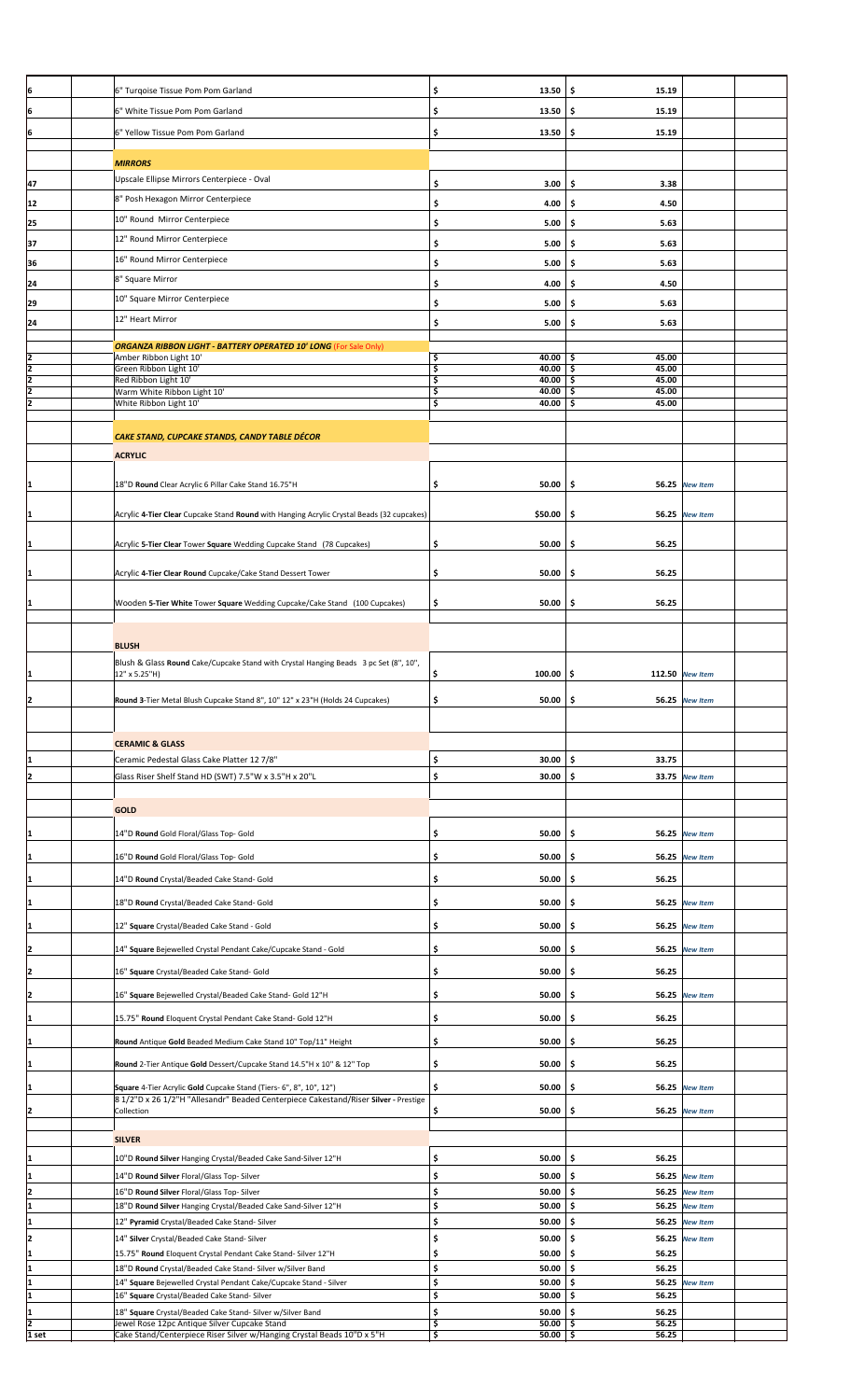| Qty | Item | Price | Price | Note |
| --- | --- | --- | --- | --- |
| 6 | 6" Turqoise Tissue Pom Pom Garland | $ 13.50 | $ 15.19 | |
| 6 | 6" White Tissue Pom Pom Garland | $ 13.50 | $ 15.19 | |
| 6 | 6" Yellow Tissue Pom Pom Garland | $ 13.50 | $ 15.19 | |
| | ***MIRRORS*** | | | |
| 47 | Upscale Ellipse Mirrors Centerpiece - Oval | $ 3.00 | $ 3.38 | |
| 12 | 8" Posh Hexagon Mirror Centerpiece | $ 4.00 | $ 4.50 | |
| 25 | 10" Round Mirror Centerpiece | $ 5.00 | $ 5.63 | |
| 37 | 12" Round Mirror Centerpiece | $ 5.00 | $ 5.63 | |
| 36 | 16" Round Mirror Centerpiece | $ 5.00 | $ 5.63 | |
| 24 | 8" Square Mirror | $ 4.00 | $ 4.50 | |
| 29 | 10" Square Mirror Centerpiece | $ 5.00 | $ 5.63 | |
| 24 | 12" Heart Mirror | $ 5.00 | $ 5.63 | |
| | ***ORGANZA RIBBON LIGHT - BATTERY OPERATED 10' LONG*** (For Sale Only) | | | |
| 2 | Amber Ribbon Light 10' | $ 40.00 | $ 45.00 | |
| 2 | Green Ribbon Light 10' | $ 40.00 | $ 45.00 | |
| 2 | Red Ribbon Light 10' | $ 40.00 | $ 45.00 | |
| 2 | Warm White Ribbon Light 10' | $ 40.00 | $ 45.00 | |
| 2 | White Ribbon Light 10' | $ 40.00 | $ 45.00 | |
| | ***CAKE STAND, CUPCAKE STANDS, CANDY TABLE DÉCOR*** | | | |
| | ***ACRYLIC*** | | | |
| 1 | 18"D **Round** Clear Acrylic 6 Pillar Cake Stand 16.75"H | $ 50.00 | $ 56.25 | *New Item* |
| 1 | Acrylic **4-Tier Clear** Cupcake Stand **Round** with Hanging Acrylic Crystal Beads (32 cupcakes) | $50.00 | $ 56.25 | *New Item* |
| 1 | Acrylic **5-Tier Clear** Tower **Square** Wedding Cupcake Stand (78 Cupcakes) | $ 50.00 | $ 56.25 | |
| 1 | Acrylic **4-Tier Clear Round** Cupcake/Cake Stand Dessert Tower | $ 50.00 | $ 56.25 | |
| 1 | Wooden **5-Tier White** Tower **Square** Wedding Cupcake/Cake Stand (100 Cupcakes) | $ 50.00 | $ 56.25 | |
| | ***BLUSH*** | | | |
| 1 | Blush & Glass **Round** Cake/Cupcake Stand with Crystal Hanging Beads 3 pc Set (8", 10", 12" x 5.25"H) | $ 100.00 | $ 112.50 | *New Item* |
| 2 | **Round 3**-Tier Metal Blush Cupcake Stand 8", 10" 12" x 23"H (Holds 24 Cupcakes) | $ 50.00 | $ 56.25 | *New Item* |
| | ***CERAMIC & GLASS*** | | | |
| 1 | Ceramic Pedestal Glass Cake Platter 12 7/8" | $ 30.00 | $ 33.75 | |
| 2 | Glass Riser Shelf Stand HD (SWT) 7.5"W x 3.5"H x 20"L | $ 30.00 | $ 33.75 | *New Item* |
| | ***GOLD*** | | | |
| 1 | 14"D **Round** Gold Floral/Glass Top- Gold | $ 50.00 | $ 56.25 | *New Item* |
| 1 | 16"D **Round** Gold Floral/Glass Top- Gold | $ 50.00 | $ 56.25 | *New Item* |
| 1 | 14"D **Round** Crystal/Beaded Cake Stand- Gold | $ 50.00 | $ 56.25 | |
| 1 | 18"D **Round** Crystal/Beaded Cake Stand- Gold | $ 50.00 | $ 56.25 | *New Item* |
| 1 | 12" **Square** Crystal/Beaded Cake Stand - Gold | $ 50.00 | $ 56.25 | *New Item* |
| 2 | 14" **Square** Bejewelled Crystal Pendant Cake/Cupcake Stand - Gold | $ 50.00 | $ 56.25 | *New Item* |
| 2 | 16" **Square** Crystal/Beaded Cake Stand- Gold | $ 50.00 | $ 56.25 | |
| 2 | 16" **Square** Bejewelled Crystal/Beaded Cake Stand- Gold 12"H | $ 50.00 | $ 56.25 | *New Item* |
| 1 | 15.75" **Round** Eloquent Crystal Pendant Cake Stand- Gold 12"H | $ 50.00 | $ 56.25 | |
| 1 | **Round** Antique **Gold** Beaded Medium Cake Stand 10" Top/11" Height | $ 50.00 | $ 56.25 | |
| 1 | **Round** 2-Tier Antique **Gold** Dessert/Cupcake Stand 14.5"H x 10" & 12" Top | $ 50.00 | $ 56.25 | |
| 1 | **Square** 4-Tier Acrylic **Gold** Cupcake Stand (Tiers- 6", 8", 10", 12") | $ 50.00 | $ 56.25 | *New Item* |
| 2 | 8 1/2"D x 26 1/2"H "Allesandr" Beaded Centerpiece Cakestand/Riser **Silver** - Prestige Collection | $ 50.00 | $ 56.25 | *New Item* |
| | ***SILVER*** | | | |
| 1 | 10"D **Round Silver** Hanging Crystal/Beaded Cake Sand-Silver 12"H | $ 50.00 | $ 56.25 | |
| 1 | 14"D **Round Silver** Floral/Glass Top- Silver | $ 50.00 | $ 56.25 | *New Item* |
| 2 | 16"D **Round Silver** Floral/Glass Top- Silver | $ 50.00 | $ 56.25 | *New Item* |
| 1 | 18"D **Round Silver** Hanging Crystal/Beaded Cake Sand-Silver 12"H | $ 50.00 | $ 56.25 | *New Item* |
| 1 | 12" **Pyramid** Crystal/Beaded Cake Stand- Silver | $ 50.00 | $ 56.25 | *New Item* |
| 2 | 14" **Silver** Crystal/Beaded Cake Stand- Silver | $ 50.00 | $ 56.25 | *New Item* |
| 1 | 15.75" **Round** Eloquent Crystal Pendant Cake Stand- Silver 12"H | $ 50.00 | $ 56.25 | |
| 1 | 18"D **Round** Crystal/Beaded Cake Stand- Silver w/Silver Band | $ 50.00 | $ 56.25 | |
| 1 | 14" **Square** Bejewelled Crystal Pendant Cake/Cupcake Stand - Silver | $ 50.00 | $ 56.25 | *New Item* |
| 1 | 16" **Square** Crystal/Beaded Cake Stand- Silver | $ 50.00 | $ 56.25 | |
| 1 | 18" **Square** Crystal/Beaded Cake Stand- Silver w/Silver Band | $ 50.00 | $ 56.25 | |
| 2 | Jewel Rose 12pc Antique Silver Cupcake Stand | $ 50.00 | $ 56.25 | |
| 1 set | Cake Stand/Centerpiece Riser Silver w/Hanging Crystal Beads 10"D x 5"H | $ 50.00 | $ 56.25 | |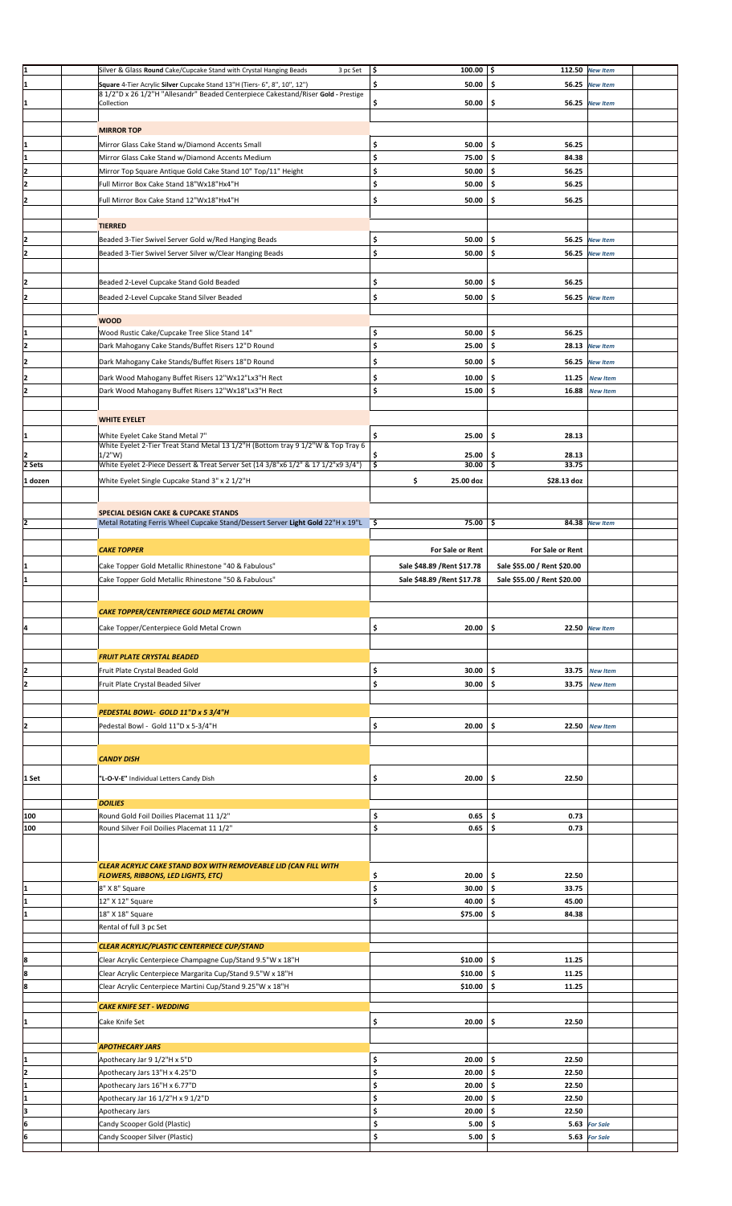| Qty | | Item | Price | Price | Note | |
|---|---|---|---|---|---|---|
| 1 | | Silver & Glass **Round** Cake/Cupcake Stand with Crystal Hanging Beads 3 pc Set | $ 100.00 | $ 112.50 | *New Item* | |
| 1 | | **Square** 4-Tier Acrylic **Silver** Cupcake Stand 13"H (Tiers- 6", 8", 10", 12") | $ 50.00 | $ 56.25 | *New Item* | |
| 1 | | 8 1/2"D x 26 1/2"H "Allesandr" Beaded Centerpiece Cakestand/Riser **Gold** - Prestige Collection | $ 50.00 | $ 56.25 | *New Item* | |
| | | | | | | |
| | | **MIRROR TOP** | | | | |
| 1 | | Mirror Glass Cake Stand w/Diamond Accents Small | $ 50.00 | $ 56.25 | | |
| 1 | | Mirror Glass Cake Stand w/Diamond Accents Medium | $ 75.00 | $ 84.38 | | |
| 2 | | Mirror Top Square Antique Gold Cake Stand 10" Top/11" Height | $ 50.00 | $ 56.25 | | |
| 2 | | Full Mirror Box Cake Stand 18"Wx18"Hx4"H | $ 50.00 | $ 56.25 | | |
| 2 | | Full Mirror Box Cake Stand 12"Wx18"Hx4"H | $ 50.00 | $ 56.25 | | |
| | | | | | | |
| | | **TIERRED** | | | | |
| 2 | | Beaded 3-Tier Swivel Server Gold w/Red Hanging Beads | $ 50.00 | $ 56.25 | *New Item* | |
| 2 | | Beaded 3-Tier Swivel Server Silver w/Clear Hanging Beads | $ 50.00 | $ 56.25 | *New Item* | |
| | | | | | | |
| 2 | | Beaded 2-Level Cupcake Stand Gold Beaded | $ 50.00 | $ 56.25 | | |
| 2 | | Beaded 2-Level Cupcake Stand Silver Beaded | $ 50.00 | $ 56.25 | *New Item* | |
| | | | | | | |
| | | **WOOD** | | | | |
| 1 | | Wood Rustic Cake/Cupcake Tree Slice Stand 14" | $ 50.00 | $ 56.25 | | |
| 2 | | Dark Mahogany Cake Stands/Buffet Risers 12"D Round | $ 25.00 | $ 28.13 | *New Item* | |
| 2 | | Dark Mahogany Cake Stands/Buffet Risers 18"D Round | $ 50.00 | $ 56.25 | *New Item* | |
| 2 | | Dark Wood Mahogany Buffet Risers 12"Wx12"Lx3"H Rect | $ 10.00 | $ 11.25 | *New Item* | |
| 2 | | Dark Wood Mahogany Buffet Risers 12"Wx18"Lx3"H Rect | $ 15.00 | $ 16.88 | *New Item* | |
| | | | | | | |
| | | **WHITE EYELET** | | | | |
| 1 | | White Eyelet Cake Stand Metal 7" | $ 25.00 | $ 28.13 | | |
| 2 | | White Eyelet 2-Tier Treat Stand Metal 13 1/2"H (Bottom tray 9 1/2"W & Top Tray 6 1/2"W) | $ 25.00 | $ 28.13 | | |
| 2 Sets | | White Eyelet 2-Piece Dessert & Treat Server Set (14 3/8"x6 1/2" & 17 1/2"x9 3/4") | $ 30.00 | $ 33.75 | | |
| 1 dozen | | White Eyelet Single Cupcake Stand 3" x 2 1/2"H | $ 25.00 doz | $28.13 doz | | |
| | | | | | | |
| | | **SPECIAL DESIGN CAKE & CUPCAKE STANDS** | | | | |
| 2 | | Metal Rotating Ferris Wheel Cupcake Stand/Dessert Server **Light Gold** 22"H x 19"L | $ 75.00 | $ 84.38 | *New Item* | |
| | | | | | | |
| | | ***CAKE TOPPER*** | **For Sale or Rent** | **For Sale or Rent** | | |
| 1 | | Cake Topper Gold Metallic Rhinestone "40 & Fabulous" | Sale $48.89 /Rent $17.78 | Sale $55.00 / Rent $20.00 | | |
| 1 | | Cake Topper Gold Metallic Rhinestone "50 & Fabulous" | Sale $48.89 /Rent $17.78 | Sale $55.00 / Rent $20.00 | | |
| | | | | | | |
| | | ***CAKE TOPPER/CENTERPIECE GOLD METAL CROWN*** | | | | |
| 4 | | Cake Topper/Centerpiece Gold Metal Crown | $ 20.00 | $ 22.50 | *New Item* | |
| | | | | | | |
| | | ***FRUIT PLATE CRYSTAL BEADED*** | | | | |
| 2 | | Fruit Plate Crystal Beaded Gold | $ 30.00 | $ 33.75 | *New Item* | |
| 2 | | Fruit Plate Crystal Beaded Silver | $ 30.00 | $ 33.75 | *New Item* | |
| | | | | | | |
| | | ***PEDESTAL BOWL- GOLD 11"D x 5 3/4"H*** | | | | |
| 2 | | Pedestal Bowl - Gold 11"D x 5-3/4"H | $ 20.00 | $ 22.50 | *New Item* | |
| | | | | | | |
| | | ***CANDY DISH*** | | | | |
| 1 Set | | **"L-O-V-E"** Individual Letters Candy Dish | $ 20.00 | $ 22.50 | | |
| | | | | | | |
| | | ***DOILIES*** | | | | |
| 100 | | Round Gold Foil Doilies Placemat 11 1/2" | $ 0.65 | $ 0.73 | | |
| 100 | | Round Silver Foil Doilies Placemat 11 1/2" | $ 0.65 | $ 0.73 | | |
| | | | | | | |
| | | ***CLEAR ACRYLIC CAKE STAND BOX WITH REMOVEABLE LID (CAN FILL WITH FLOWERS, RIBBONS, LED LIGHTS, ETC)*** | $ 20.00 | $ 22.50 | | |
| 1 | | 8" X 8" Square | $ 30.00 | $ 33.75 | | |
| 1 | | 12" X 12" Square | $ 40.00 | $ 45.00 | | |
| 1 | | 18" X 18" Square | $75.00 | $ 84.38 | | |
| | | Rental of full 3 pc Set | | | | |
| | | | | | | |
| | | ***CLEAR ACRYLIC/PLASTIC CENTERPIECE CUP/STAND*** | | | | |
| 8 | | Clear Acrylic Centerpiece Champagne Cup/Stand 9.5"W x 18"H | $10.00 | $ 11.25 | | |
| 8 | | Clear Acrylic Centerpiece Margarita Cup/Stand 9.5"W x 18"H | $10.00 | $ 11.25 | | |
| 8 | | Clear Acrylic Centerpiece Martini Cup/Stand 9.25"W x 18"H | $10.00 | $ 11.25 | | |
| | | | | | | |
| | | ***CAKE KNIFE SET - WEDDING*** | | | | |
| 1 | | Cake Knife Set | $ 20.00 | $ 22.50 | | |
| | | | | | | |
| | | ***APOTHECARY JARS*** | | | | |
| 1 | | Apothecary Jar 9 1/2"H x 5"D | $ 20.00 | $ 22.50 | | |
| 2 | | Apothecary Jars 13"H x 4.25"D | $ 20.00 | $ 22.50 | | |
| 1 | | Apothecary Jars 16"H x 6.77"D | $ 20.00 | $ 22.50 | | |
| 1 | | Apothecary Jar 16 1/2"H x 9 1/2"D | $ 20.00 | $ 22.50 | | |
| 3 | | Apothecary Jars | $ 20.00 | $ 22.50 | | |
| 6 | | Candy Scooper Gold (Plastic) | $ 5.00 | $ 5.63 | *For Sale* | |
| 6 | | Candy Scooper Silver (Plastic) | $ 5.00 | $ 5.63 | *For Sale* | |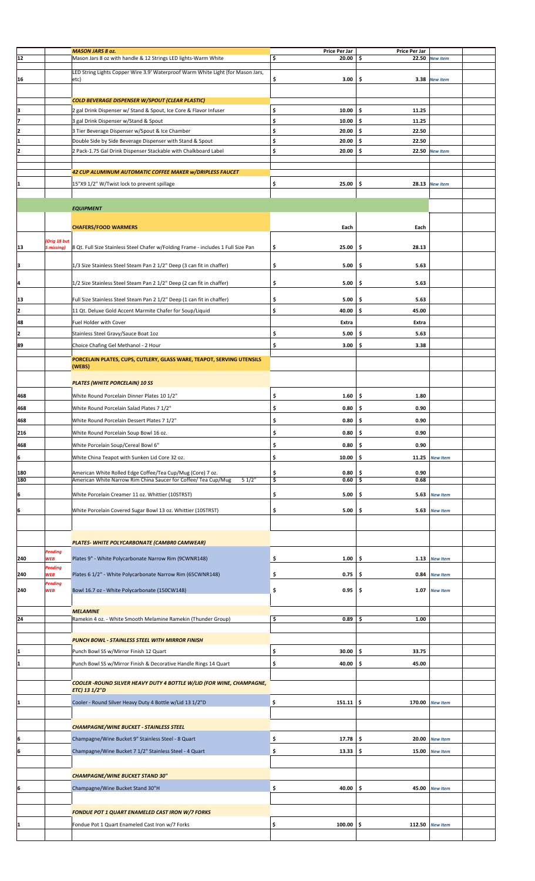| | | | | | | |
|---|---|---|---|---|---|---|
| | | ***MASON JARS 8 oz.*** | **Price Per Jar** | **Price Per Jar** | | |
| 12 | | Mason Jars 8 oz with handle & 12 Strings LED lights-Warm White | $ 20.00 | $ 22.50 | *New Item* | |
| 16 | | LED String Lights Copper Wire 3.9' Waterproof Warm White Light (for Mason Jars, etc) | $ 3.00 | $ 3.38 | *New Item* | |
| | | ***COLD BEVERAGE DISPENSER W/SPOUT (CLEAR PLASTIC)*** | | | | |
| 3 | | 2 gal Drink Dispenser w/ Stand & Spout, Ice Core & Flavor Infuser | $ 10.00 | $ 11.25 | | |
| 7 | | 3 gal Drink Dispenser w/Stand & Spout | $ 10.00 | $ 11.25 | | |
| 2 | | 3 Tier Beverage Dispenser w/Spout & Ice Chamber | $ 20.00 | $ 22.50 | | |
| 1 | | Double Side by Side Beverage Dispenser with Stand & Spout | $ 20.00 | $ 22.50 | | |
| 2 | | 2 Pack-1.75 Gal Drink Dispenser Stackable with Chalkboard Label | $ 20.00 | $ 22.50 | *New Item* | |
| | | ***42 CUP ALUMINUM AUTOMATIC COFFEE MAKER w/DRIPLESS FAUCET*** | | | | |
| 1 | | 15"X9 1/2" W/Twist lock to prevent spillage | $ 25.00 | $ 28.13 | *New Item* | |
| | | ***EQUIPMENT*** | | | | |
| | | ***CHAFERS/FOOD WARMERS*** | **Each** | **Each** | | |
| 13 | *(Orig 18 but 5 missing)* | 8 Qt. Full Size Stainless Steel Chafer w/Folding Frame - includes 1 Full Size Pan | $ 25.00 | $ 28.13 | | |
| 3 | | 1/3 Size Stainless Steel Steam Pan 2 1/2" Deep (3 can fit in chaffer) | $ 5.00 | $ 5.63 | | |
| 4 | | 1/2 Size Stainless Steel Steam Pan 2 1/2" Deep (2 can fit in chaffer) | $ 5.00 | $ 5.63 | | |
| 13 | | Full Size Stainless Steel Steam Pan 2 1/2" Deep (1 can fit in chaffer) | $ 5.00 | $ 5.63 | | |
| 2 | | 11 Qt. Deluxe Gold Accent Marmite Chafer for Soup/Liquid | $ 40.00 | $ 45.00 | | |
| 48 | | Fuel Holder with Cover | Extra | Extra | | |
| 2 | | Stainless Steel Gravy/Sauce Boat 1oz | $ 5.00 | $ 5.63 | | |
| 89 | | Choice Chafing Gel Methanol - 2 Hour | $ 3.00 | $ 3.38 | | |
| | | **PORCELAIN PLATES, CUPS, CUTLERY, GLASS WARE, TEAPOT, SERVING UTENSILS (WEBS)** | | | | |
| | | ***PLATES (WHITE PORCELAIN) 10 SS*** | | | | |
| 468 | | White Round Porcelain Dinner Plates 10 1/2" | $ 1.60 | $ 1.80 | | |
| 468 | | White Round Porcelain Salad Plates 7 1/2" | $ 0.80 | $ 0.90 | | |
| 468 | | White Round Porcelain Dessert Plates 7 1/2" | $ 0.80 | $ 0.90 | | |
| 216 | | White Round Porcelain Soup Bowl 16 oz. | $ 0.80 | $ 0.90 | | |
| 468 | | White Porcelain Soup/Cereal Bowl 6" | $ 0.80 | $ 0.90 | | |
| 6 | | White China Teapot with Sunken Lid Core 32 oz. | $ 10.00 | $ 11.25 | *New Item* | |
| 180 | | American White Rolled Edge Coffee/Tea Cup/Mug (Core) 7 oz. | $ 0.80 | $ 0.90 | | |
| 180 | | American White Narrow Rim China Saucer for Coffee/ Tea Cup/Mug 5 1/2" | $ 0.60 | $ 0.68 | | |
| 6 | | White Porcelain Creamer 11 oz. Whittier (10STRST) | $ 5.00 | $ 5.63 | *New Item* | |
| 6 | | White Porcelain Covered Sugar Bowl 13 oz. Whittier (10STRST) | $ 5.00 | $ 5.63 | *New Item* | |
| | | ***PLATES- WHITE POLYCARBONATE (CAMBR0 CAMWEAR)*** | | | | |
| 240 | *Pending WEB* | Plates 9" - White Polycarbonate Narrow Rim (9CWNR148) | $ 1.00 | $ 1.13 | *New Item* | |
| 240 | *Pending WEB* | Plates 6 1/2" - White Polycarbonate Narrow Rim (65CWNR148) | $ 0.75 | $ 0.84 | *New Item* | |
| 240 | *Pending WEB* | Bowl 16.7 oz - White Polycarbonate (150CW148) | $ 0.95 | $ 1.07 | *New Item* | |
| | | ***MELAMINE*** | | | | |
| 24 | | Ramekin 4 oz. - White Smooth Melamine Ramekin (Thunder Group) | $ 0.89 | $ 1.00 | | |
| | | ***PUNCH BOWL - STAINLESS STEEL WITH MIRROR FINISH*** | | | | |
| 1 | | Punch Bowl SS w/Mirror Finish 12 Quart | $ 30.00 | $ 33.75 | | |
| 1 | | Punch Bowl SS w/Mirror Finish & Decorative Handle Rings 14 Quart | $ 40.00 | $ 45.00 | | |
| | | ***COOLER -ROUND SILVER HEAVY DUTY 4 BOTTLE W/LID (FOR WINE, CHAMPAGNE, ETC) 13 1/2"D*** | | | | |
| 1 | | Cooler - Round Silver Heavy Duty 4 Bottle w/Lid 13 1/2"D | $ 151.11 | $ 170.00 | *New Item* | |
| | | ***CHAMPAGNE/WINE BUCKET - STAINLESS STEEL*** | | | | |
| 6 | | Champagne/Wine Bucket 9" Stainless Steel - 8 Quart | $ 17.78 | $ 20.00 | *New Item* | |
| 6 | | Champagne/Wine Bucket 7 1/2" Stainless Steel - 4 Quart | $ 13.33 | $ 15.00 | *New Item* | |
| | | ***CHAMPAGNE/WINE BUCKET STAND 30"*** | | | | |
| 6 | | Champagne/Wine Bucket Stand 30"H | $ 40.00 | $ 45.00 | *New Item* | |
| | | ***FONDUE POT 1 QUART ENAMELED CAST IRON W/7 FORKS*** | | | | |
| 1 | | Fondue Pot 1 Quart Enameled Cast Iron w/7 Forks | $ 100.00 | $ 112.50 | *New Item* | |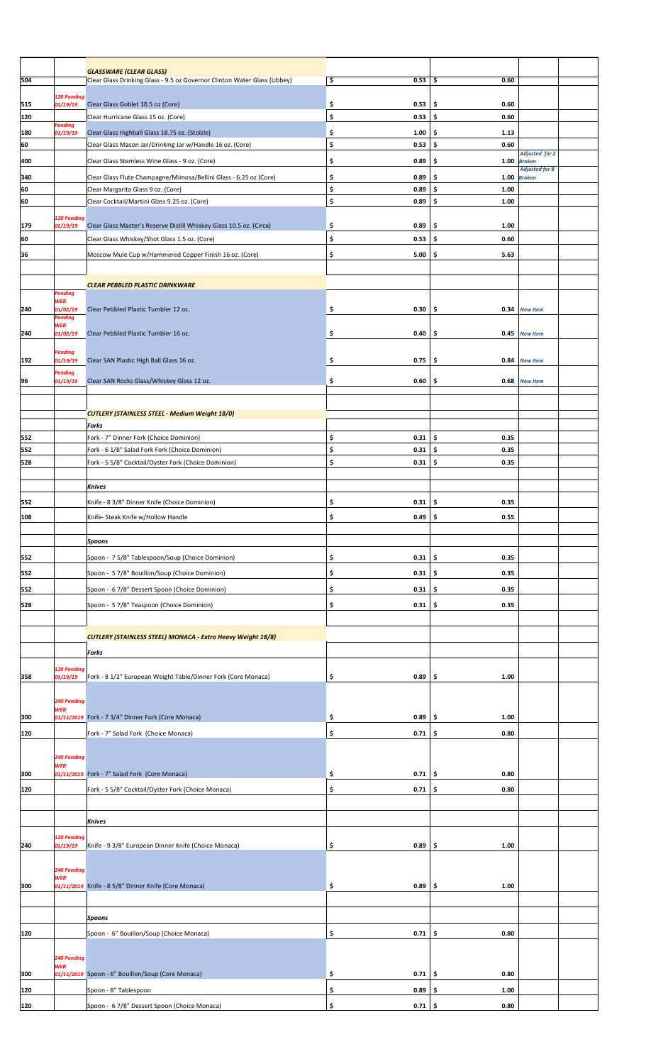| | | | | | | |
|---|---|---|---|---|---|---|
| | | ***GLASSWARE (CLEAR GLASS)*** | | | | |
| 504 | | Clear Glass Drinking Glass - 9.5 oz Governor Clinton Water Glass (Libbey) | $ 0.53 | $ 0.60 | | |
| 515 | *120 Pending 01/19/19* | Clear Glass Goblet 10.5 oz (Core) | $ 0.53 | $ 0.60 | | |
| 120 | | Clear Hurricane Glass 15 oz. (Core) | $ 0.53 | $ 0.60 | | |
| 180 | *Pending 01/19/19* | Clear Glass Highball Glass 18.75 oz. (Stolzle) | $ 1.00 | $ 1.13 | | |
| 60 | | Clear Glass Mason Jar/Drinking Jar w/Handle 16 oz. (Core) | $ 0.53 | $ 0.60 | | |
| 400 | | Clear Glass Stemless Wine Glass - 9 oz. (Core) | $ 0.89 | $ 1.00 | *Adjusted for 2 Broken* | |
| 340 | | Clear Glass Flute Champagne/Mimosa/Bellini Glass - 6.25 oz (Core) | $ 0.89 | $ 1.00 | *Adjusted for 8 Broken* | |
| 60 | | Clear Margarita Glass 9 oz. (Core) | $ 0.89 | $ 1.00 | | |
| 60 | | Clear Cocktail/Martini Glass 9.25 oz. (Core) | $ 0.89 | $ 1.00 | | |
| 179 | *120 Pending 01/19/19* | Clear Glass Master's Reserve Distill Whiskey Glass 10.5 oz. (Circa) | $ 0.89 | $ 1.00 | | |
| 60 | | Clear Glass Whiskey/Shot Glass 1.5 oz. (Core) | $ 0.53 | $ 0.60 | | |
| 36 | | Moscow Mule Cup w/Hammered Copper Finish 16 oz. (Core) | $ 5.00 | $ 5.63 | | |
| | | | | | | |
| | | ***CLEAR PEBBLED PLASTIC DRINKWARE*** | | | | |
| 240 | *Pending WEB 01/02/19* | Clear Pebbled Plastic Tumbler 12 oz. | $ 0.30 | $ 0.34 | *New Item* | |
| 240 | *Pending WEB 01/02/19* | Clear Pebbled Plastic Tumbler 16 oz. | $ 0.40 | $ 0.45 | *New Item* | |
| 192 | *Pending 01/19/19* | Clear SAN Plastic High Ball Glass 16 oz. | $ 0.75 | $ 0.84 | *New Item* | |
| 96 | *Pending 01/19/19* | Clear SAN Rocks Glass/Whiskey Glass 12 oz. | $ 0.60 | $ 0.68 | *New Item* | |
| | | | | | | |
| | | ***CUTLERY (STAINLESS STEEL - Medium Weight 18/0)*** | | | | |
| | | ***Forks*** | | | | |
| 552 | | Fork - 7" Dinner Fork (Choice Dominion) | $ 0.31 | $ 0.35 | | |
| 552 | | Fork - 6 1/8" Salad Fork Fork (Choice Dominion) | $ 0.31 | $ 0.35 | | |
| 528 | | Fork - 5 5/8" Cocktail/Oyster Fork (Choice Dominion) | $ 0.31 | $ 0.35 | | |
| | | ***Knives*** | | | | |
| 552 | | Knife - 8 3/8" Dinner Knife (Choice Dominion) | $ 0.31 | $ 0.35 | | |
| 108 | | Knife- Steak Knife w/Hollow Handle | $ 0.49 | $ 0.55 | | |
| | | ***Spoons*** | | | | |
| 552 | | Spoon - 7 5/8" Tablespoon/Soup (Choice Dominion) | $ 0.31 | $ 0.35 | | |
| 552 | | Spoon - 5 7/8" Bouillon/Soup (Choice Dominion) | $ 0.31 | $ 0.35 | | |
| 552 | | Spoon - 6 7/8" Dessert Spoon (Choice Dominion) | $ 0.31 | $ 0.35 | | |
| 528 | | Spoon - 5 7/8" Teaspoon (Choice Dominion) | $ 0.31 | $ 0.35 | | |
| | | | | | | |
| | | ***CUTLERY (STAINLESS STEEL) MONACA - Extra Heavy Weight 18/8)*** | | | | |
| | | ***Forks*** | | | | |
| 358 | *120 Pending 01/19/19* | Fork - 8 1/2" European Weight Table/Dinner Fork (Core Monaca) | $ 0.89 | $ 1.00 | | |
| 300 | *240 Pending WEB 01/11/2019* | Fork - 7 3/4" Dinner Fork (Core Monaca) | $ 0.89 | $ 1.00 | | |
| 120 | | Fork - 7" Salad Fork (Choice Monaca) | $ 0.71 | $ 0.80 | | |
| 300 | *240 Pending WEB 01/11/2019* | Fork - 7" Salad Fork (Core Monaca) | $ 0.71 | $ 0.80 | | |
| 120 | | Fork - 5 5/8" Cocktail/Oyster Fork (Choice Monaca) | $ 0.71 | $ 0.80 | | |
| | | ***Knives*** | | | | |
| 240 | *120 Pending 01/19/19* | Knife - 9 3/8" European Dinner Knife (Choice Monaca) | $ 0.89 | $ 1.00 | | |
| 300 | *240 Pending WEB 01/11/2019* | Knife - 8 5/8" Dinner Knife (Core Monaca) | $ 0.89 | $ 1.00 | | |
| | | ***Spoons*** | | | | |
| 120 | | Spoon - 6" Bouillon/Soup (Choice Monaca) | $ 0.71 | $ 0.80 | | |
| 300 | *240 Pending WEB 01/11/2019* | Spoon - 6" Bouillon/Soup (Core Monaca) | $ 0.71 | $ 0.80 | | |
| 120 | | Spoon - 8" Tablespoon | $ 0.89 | $ 1.00 | | |
| 120 | | Spoon - 6 7/8" Dessert Spoon (Choice Monaca) | $ 0.71 | $ 0.80 | | |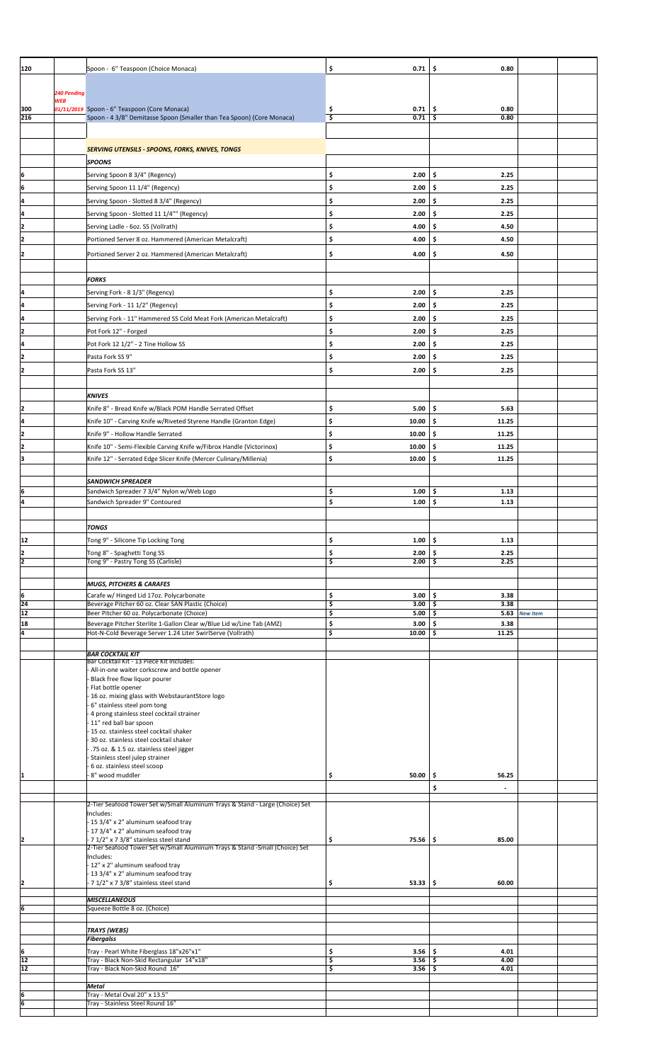| | | | | | | |
|---|---|---|---|---|---|---|
| 120 | | Spoon - 6" Teaspoon (Choice Monaca) | $ 0.71 | $ 0.80 | | |
| 300 | *240 Pending WEB 01/11/2019* | Spoon - 6" Teaspoon (Core Monaca) | $ 0.71 | $ 0.80 | | |
| 216 | | Spoon - 4 3/8" Demitasse Spoon (Smaller than Tea Spoon) (Core Monaca) | $ 0.71 | $ 0.80 | | |
| | | | | | | |
| | | ***SERVING UTENSILS - SPOONS, FORKS, KNIVES, TONGS*** | | | | |
| | | ***SPOONS*** | | | | |
| 6 | | Serving Spoon 8 3/4" (Regency) | $ 2.00 | $ 2.25 | | |
| 6 | | Serving Spoon 11 1/4" (Regency) | $ 2.00 | $ 2.25 | | |
| 4 | | Serving Spoon - Slotted 8 3/4" (Regency) | $ 2.00 | $ 2.25 | | |
| 4 | | Serving Spoon - Slotted 11 1/4"" (Regency) | $ 2.00 | $ 2.25 | | |
| 2 | | Serving Ladle - 6oz. SS (Vollrath) | $ 4.00 | $ 4.50 | | |
| 2 | | Portioned Server 8 oz. Hammered (American Metalcraft) | $ 4.00 | $ 4.50 | | |
| 2 | | Portioned Server 2 oz. Hammered (American Metalcraft) | $ 4.00 | $ 4.50 | | |
| | | | | | | |
| | | ***FORKS*** | | | | |
| 4 | | Serving Fork - 8 1/3" (Regency) | $ 2.00 | $ 2.25 | | |
| 4 | | Serving Fork - 11 1/2" (Regency) | $ 2.00 | $ 2.25 | | |
| 4 | | Serving Fork - 11" Hammered SS Cold Meat Fork (American Metalcraft) | $ 2.00 | $ 2.25 | | |
| 2 | | Pot Fork 12" - Forged | $ 2.00 | $ 2.25 | | |
| 4 | | Pot Fork 12 1/2" - 2 Tine Hollow SS | $ 2.00 | $ 2.25 | | |
| 2 | | Pasta Fork SS 9" | $ 2.00 | $ 2.25 | | |
| 2 | | Pasta Fork SS 13" | $ 2.00 | $ 2.25 | | |
| | | | | | | |
| | | ***KNIVES*** | | | | |
| 2 | | Knife 8" - Bread Knife w/Black POM Handle Serrated Offset | $ 5.00 | $ 5.63 | | |
| 4 | | Knife 10" - Carving Knife w/Riveted Styrene Handle (Granton Edge) | $ 10.00 | $ 11.25 | | |
| 2 | | Knife 9" - Hollow Handle Serrated | $ 10.00 | $ 11.25 | | |
| 2 | | Knife 10" - Semi-Flexible Carving Knife w/Fibrox Handle (Victorinox) | $ 10.00 | $ 11.25 | | |
| 3 | | Knife 12" - Serrated Edge Slicer Knife (Mercer Culinary/Millenia) | $ 10.00 | $ 11.25 | | |
| | | | | | | |
| | | ***SANDWICH SPREADER*** | | | | |
| 6 | | Sandwich Spreader 7 3/4" Nylon w/Web Logo | $ 1.00 | $ 1.13 | | |
| 4 | | Sandwich Spreader 9" Contoured | $ 1.00 | $ 1.13 | | |
| | | | | | | |
| | | ***TONGS*** | | | | |
| 12 | | Tong 9" - Silicone Tip Locking Tong | $ 1.00 | $ 1.13 | | |
| 2 | | Tong 8" - Spaghetti Tong SS | $ 2.00 | $ 2.25 | | |
| 2 | | Tong 9" - Pastry Tong SS (Carlisle) | $ 2.00 | $ 2.25 | | |
| | | | | | | |
| | | ***MUGS, PITCHERS & CARAFES*** | | | | |
| 6 | | Carafe w/ Hinged Lid 17oz. Polycarbonate | $ 3.00 | $ 3.38 | | |
| 24 | | Beverage Pitcher 60 oz. Clear SAN Plastic (Choice) | $ 3.00 | $ 3.38 | | |
| 12 | | Beer Pitcher 60 oz. Polycarbonate (Choice) | $ 5.00 | $ 5.63 | *New Item* | |
| 18 | | Beverage Pitcher Sterlite 1-Gallon Clear w/Blue Lid w/Line Tab (AMZ) | $ 3.00 | $ 3.38 | | |
| 4 | | Hot-N-Cold Beverage Server 1.24 Liter SwirlServe (Vollrath) | $ 10.00 | $ 11.25 | | |
| | | | | | | |
| | | ***BAR COCKTAIL KIT*** | | | | |
| 1 | | Bar Cocktail Kit - 13 Piece Kit Includes:<br>- All-in-one waiter corkscrew and bottle opener<br>- Black free flow liquor pourer<br>- Flat bottle opener<br>- 16 oz. mixing glass with WebstaurantStore logo<br>- 6" stainless steel pom tong<br>- 4 prong stainless steel cocktail strainer<br>- 11" red ball bar spoon<br>- 15 oz. stainless steel cocktail shaker<br>- 30 oz. stainless steel cocktail shaker<br>- .75 oz. & 1.5 oz. stainless steel jigger<br>- Stainless steel julep strainer<br>- 6 oz. stainless steel scoop<br>- 8" wood muddler | $ 50.00 | $ 56.25 | | |
| | | | | $ - | | |
| | | | | | | |
| 2 | | 2-Tier Seafood Tower Set w/Small Aluminum Trays & Stand - Large (Choice) Set Includes:<br>- 15 3/4" x 2" aluminum seafood tray<br>- 17 3/4" x 2" aluminum seafood tray<br>- 7 1/2" x 7 3/8" stainless steel stand | $ 75.56 | $ 85.00 | | |
| 2 | | 2-Tier Seafood Tower Set w/Small Aluminum Trays & Stand -Small (Choice) Set Includes:<br>- 12" x 2" aluminum seafood tray<br>- 13 3/4" x 2" aluminum seafood tray<br>- 7 1/2" x 7 3/8" stainless steel stand | $ 53.33 | $ 60.00 | | |
| | | | | | | |
| | | ***MISCELLANEOUS*** | | | | |
| 6 | | Squeeze Bottle 8 oz. (Choice) | | | | |
| | | | | | | |
| | | ***TRAYS (WEBS)*** | | | | |
| | | ***Fibergalss*** | | | | |
| 6 | | Tray - Pearl White Fiberglass 18"x26"x1" | $ 3.56 | $ 4.01 | | |
| 12 | | Tray - Black Non-Skid Rectangular 14"x18" | $ 3.56 | $ 4.00 | | |
| 12 | | Tray - Black Non-Skid Round 16" | $ 3.56 | $ 4.01 | | |
| | | | | | | |
| | | ***Metal*** | | | | |
| 6 | | Tray - Metal Oval 20" x 13.5" | | | | |
| 6 | | Tray - Stainless Steel Round 16" | | | | |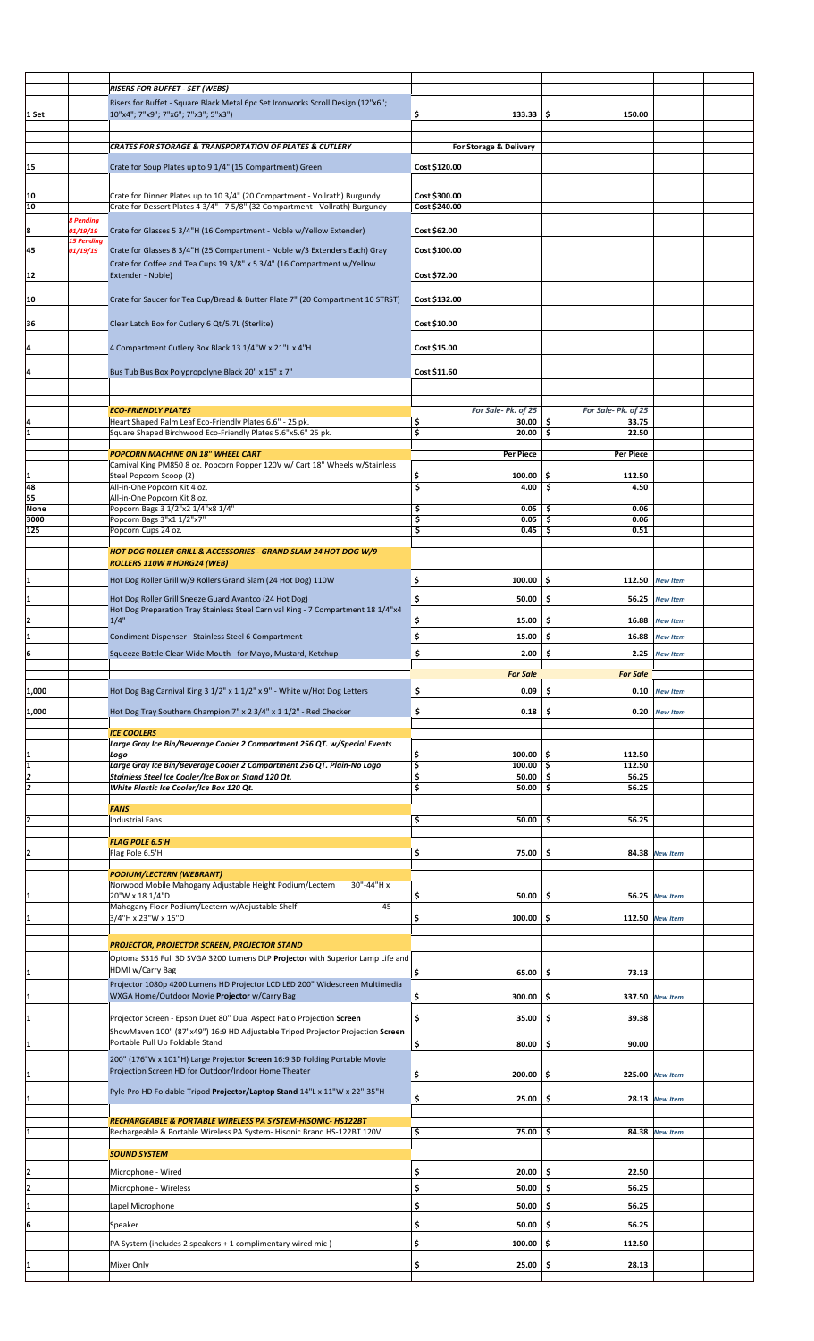| | | | | | | |
|---|---|---|---|---|---|---|
| | | ***RISERS FOR BUFFET - SET (WEBS)*** | | | | |
| 1 Set | | Risers for Buffet - Square Black Metal 6pc Set Ironworks Scroll Design (12"x6"; 10"x4"; 7"x9"; 7"x6"; 7"x3"; 5"x3") | $ 133.33 | $ 150.00 | | |
| | | | | | | |
| | | ***CRATES FOR STORAGE & TRANSPORTATION OF PLATES & CUTLERY*** | **For Storage & Delivery** | | | |
| 15 | | Crate for Soup Plates up to 9 1/4" (15 Compartment) Green | Cost $120.00 | | | |
| 10 | | Crate for Dinner Plates up to 10 3/4" (20 Compartment - Vollrath) Burgundy | Cost $300.00 | | | |
| 10 | | Crate for Dessert Plates 4 3/4" - 7 5/8" (32 Compartment - Vollrath) Burgundy | Cost $240.00 | | | |
| 8 | *8 Pending 01/19/19* | Crate for Glasses 5 3/4"H (16 Compartment - Noble w/Yellow Extender) | Cost $62.00 | | | |
| 45 | *15 Pending 01/19/19* | Crate for Glasses 8 3/4"H (25 Compartment - Noble w/3 Extenders Each) Gray | Cost $100.00 | | | |
| 12 | | Crate for Coffee and Tea Cups 19 3/8" x 5 3/4" (16 Compartment w/Yellow Extender - Noble) | Cost $72.00 | | | |
| 10 | | Crate for Saucer for Tea Cup/Bread & Butter Plate 7" (20 Compartment 10 STRST) | Cost $132.00 | | | |
| 36 | | Clear Latch Box for Cutlery 6 Qt/5.7L (Sterlite) | Cost $10.00 | | | |
| 4 | | 4 Compartment Cutlery Box Black 13 1/4"W x 21"L x 4"H | Cost $15.00 | | | |
| 4 | | Bus Tub Bus Box Polypropolyne Black 20" x 15" x 7" | Cost $11.60 | | | |
| | | | | | | |
| | | ***ECO-FRIENDLY PLATES*** | *For Sale- Pk. of 25* | *For Sale- Pk. of 25* | | |
| 4 | | Heart Shaped Palm Leaf Eco-Friendly Plates 6.6" - 25 pk. | $ 30.00 | $ 33.75 | | |
| 1 | | Square Shaped Birchwood Eco-Friendly Plates 5.6"x5.6" 25 pk. | $ 20.00 | $ 22.50 | | |
| | | | | | | |
| | | ***POPCORN MACHINE ON 18" WHEEL CART*** | **Per Piece** | **Per Piece** | | |
| 1 | | Carnival King PM850 8 oz. Popcorn Popper 120V w/ Cart 18" Wheels w/Stainless Steel Popcorn Scoop (2) | $ 100.00 | $ 112.50 | | |
| 48 | | All-in-One Popcorn Kit 4 oz. | $ 4.00 | $ 4.50 | | |
| 55 | | All-in-One Popcorn Kit 8 oz. | | | | |
| None | | Popcorn Bags 3 1/2"x2 1/4"x8 1/4" | $ 0.05 | $ 0.06 | | |
| 3000 | | Popcorn Bags 3"x1 1/2"x7" | $ 0.05 | $ 0.06 | | |
| 125 | | Popcorn Cups 24 oz. | $ 0.45 | $ 0.51 | | |
| | | | | | | |
| | | ***HOT DOG ROLLER GRILL & ACCESSORIES - GRAND SLAM 24 HOT DOG W/9 ROLLERS 110W # HDRG24 (WEB)*** | | | | |
| 1 | | Hot Dog Roller Grill w/9 Rollers Grand Slam (24 Hot Dog) 110W | $ 100.00 | $ 112.50 | *New Item* | |
| 1 | | Hot Dog Roller Grill Sneeze Guard Avantco (24 Hot Dog) | $ 50.00 | $ 56.25 | *New Item* | |
| 2 | | Hot Dog Preparation Tray Stainless Steel Carnival King - 7 Compartment 18 1/4"x4 1/4" | $ 15.00 | $ 16.88 | *New Item* | |
| 1 | | Condiment Dispenser - Stainless Steel 6 Compartment | $ 15.00 | $ 16.88 | *New Item* | |
| 6 | | Squeeze Bottle Clear Wide Mouth - for Mayo, Mustard, Ketchup | $ 2.00 | $ 2.25 | *New Item* | |
| | | | | | | |
| | | | ***For Sale*** | ***For Sale*** | | |
| 1,000 | | Hot Dog Bag Carnival King 3 1/2" x 1 1/2" x 9" - White w/Hot Dog Letters | $ 0.09 | $ 0.10 | *New Item* | |
| 1,000 | | Hot Dog Tray Southern Champion 7" x 2 3/4" x 1 1/2" - Red Checker | $ 0.18 | $ 0.20 | *New Item* | |
| | | | | | | |
| | | ***ICE COOLERS*** | | | | |
| 1 | | *Large Gray Ice Bin/Beverage Cooler 2 Compartment 256 QT. w/Special Events Logo* | $ 100.00 | $ 112.50 | | |
| 1 | | *Large Gray Ice Bin/Beverage Cooler 2 Compartment 256 QT. Plain-No Logo* | $ 100.00 | $ 112.50 | | |
| 2 | | *Stainless Steel Ice Cooler/Ice Box on Stand 120 Qt.* | $ 50.00 | $ 56.25 | | |
| 2 | | *White Plastic Ice Cooler/Ice Box 120 Qt.* | $ 50.00 | $ 56.25 | | |
| | | | | | | |
| | | ***FANS*** | | | | |
| 2 | | Industrial Fans | $ 50.00 | $ 56.25 | | |
| | | | | | | |
| | | ***FLAG POLE 6.5'H*** | | | | |
| 2 | | Flag Pole 6.5'H | $ 75.00 | $ 84.38 | *New Item* | |
| | | | | | | |
| | | ***PODIUM/LECTERN (WEBRANT)*** | | | | |
| 1 | | Norwood Mobile Mahogany Adjustable Height Podium/Lectern 30"-44"H x 20"W x 18 1/4"D | $ 50.00 | $ 56.25 | *New Item* | |
| 1 | | Mahogany Floor Podium/Lectern w/Adjustable Shelf 45 3/4"H x 23"W x 15"D | $ 100.00 | $ 112.50 | *New Item* | |
| | | | | | | |
| | | ***PROJECTOR, PROJECTOR SCREEN, PROJECTOR STAND*** | | | | |
| 1 | | Optoma S316 Full 3D SVGA 3200 Lumens DLP **Projecto**r with Superior Lamp Life and HDMI w/Carry Bag | $ 65.00 | $ 73.13 | | |
| 1 | | Projector 1080p 4200 Lumens HD Projector LCD LED 200" Widescreen Multimedia WXGA Home/Outdoor Movie **Projector** w/Carry Bag | $ 300.00 | $ 337.50 | *New Item* | |
| 1 | | Projector Screen - Epson Duet 80" Dual Aspect Ratio Projection **Screen** | $ 35.00 | $ 39.38 | | |
| 1 | | ShowMaven 100" (87"x49") 16:9 HD Adjustable Tripod Projector Projection **Screen** Portable Pull Up Foldable Stand | $ 80.00 | $ 90.00 | | |
| 1 | | 200" (176"W x 101"H) Large Projector **Screen** 16:9 3D Folding Portable Movie Projection Screen HD for Outdoor/Indoor Home Theater | $ 200.00 | $ 225.00 | *New Item* | |
| 1 | | Pyle-Pro HD Foldable Tripod **Projector/Laptop Stand** 14"L x 11"W x 22"-35"H | $ 25.00 | $ 28.13 | *New Item* | |
| | | | | | | |
| | | ***RECHARGEABLE & PORTABLE WIRELESS PA SYSTEM-HISONIC- HS122BT*** | | | | |
| 1 | | Rechargeable & Portable Wireless PA System- Hisonic Brand HS-122BT 120V | $ 75.00 | $ 84.38 | *New Item* | |
| | | | | | | |
| | | ***SOUND SYSTEM*** | | | | |
| 2 | | Microphone - Wired | $ 20.00 | $ 22.50 | | |
| 2 | | Microphone - Wireless | $ 50.00 | $ 56.25 | | |
| 1 | | Lapel Microphone | $ 50.00 | $ 56.25 | | |
| 6 | | Speaker | $ 50.00 | $ 56.25 | | |
| | | PA System (includes 2 speakers + 1 complimentary wired mic ) | $ 100.00 | $ 112.50 | | |
| 1 | | Mixer Only | $ 25.00 | $ 28.13 | | |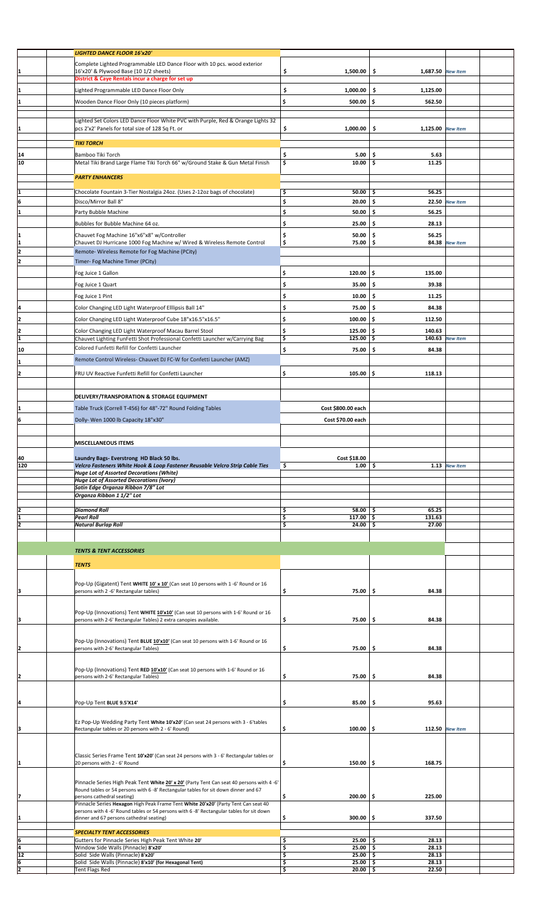| Qty | Item | Price | Price | Note | |
|---|---|---|---|---|---|
| | ***LIGHTED DANCE FLOOR 16'x20'*** | | | | |
| 1 | Complete Lighted Programmable LED Dance Floor with 10 pcs. wood exterior 16'x20' & Plywood Base (10 1/2 sheets) | $ 1,500.00 | $ 1,687.50 | *New Item* | |
| | **District & Caye Rentals incur a charge for set up** | | | | |
| 1 | Lighted Programmable LED Dance Floor Only | $ 1,000.00 | $ 1,125.00 | | |
| 1 | Wooden Dance Floor Only (10 pieces platform) | $ 500.00 | $ 562.50 | | |
| | | | | | |
| 1 | Lighted Set Colors LED Dance Floor White PVC with Purple, Red & Orange Lights 32 pcs 2'x2' Panels for total size of 128 Sq Ft. or | $ 1,000.00 | $ 1,125.00 | *New Item* | |
| | ***TIKI TORCH*** | | | | |
| 14 | Bamboo Tiki Torch | $ 5.00 | $ 5.63 | | |
| 10 | Metal Tiki Brand Large Flame Tiki Torch 66" w/Ground Stake & Gun Metal Finish | $ 10.00 | $ 11.25 | | |
| | ***PARTY ENHANCERS*** | | | | |
| 1 | Chocolate Fountain 3-Tier Nostalgia 24oz. (Uses 2-12oz bags of chocolate) | $ 50.00 | $ 56.25 | | |
| 6 | Disco/Mirror Ball 8" | $ 20.00 | $ 22.50 | *New Item* | |
| 1 | Party Bubble Machine | $ 50.00 | $ 56.25 | | |
| | Bubbles for Bubble Machine 64 oz. | $ 25.00 | $ 28.13 | | |
| 1 | Chauvet Fog Machine 16"x6"x8" w/Controller | $ 50.00 | $ 56.25 | | |
| 1 | Chauvet DJ Hurricane 1000 Fog Machine w/ Wired & Wireless Remote Control | $ 75.00 | $ 84.38 | *New Item* | |
| 2 | Remote- Wireless Remote for Fog Machine (PCity) | | | | |
| 2 | Timer- Fog Machine Timer (PCity) | | | | |
| | Fog Juice 1 Gallon | $ 120.00 | $ 135.00 | | |
| | Fog Juice 1 Quart | $ 35.00 | $ 39.38 | | |
| | Fog Juice 1 Pint | $ 10.00 | $ 11.25 | | |
| 4 | Color Changing LED Light Waterproof Elllipsis Ball 14" | $ 75.00 | $ 84.38 | | |
| 2 | Color Changing LED Light Waterproof Cube 18"x16.5"x16.5" | $ 100.00 | $ 112.50 | | |
| 2 | Color Changing LED Light Waterproof Macau Barrel Stool | $ 125.00 | $ 140.63 | | |
| 1 | Chauvet Lighting FunFetti Shot Professional Confetti Launcher w/Carrying Bag | $ 125.00 | $ 140.63 | *New Item* | |
| 10 | Colored Funfetti Refill for Confetti Launcher | $ 75.00 | $ 84.38 | | |
| 1 | Remote Control Wireless- Chauvet DJ FC-W for Confetti Launcher (AMZ) | | | | |
| 2 | FRU UV Reactive Funfetti Refill for Confetti Launcher | $ 105.00 | $ 118.13 | | |
| | | | | | |
| | **DELIVERY/TRANSPORATION & STORAGE EQUIPMENT** | | | | |
| 1 | Table Truck (Correll T-456) for 48"-72" Round Folding Tables | Cost $800.00 each | | | |
| 6 | Dolly- Wen 1000 lb Capacity 18"x30" | Cost $70.00 each | | | |
| | | | | | |
| | **MISCELLANEOUS ITEMS** | | | | |
| 40 | **Laundry Bags- Everstrong HD Black 50 lbs.** | Cost $18.00 | | | |
| 120 | ***Velcro Fasteners White Hook & Loop Fastener Reusable Velcro Strip Cable Ties*** | $ 1.00 | $ 1.13 | *New Item* | |
| | ***Huge Lot of Assorted Decorations (White)*** | | | | |
| | ***Huge Lot of Assorted Decorations (Ivory)*** | | | | |
| | ***Satin Edge Organza Ribbon 7/8" Lot*** | | | | |
| | ***Organza Ribbon 1 1/2" Lot*** | | | | |
| | | | | | |
| 2 | ***Diamond Roll*** | $ 58.00 | $ 65.25 | | |
| 1 | ***Pearl Roll*** | $ 117.00 | $ 131.63 | | |
| 2 | ***Natural Burlap Roll*** | $ 24.00 | $ 27.00 | | |
| | | | | | |
| | ***TENTS & TENT ACCESSORIES*** | | | | |
| | ***TENTS*** | | | | |
| 3 | Pop-Up (Gigatent) Tent **WHITE 10' x 10'** (Can seat 10 persons with 1 -6' Round or 16 persons with 2 -6' Rectangular tables) | $ 75.00 | $ 84.38 | | |
| 3 | Pop-Up (Innovations) Tent **WHITE 10'x10'** (Can seat 10 persons with 1-6' Round or 16 persons with 2-6' Rectangular Tables) 2 extra canopies available. | $ 75.00 | $ 84.38 | | |
| 2 | Pop-Up (Innovations) Tent **BLUE 10'x10'** (Can seat 10 persons with 1-6' Round or 16 persons with 2-6' Rectangular Tables) | $ 75.00 | $ 84.38 | | |
| 2 | Pop-Up (Innovations) Tent **RED 10'x10'** (Can seat 10 persons with 1-6' Round or 16 persons with 2-6' Rectangular Tables) | $ 75.00 | $ 84.38 | | |
| 4 | Pop-Up Tent **BLUE 9.5'X14'** | $ 85.00 | $ 95.63 | | |
| 3 | Ez Pop-Up Wedding Party Tent **White 10'x20'** (Can seat 24 persons with 3 - 6'tables Rectangular tables or 20 persons with 2 - 6' Round) | $ 100.00 | $ 112.50 | *New Item* | |
| 1 | Classic Series Frame Tent **10'x20'** (Can seat 24 persons with 3 - 6' Rectangular tables or 20 persons with 2 - 6' Round | $ 150.00 | $ 168.75 | | |
| 7 | Pinnacle Series High Peak Tent **White 20' x 20'** (Party Tent Can seat 40 persons with 4 -6' Round tables or 54 persons with 6 -8' Rectangular tables for sit down dinner and 67 persons cathedral seating) | $ 200.00 | $ 225.00 | | |
| 1 | Pinnacle Series **Hexagon** High Peak Frame Tent **White 20'x20'** (Party Tent Can seat 40 persons with 4 -6' Round tables or 54 persons with 6 -8' Rectangular tables for sit down dinner and 67 persons cathedral seating) | $ 300.00 | $ 337.50 | | |
| | ***SPECIALTY TENT ACCESSORIES*** | | | | |
| 6 | Gutters for Pinnacle Series High Peak Tent White **20'** | $ 25.00 | $ 28.13 | | |
| 4 | Window Side Walls (Pinnacle) **8'x20'** | $ 25.00 | $ 28.13 | | |
| 12 | Solid Side Walls (Pinnacle) **8'x20'** | $ 25.00 | $ 28.13 | | |
| 6 | Solid Side Walls (Pinnacle) **8'x10' (for Hexagonal Tent)** | $ 25.00 | $ 28.13 | | |
| 2 | Tent Flags Red | $ 20.00 | $ 22.50 | | |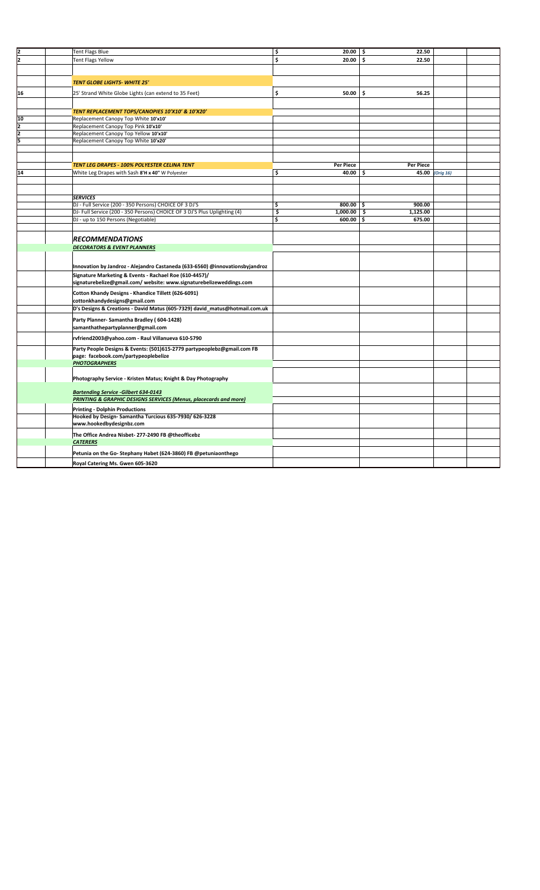| | | | | | |
|---|---|---|---|---|---|
| 2 | | Tent Flags Blue | $ 20.00 | $ 22.50 | |
| 2 | | Tent Flags Yellow | $ 20.00 | $ 22.50 | |
| | | | | | |
| | | ***TENT GLOBE LIGHTS- WHITE 25'*** | | | |
| 16 | | 25' Strand White Globe Lights (can extend to 35 Feet) | $ 50.00 | $ 56.25 | |
| | | | | | |
| | | ***TENT REPLACEMENT TOPS/CANOPIES 10'X10' & 10'X20'*** | | | |
| 10 | | Replacement Canopy Top White **10'x10'** | | | |
| 2 | | Replacement Canopy Top Pink **10'x10'** | | | |
| 2 | | Replacement Canopy Top Yellow **10'x10'** | | | |
| 5 | | Replacement Canopy Top White **10'x20'** | | | |
| | | | | | |
| | | ***TENT LEG DRAPES - 100% POLYESTER CELINA TENT*** | **Per Piece** | **Per Piece** | |
| 14 | | White Leg Drapes with Sash **8'H x 40"** W Polyester | $ 40.00 | $ 45.00 | *(Orig 16)* |
| | | | | | |
| | | ***SERVICES*** | | | |
| | | DJ - Full Service (200 - 350 Persons) CHOICE OF 3 DJ'S | $ 800.00 | $ 900.00 | |
| | | DJ- Full Service (200 - 350 Persons) CHOICE OF 3 DJ'S Plus Uplighting (4) | $ 1,000.00 | $ 1,125.00 | |
| | | DJ - up to 150 Persons (Negotiable) | $ 600.00 | $ 675.00 | |
| | | | | | |
| | | ***RECOMMENDATIONS*** | | | |
| | | ***DECORATORS & EVENT PLANNERS*** | | | |
| | | **Innovation by Jandroz - Alejandro Castaneda (633-6560) @innovationsbyjandroz** | | | |
| | | **Signature Marketing & Events - Rachael Roe (610-4457)/ signaturebelize@gmail.com/ website: www.signaturebelizeweddings.com** | | | |
| | | **Cotton Khandy Designs - Khandice Tillett (626-6091) cottonkhandydesigns@gmail.com** | | | |
| | | **D's Designs & Creations - David Matus (605-7329) david_matus@hotmail.com.uk** | | | |
| | | **Party Planner- Samantha Bradley ( 604-1428) samanthathepartyplanner@gmail.com** | | | |
| | | **rvfriend2003@yahoo.com - Raul Villanueva 610-5790** | | | |
| | | **Party People Designs & Events: (501)615-2779 partypeoplebz@gmail.com FB page: facebook.com/partypeoplebelize** | | | |
| | | ***PHOTOGRAPHERS*** | | | |
| | | **Photography Service - Kristen Matus; Knight & Day Photography** | | | |
| | | ***Bartending Service -Gilbert 634-0143*** | | | |
| | | ***PRINTING & GRAPHIC DESIGNS SERVICES (Menus, placecards and more)*** | | | |
| | | **Printing - Dolphin Productions** | | | |
| | | **Hooked by Design- Samantha Turcious 635-7930/ 626-3228 www.hookedbydesignbz.com** | | | |
| | | **The Office Andrea Nisbet- 277-2490 FB @theofficebz** | | | |
| | | ***CATERERS*** | | | |
| | | **Petunia on the Go- Stephany Habet (624-3860) FB @petuniaonthego** | | | |
| | | **Royal Catering Ms. Gwen 605-3620** | | | |